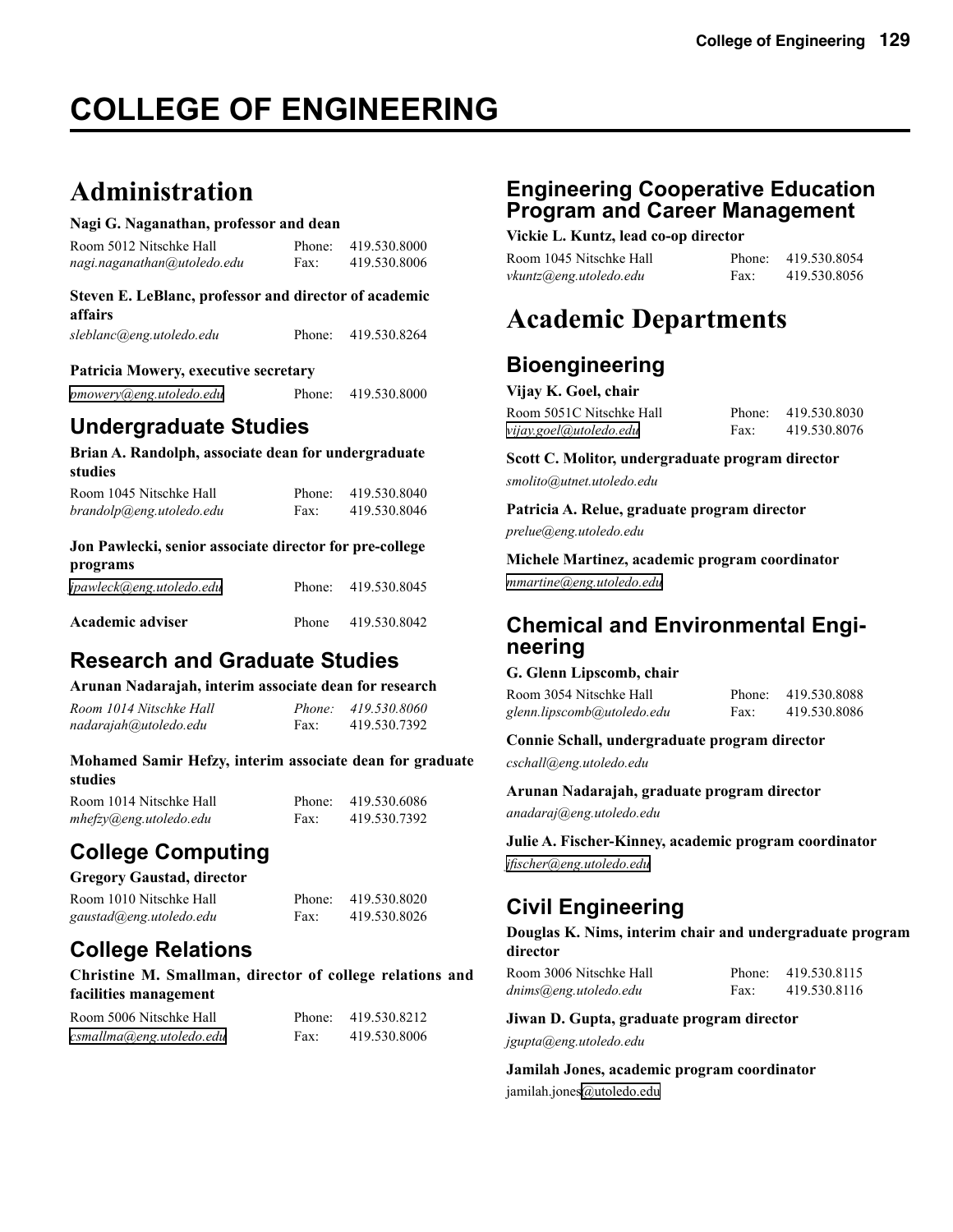// College of Engineering page

# COLLEGE OF ENGINEERING

## Administration

**Nagi G. Naganathan, professor and dean**

Room 5012 Nitschke Hall — Phone: 419.530.8000
*nagi.naganathan@utoledo.edu* — Fax: 419.530.8006

**Steven E. LeBlanc, professor and director of academic affairs**

*sleblanc@eng.utoledo.edu* — Phone: 419.530.8264

**Patricia Mowery, executive secretary**

*pmowery@eng.utoledo.edu* — Phone: 419.530.8000

### Undergraduate Studies

**Brian A. Randolph, associate dean for undergraduate studies**

Room 1045 Nitschke Hall — Phone: 419.530.8040
*brandolp@eng.utoledo.edu* — Fax: 419.530.8046

**Jon Pawlecki, senior associate director for pre-college programs**

*jpawleck@eng.utoledo.edu* — Phone: 419.530.8045

**Academic adviser** — Phone 419.530.8042

### Research and Graduate Studies

**Arunan Nadarajah, interim associate dean for research**

*Room 1014 Nitschke Hall* — *Phone: 419.530.8060*
*nadarajah@utoledo.edu* — Fax: 419.530.7392

**Mohamed Samir Hefzy, interim associate dean for graduate studies**

Room 1014 Nitschke Hall — Phone: 419.530.6086
*mhefzy@eng.utoledo.edu* — Fax: 419.530.7392

### College Computing

**Gregory Gaustad, director**

Room 1010 Nitschke Hall — Phone: 419.530.8020
*gaustad@eng.utoledo.edu* — Fax: 419.530.8026

### College Relations

**Christine M. Smallman, director of college relations and facilities management**

Room 5006 Nitschke Hall — Phone: 419.530.8212
*csmallma@eng.utoledo.edu* — Fax: 419.530.8006

### Engineering Cooperative Education Program and Career Management

**Vickie L. Kuntz, lead co-op director**

Room 1045 Nitschke Hall — Phone: 419.530.8054
*vkuntz@eng.utoledo.edu* — Fax: 419.530.8056

## Academic Departments

### Bioengineering

**Vijay K. Goel, chair**

Room 5051C Nitschke Hall — Phone: 419.530.8030
*vijay.goel@utoledo.edu* — Fax: 419.530.8076

**Scott C. Molitor, undergraduate program director**

*smolito@utnet.utoledo.edu*

**Patricia A. Relue, graduate program director**

*prelue@eng.utoledo.edu*

**Michele Martinez, academic program coordinator**

*mmartine@eng.utoledo.edu*

### Chemical and Environmental Engineering

**G. Glenn Lipscomb, chair**

Room 3054 Nitschke Hall — Phone: 419.530.8088
*glenn.lipscomb@utoledo.edu* — Fax: 419.530.8086

**Connie Schall, undergraduate program director**

*cschall@eng.utoledo.edu*

**Arunan Nadarajah, graduate program director**

*anadaraj@eng.utoledo.edu*

**Julie A. Fischer-Kinney, academic program coordinator**

*jfischer@eng.utoledo.edu*

### Civil Engineering

**Douglas K. Nims, interim chair and undergraduate program director**

Room 3006 Nitschke Hall — Phone: 419.530.8115
*dnims@eng.utoledo.edu* — Fax: 419.530.8116

**Jiwan D. Gupta, graduate program director**

*jgupta@eng.utoledo.edu*

**Jamilah Jones, academic program coordinator**

jamilah.jones@utoledo.edu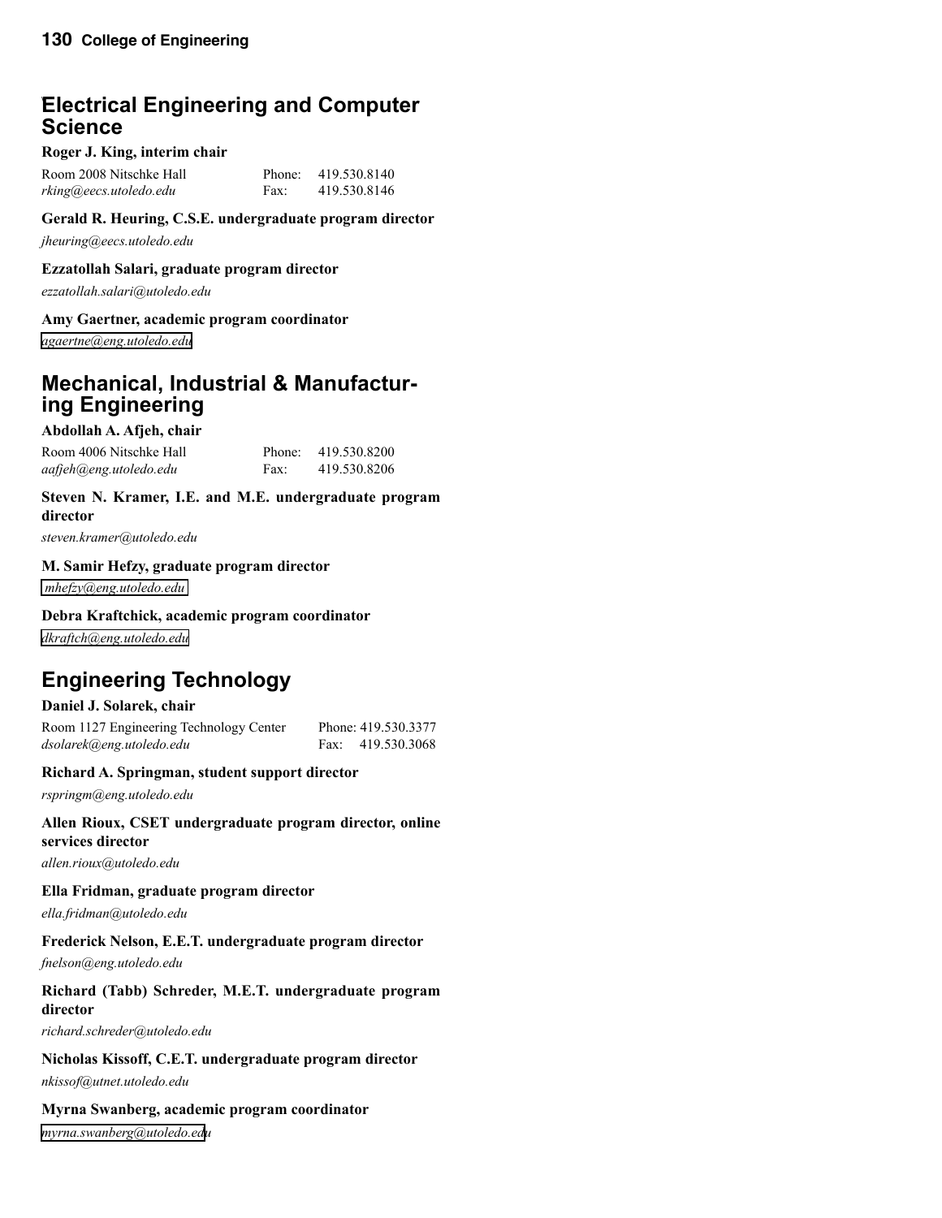## Electrical Engineering and Computer Science

**Roger J. King, interim chair**

Room 2008 Nitschke Hall — Phone: 419.530.8140
*rking@eecs.utoledo.edu* — Fax: 419.530.8146

**Gerald R. Heuring, C.S.E. undergraduate program director**

*jheuring@eecs.utoledo.edu*

**Ezzatollah Salari, graduate program director**

*ezzatollah.salari@utoledo.edu*

**Amy Gaertner, academic program coordinator**

*agaertne@eng.utoledo.edu*

## Mechanical, Industrial & Manufacturing Engineering

**Abdollah A. Afjeh, chair**

Room 4006 Nitschke Hall — Phone: 419.530.8200
*aafjeh@eng.utoledo.edu* — Fax: 419.530.8206

**Steven N. Kramer, I.E. and M.E. undergraduate program director**

*steven.kramer@utoledo.edu*

**M. Samir Hefzy, graduate program director**

*mhefzy@eng.utoledo.edu*

**Debra Kraftchick, academic program coordinator**

*dkraftch@eng.utoledo.edu*

## Engineering Technology

**Daniel J. Solarek, chair**

Room 1127 Engineering Technology Center — Phone: 419.530.3377
*dsolarek@eng.utoledo.edu* — Fax: 419.530.3068

**Richard A. Springman, student support director**

*rspringm@eng.utoledo.edu*

**Allen Rioux, CSET undergraduate program director, online services director**

*allen.rioux@utoledo.edu*

**Ella Fridman, graduate program director**

*ella.fridman@utoledo.edu*

**Frederick Nelson, E.E.T. undergraduate program director**

*fnelson@eng.utoledo.edu*

**Richard (Tabb) Schreder, M.E.T. undergraduate program director**

*richard.schreder@utoledo.edu*

**Nicholas Kissoff, C.E.T. undergraduate program director**

*nkissof@utnet.utoledo.edu*

**Myrna Swanberg, academic program coordinator**

*myrna.swanberg@utoledo.edu*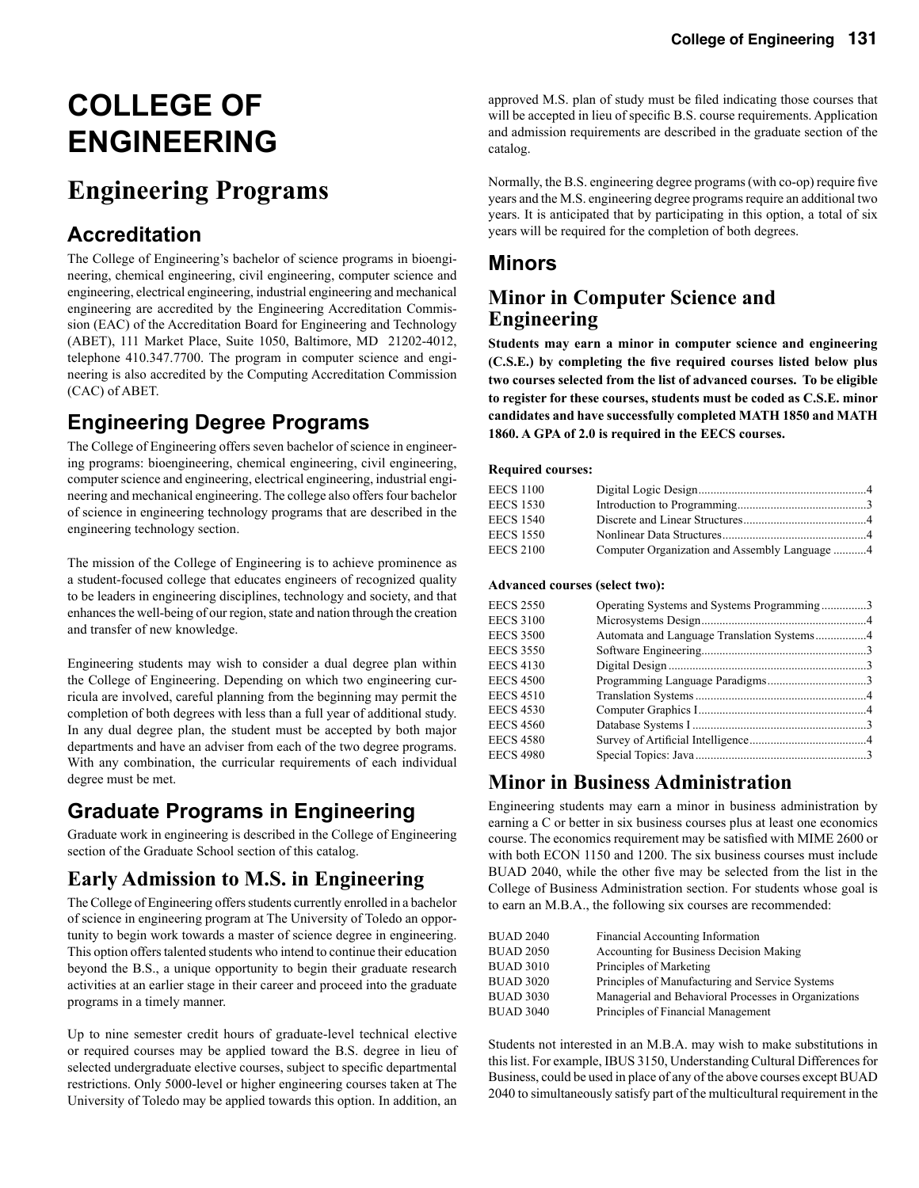# COLLEGE OF ENGINEERING

# Engineering Programs

## Accreditation

The College of Engineering's bachelor of science programs in bioengineering, chemical engineering, civil engineering, computer science and engineering, electrical engineering, industrial engineering and mechanical engineering are accredited by the Engineering Accreditation Commission (EAC) of the Accreditation Board for Engineering and Technology (ABET), 111 Market Place, Suite 1050, Baltimore, MD 21202-4012, telephone 410.347.7700. The program in computer science and engineering is also accredited by the Computing Accreditation Commission (CAC) of ABET.

## Engineering Degree Programs

The College of Engineering offers seven bachelor of science in engineering programs: bioengineering, chemical engineering, civil engineering, computer science and engineering, electrical engineering, industrial engineering and mechanical engineering. The college also offers four bachelor of science in engineering technology programs that are described in the engineering technology section.

The mission of the College of Engineering is to achieve prominence as a student-focused college that educates engineers of recognized quality to be leaders in engineering disciplines, technology and society, and that enhances the well-being of our region, state and nation through the creation and transfer of new knowledge.

Engineering students may wish to consider a dual degree plan within the College of Engineering. Depending on which two engineering curricula are involved, careful planning from the beginning may permit the completion of both degrees with less than a full year of additional study. In any dual degree plan, the student must be accepted by both major departments and have an adviser from each of the two degree programs. With any combination, the curricular requirements of each individual degree must be met.

## Graduate Programs in Engineering

Graduate work in engineering is described in the College of Engineering section of the Graduate School section of this catalog.

## Early Admission to M.S. in Engineering

The College of Engineering offers students currently enrolled in a bachelor of science in engineering program at The University of Toledo an opportunity to begin work towards a master of science degree in engineering. This option offers talented students who intend to continue their education beyond the B.S., a unique opportunity to begin their graduate research activities at an earlier stage in their career and proceed into the graduate programs in a timely manner.

Up to nine semester credit hours of graduate-level technical elective or required courses may be applied toward the B.S. degree in lieu of selected undergraduate elective courses, subject to specific departmental restrictions. Only 5000-level or higher engineering courses taken at The University of Toledo may be applied towards this option. In addition, an approved M.S. plan of study must be filed indicating those courses that will be accepted in lieu of specific B.S. course requirements. Application and admission requirements are described in the graduate section of the catalog.

Normally, the B.S. engineering degree programs (with co-op) require five years and the M.S. engineering degree programs require an additional two years. It is anticipated that by participating in this option, a total of six years will be required for the completion of both degrees.

## Minors

### Minor in Computer Science and Engineering

**Students may earn a minor in computer science and engineering (C.S.E.) by completing the five required courses listed below plus two courses selected from the list of advanced courses. To be eligible to register for these courses, students must be coded as C.S.E. minor candidates and have successfully completed MATH 1850 and MATH 1860. A GPA of 2.0 is required in the EECS courses.**

**Required courses:**

| Course | Title | Hours |
|---|---|---|
| EECS 1100 | Digital Logic Design | 4 |
| EECS 1530 | Introduction to Programming | 3 |
| EECS 1540 | Discrete and Linear Structures | 4 |
| EECS 1550 | Nonlinear Data Structures | 4 |
| EECS 2100 | Computer Organization and Assembly Language | 4 |

**Advanced courses (select two):**

| Course | Title | Hours |
|---|---|---|
| EECS 2550 | Operating Systems and Systems Programming | 3 |
| EECS 3100 | Microsystems Design | 4 |
| EECS 3500 | Automata and Language Translation Systems | 4 |
| EECS 3550 | Software Engineering | 3 |
| EECS 4130 | Digital Design | 3 |
| EECS 4500 | Programming Language Paradigms | 3 |
| EECS 4510 | Translation Systems | 4 |
| EECS 4530 | Computer Graphics I | 4 |
| EECS 4560 | Database Systems I | 3 |
| EECS 4580 | Survey of Artificial Intelligence | 4 |
| EECS 4980 | Special Topics: Java | 3 |

### Minor in Business Administration

Engineering students may earn a minor in business administration by earning a C or better in six business courses plus at least one economics course. The economics requirement may be satisfied with MIME 2600 or with both ECON 1150 and 1200. The six business courses must include BUAD 2040, while the other five may be selected from the list in the College of Business Administration section. For students whose goal is to earn an M.B.A., the following six courses are recommended:

| Course | Title |
|---|---|
| BUAD 2040 | Financial Accounting Information |
| BUAD 2050 | Accounting for Business Decision Making |
| BUAD 3010 | Principles of Marketing |
| BUAD 3020 | Principles of Manufacturing and Service Systems |
| BUAD 3030 | Managerial and Behavioral Processes in Organizations |
| BUAD 3040 | Principles of Financial Management |

Students not interested in an M.B.A. may wish to make substitutions in this list. For example, IBUS 3150, Understanding Cultural Differences for Business, could be used in place of any of the above courses except BUAD 2040 to simultaneously satisfy part of the multicultural requirement in the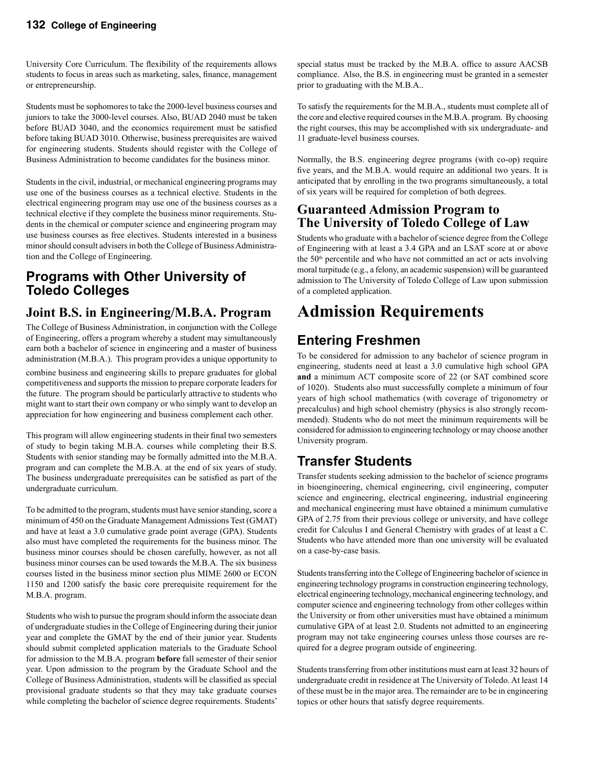University Core Curriculum. The flexibility of the requirements allows students to focus in areas such as marketing, sales, finance, management or entrepreneurship.

Students must be sophomores to take the 2000-level business courses and juniors to take the 3000-level courses. Also, BUAD 2040 must be taken before BUAD 3040, and the economics requirement must be satisfied before taking BUAD 3010. Otherwise, business prerequisites are waived for engineering students. Students should register with the College of Business Administration to become candidates for the business minor.

Students in the civil, industrial, or mechanical engineering programs may use one of the business courses as a technical elective. Students in the electrical engineering program may use one of the business courses as a technical elective if they complete the business minor requirements. Students in the chemical or computer science and engineering program may use business courses as free electives. Students interested in a business minor should consult advisers in both the College of Business Administration and the College of Engineering.

## Programs with Other University of Toledo Colleges

### Joint B.S. in Engineering/M.B.A. Program

The College of Business Administration, in conjunction with the College of Engineering, offers a program whereby a student may simultaneously earn both a bachelor of science in engineering and a master of business administration (M.B.A.). This program provides a unique opportunity to combine business and engineering skills to prepare graduates for global competitiveness and supports the mission to prepare corporate leaders for the future. The program should be particularly attractive to students who might want to start their own company or who simply want to develop an appreciation for how engineering and business complement each other.

This program will allow engineering students in their final two semesters of study to begin taking M.B.A. courses while completing their B.S. Students with senior standing may be formally admitted into the M.B.A. program and can complete the M.B.A. at the end of six years of study. The business undergraduate prerequisites can be satisfied as part of the undergraduate curriculum.

To be admitted to the program, students must have senior standing, score a minimum of 450 on the Graduate Management Admissions Test (GMAT) and have at least a 3.0 cumulative grade point average (GPA). Students also must have completed the requirements for the business minor. The business minor courses should be chosen carefully, however, as not all business minor courses can be used towards the M.B.A. The six business courses listed in the business minor section plus MIME 2600 or ECON 1150 and 1200 satisfy the basic core prerequisite requirement for the M.B.A. program.

Students who wish to pursue the program should inform the associate dean of undergraduate studies in the College of Engineering during their junior year and complete the GMAT by the end of their junior year. Students should submit completed application materials to the Graduate School for admission to the M.B.A. program **before** fall semester of their senior year. Upon admission to the program by the Graduate School and the College of Business Administration, students will be classified as special provisional graduate students so that they may take graduate courses while completing the bachelor of science degree requirements. Students' special status must be tracked by the M.B.A. office to assure AACSB compliance. Also, the B.S. in engineering must be granted in a semester prior to graduating with the M.B.A..

To satisfy the requirements for the M.B.A., students must complete all of the core and elective required courses in the M.B.A. program. By choosing the right courses, this may be accomplished with six undergraduate- and 11 graduate-level business courses.

Normally, the B.S. engineering degree programs (with co-op) require five years, and the M.B.A. would require an additional two years. It is anticipated that by enrolling in the two programs simultaneously, a total of six years will be required for completion of both degrees.

### Guaranteed Admission Program to The University of Toledo College of Law

Students who graduate with a bachelor of science degree from the College of Engineering with at least a 3.4 GPA and an LSAT score at or above the 50th percentile and who have not committed an act or acts involving moral turpitude (e.g., a felony, an academic suspension) will be guaranteed admission to The University of Toledo College of Law upon submission of a completed application.

# Admission Requirements

## Entering Freshmen

To be considered for admission to any bachelor of science program in engineering, students need at least a 3.0 cumulative high school GPA **and** a minimum ACT composite score of 22 (or SAT combined score of 1020). Students also must successfully complete a minimum of four years of high school mathematics (with coverage of trigonometry or precalculus) and high school chemistry (physics is also strongly recommended). Students who do not meet the minimum requirements will be considered for admission to engineering technology or may choose another University program.

## Transfer Students

Transfer students seeking admission to the bachelor of science programs in bioengineering, chemical engineering, civil engineering, computer science and engineering, electrical engineering, industrial engineering and mechanical engineering must have obtained a minimum cumulative GPA of 2.75 from their previous college or university, and have college credit for Calculus I and General Chemistry with grades of at least a C. Students who have attended more than one university will be evaluated on a case-by-case basis.

Students transferring into the College of Engineering bachelor of science in engineering technology programs in construction engineering technology, electrical engineering technology, mechanical engineering technology, and computer science and engineering technology from other colleges within the University or from other universities must have obtained a minimum cumulative GPA of at least 2.0. Students not admitted to an engineering program may not take engineering courses unless those courses are required for a degree program outside of engineering.

Students transferring from other institutions must earn at least 32 hours of undergraduate credit in residence at The University of Toledo. At least 14 of these must be in the major area. The remainder are to be in engineering topics or other hours that satisfy degree requirements.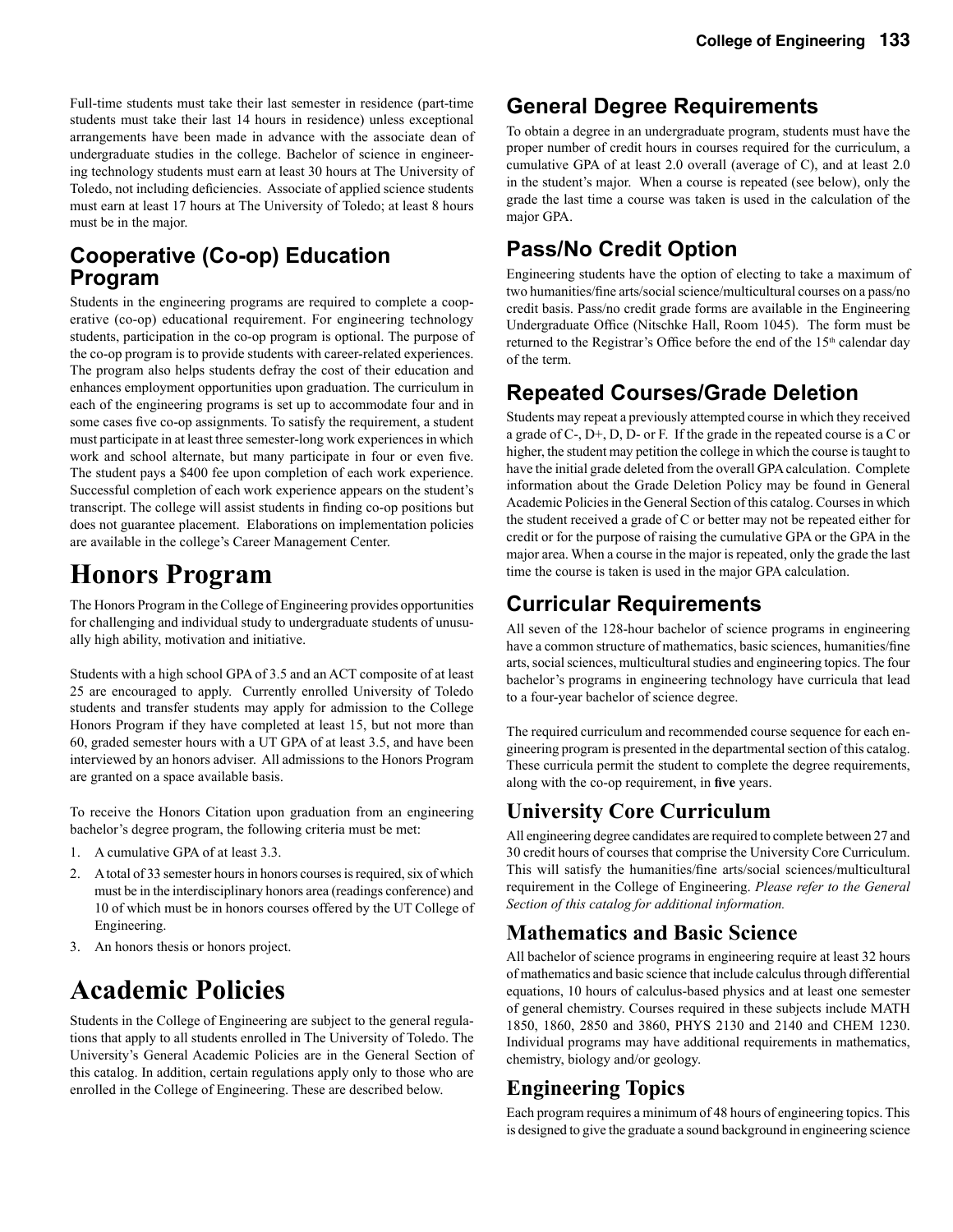Full-time students must take their last semester in residence (part-time students must take their last 14 hours in residence) unless exceptional arrangements have been made in advance with the associate dean of undergraduate studies in the college. Bachelor of science in engineering technology students must earn at least 30 hours at The University of Toledo, not including deficiencies. Associate of applied science students must earn at least 17 hours at The University of Toledo; at least 8 hours must be in the major.

## Cooperative (Co-op) Education Program

Students in the engineering programs are required to complete a cooperative (co-op) educational requirement. For engineering technology students, participation in the co-op program is optional. The purpose of the co-op program is to provide students with career-related experiences. The program also helps students defray the cost of their education and enhances employment opportunities upon graduation. The curriculum in each of the engineering programs is set up to accommodate four and in some cases five co-op assignments. To satisfy the requirement, a student must participate in at least three semester-long work experiences in which work and school alternate, but many participate in four or even five. The student pays a $400 fee upon completion of each work experience. Successful completion of each work experience appears on the student's transcript. The college will assist students in finding co-op positions but does not guarantee placement. Elaborations on implementation policies are available in the college's Career Management Center.

# Honors Program

The Honors Program in the College of Engineering provides opportunities for challenging and individual study to undergraduate students of unusually high ability, motivation and initiative.

Students with a high school GPA of 3.5 and an ACT composite of at least 25 are encouraged to apply. Currently enrolled University of Toledo students and transfer students may apply for admission to the College Honors Program if they have completed at least 15, but not more than 60, graded semester hours with a UT GPA of at least 3.5, and have been interviewed by an honors adviser. All admissions to the Honors Program are granted on a space available basis.

To receive the Honors Citation upon graduation from an engineering bachelor's degree program, the following criteria must be met:

1. A cumulative GPA of at least 3.3.
2. A total of 33 semester hours in honors courses is required, six of which must be in the interdisciplinary honors area (readings conference) and 10 of which must be in honors courses offered by the UT College of Engineering.
3. An honors thesis or honors project.

# Academic Policies

Students in the College of Engineering are subject to the general regulations that apply to all students enrolled in The University of Toledo. The University's General Academic Policies are in the General Section of this catalog. In addition, certain regulations apply only to those who are enrolled in the College of Engineering. These are described below.

## General Degree Requirements

To obtain a degree in an undergraduate program, students must have the proper number of credit hours in courses required for the curriculum, a cumulative GPA of at least 2.0 overall (average of C), and at least 2.0 in the student's major. When a course is repeated (see below), only the grade the last time a course was taken is used in the calculation of the major GPA.

## Pass/No Credit Option

Engineering students have the option of electing to take a maximum of two humanities/fine arts/social science/multicultural courses on a pass/no credit basis. Pass/no credit grade forms are available in the Engineering Undergraduate Office (Nitschke Hall, Room 1045). The form must be returned to the Registrar's Office before the end of the 15th calendar day of the term.

## Repeated Courses/Grade Deletion

Students may repeat a previously attempted course in which they received a grade of C-, D+, D, D- or F. If the grade in the repeated course is a C or higher, the student may petition the college in which the course is taught to have the initial grade deleted from the overall GPA calculation. Complete information about the Grade Deletion Policy may be found in General Academic Policies in the General Section of this catalog. Courses in which the student received a grade of C or better may not be repeated either for credit or for the purpose of raising the cumulative GPA or the GPA in the major area. When a course in the major is repeated, only the grade the last time the course is taken is used in the major GPA calculation.

## Curricular Requirements

All seven of the 128-hour bachelor of science programs in engineering have a common structure of mathematics, basic sciences, humanities/fine arts, social sciences, multicultural studies and engineering topics. The four bachelor's programs in engineering technology have curricula that lead to a four-year bachelor of science degree.

The required curriculum and recommended course sequence for each engineering program is presented in the departmental section of this catalog. These curricula permit the student to complete the degree requirements, along with the co-op requirement, in **five** years.

## University Core Curriculum

All engineering degree candidates are required to complete between 27 and 30 credit hours of courses that comprise the University Core Curriculum. This will satisfy the humanities/fine arts/social sciences/multicultural requirement in the College of Engineering. *Please refer to the General Section of this catalog for additional information.*

## Mathematics and Basic Science

All bachelor of science programs in engineering require at least 32 hours of mathematics and basic science that include calculus through differential equations, 10 hours of calculus-based physics and at least one semester of general chemistry. Courses required in these subjects include MATH 1850, 1860, 2850 and 3860, PHYS 2130 and 2140 and CHEM 1230. Individual programs may have additional requirements in mathematics, chemistry, biology and/or geology.

## Engineering Topics

Each program requires a minimum of 48 hours of engineering topics. This is designed to give the graduate a sound background in engineering science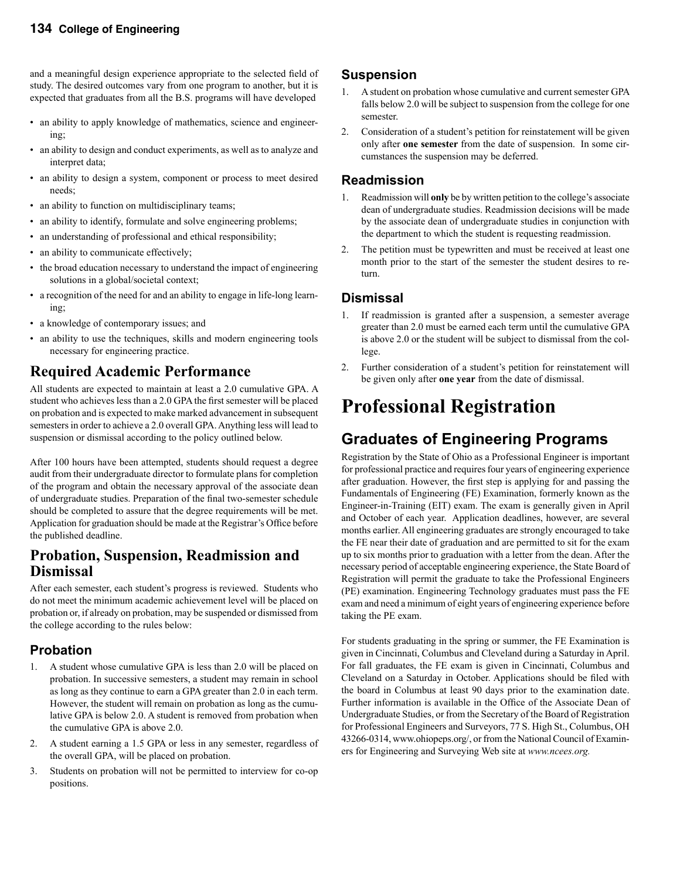and a meaningful design experience appropriate to the selected field of study. The desired outcomes vary from one program to another, but it is expected that graduates from all the B.S. programs will have developed

- an ability to apply knowledge of mathematics, science and engineering;
- an ability to design and conduct experiments, as well as to analyze and interpret data;
- an ability to design a system, component or process to meet desired needs;
- an ability to function on multidisciplinary teams;
- an ability to identify, formulate and solve engineering problems;
- an understanding of professional and ethical responsibility;
- an ability to communicate effectively;
- the broad education necessary to understand the impact of engineering solutions in a global/societal context;
- a recognition of the need for and an ability to engage in life-long learning;
- a knowledge of contemporary issues; and
- an ability to use the techniques, skills and modern engineering tools necessary for engineering practice.

## Required Academic Performance

All students are expected to maintain at least a 2.0 cumulative GPA. A student who achieves less than a 2.0 GPA the first semester will be placed on probation and is expected to make marked advancement in subsequent semesters in order to achieve a 2.0 overall GPA. Anything less will lead to suspension or dismissal according to the policy outlined below.

After 100 hours have been attempted, students should request a degree audit from their undergraduate director to formulate plans for completion of the program and obtain the necessary approval of the associate dean of undergraduate studies. Preparation of the final two-semester schedule should be completed to assure that the degree requirements will be met. Application for graduation should be made at the Registrar's Office before the published deadline.

## Probation, Suspension, Readmission and Dismissal

After each semester, each student's progress is reviewed. Students who do not meet the minimum academic achievement level will be placed on probation or, if already on probation, may be suspended or dismissed from the college according to the rules below:

### Probation

1. A student whose cumulative GPA is less than 2.0 will be placed on probation. In successive semesters, a student may remain in school as long as they continue to earn a GPA greater than 2.0 in each term. However, the student will remain on probation as long as the cumulative GPA is below 2.0. A student is removed from probation when the cumulative GPA is above 2.0.
2. A student earning a 1.5 GPA or less in any semester, regardless of the overall GPA, will be placed on probation.
3. Students on probation will not be permitted to interview for co-op positions.

### Suspension

1. A student on probation whose cumulative and current semester GPA falls below 2.0 will be subject to suspension from the college for one semester.
2. Consideration of a student's petition for reinstatement will be given only after **one semester** from the date of suspension. In some circumstances the suspension may be deferred.

### Readmission

1. Readmission will **only** be by written petition to the college's associate dean of undergraduate studies. Readmission decisions will be made by the associate dean of undergraduate studies in conjunction with the department to which the student is requesting readmission.
2. The petition must be typewritten and must be received at least one month prior to the start of the semester the student desires to return.

### Dismissal

1. If readmission is granted after a suspension, a semester average greater than 2.0 must be earned each term until the cumulative GPA is above 2.0 or the student will be subject to dismissal from the college.
2. Further consideration of a student's petition for reinstatement will be given only after **one year** from the date of dismissal.

# Professional Registration

## Graduates of Engineering Programs

Registration by the State of Ohio as a Professional Engineer is important for professional practice and requires four years of engineering experience after graduation. However, the first step is applying for and passing the Fundamentals of Engineering (FE) Examination, formerly known as the Engineer-in-Training (EIT) exam. The exam is generally given in April and October of each year. Application deadlines, however, are several months earlier. All engineering graduates are strongly encouraged to take the FE near their date of graduation and are permitted to sit for the exam up to six months prior to graduation with a letter from the dean. After the necessary period of acceptable engineering experience, the State Board of Registration will permit the graduate to take the Professional Engineers (PE) examination. Engineering Technology graduates must pass the FE exam and need a minimum of eight years of engineering experience before taking the PE exam.

For students graduating in the spring or summer, the FE Examination is given in Cincinnati, Columbus and Cleveland during a Saturday in April. For fall graduates, the FE exam is given in Cincinnati, Columbus and Cleveland on a Saturday in October. Applications should be filed with the board in Columbus at least 90 days prior to the examination date. Further information is available in the Office of the Associate Dean of Undergraduate Studies, or from the Secretary of the Board of Registration for Professional Engineers and Surveyors, 77 S. High St., Columbus, OH 43266-0314, www.ohiopeps.org/, or from the National Council of Examiners for Engineering and Surveying Web site at *www.ncees.org.*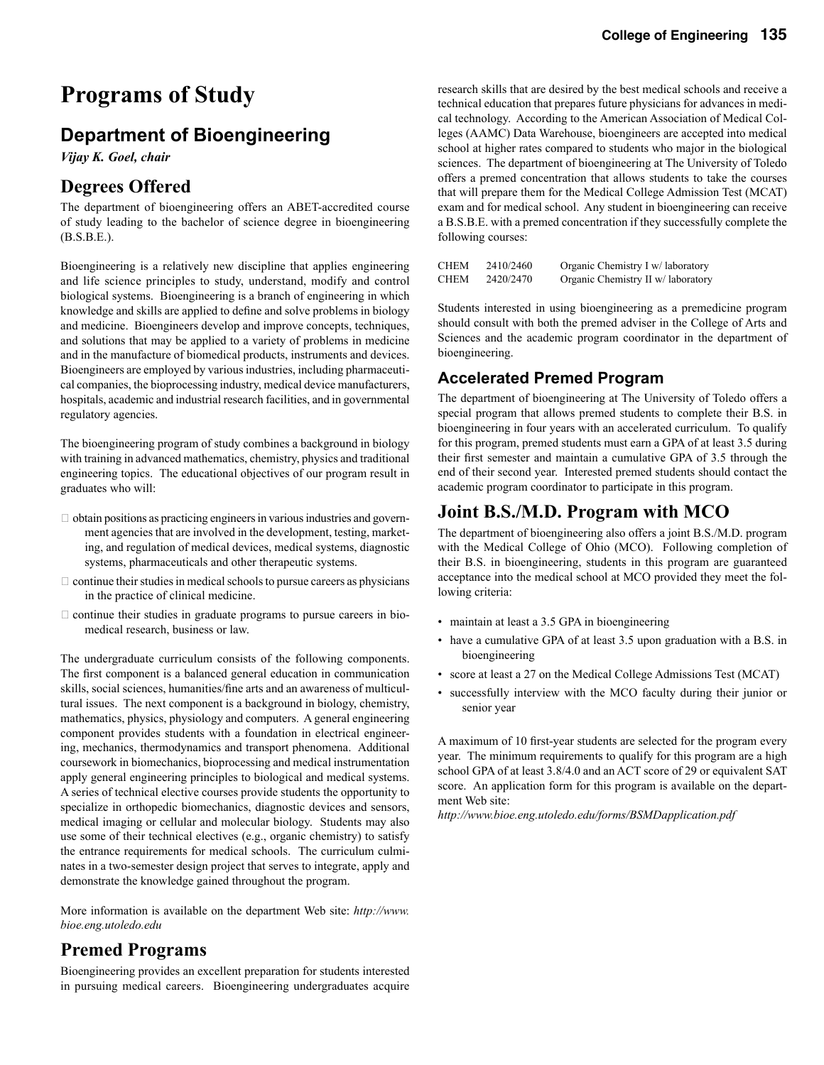# Programs of Study

## Department of Bioengineering

*Vijay K. Goel, chair*

## Degrees Offered

The department of bioengineering offers an ABET-accredited course of study leading to the bachelor of science degree in bioengineering (B.S.B.E.).

Bioengineering is a relatively new discipline that applies engineering and life science principles to study, understand, modify and control biological systems. Bioengineering is a branch of engineering in which knowledge and skills are applied to define and solve problems in biology and medicine. Bioengineers develop and improve concepts, techniques, and solutions that may be applied to a variety of problems in medicine and in the manufacture of biomedical products, instruments and devices. Bioengineers are employed by various industries, including pharmaceutical companies, the bioprocessing industry, medical device manufacturers, hospitals, academic and industrial research facilities, and in governmental regulatory agencies.

The bioengineering program of study combines a background in biology with training in advanced mathematics, chemistry, physics and traditional engineering topics. The educational objectives of our program result in graduates who will:

- obtain positions as practicing engineers in various industries and government agencies that are involved in the development, testing, marketing, and regulation of medical devices, medical systems, diagnostic systems, pharmaceuticals and other therapeutic systems.
- continue their studies in medical schools to pursue careers as physicians in the practice of clinical medicine.
- continue their studies in graduate programs to pursue careers in biomedical research, business or law.

The undergraduate curriculum consists of the following components. The first component is a balanced general education in communication skills, social sciences, humanities/fine arts and an awareness of multicultural issues. The next component is a background in biology, chemistry, mathematics, physics, physiology and computers. A general engineering component provides students with a foundation in electrical engineering, mechanics, thermodynamics and transport phenomena. Additional coursework in biomechanics, bioprocessing and medical instrumentation apply general engineering principles to biological and medical systems. A series of technical elective courses provide students the opportunity to specialize in orthopedic biomechanics, diagnostic devices and sensors, medical imaging or cellular and molecular biology. Students may also use some of their technical electives (e.g., organic chemistry) to satisfy the entrance requirements for medical schools. The curriculum culminates in a two-semester design project that serves to integrate, apply and demonstrate the knowledge gained throughout the program.

More information is available on the department Web site: *http://www.bioe.eng.utoledo.edu*

## Premed Programs

Bioengineering provides an excellent preparation for students interested in pursuing medical careers. Bioengineering undergraduates acquire research skills that are desired by the best medical schools and receive a technical education that prepares future physicians for advances in medical technology. According to the American Association of Medical Colleges (AAMC) Data Warehouse, bioengineers are accepted into medical school at higher rates compared to students who major in the biological sciences. The department of bioengineering at The University of Toledo offers a premed concentration that allows students to take the courses that will prepare them for the Medical College Admission Test (MCAT) exam and for medical school. Any student in bioengineering can receive a B.S.B.E. with a premed concentration if they successfully complete the following courses:

| | | |
|---|---|---|
| CHEM | 2410/2460 | Organic Chemistry I w/ laboratory |
| CHEM | 2420/2470 | Organic Chemistry II w/ laboratory |

Students interested in using bioengineering as a premedicine program should consult with both the premed adviser in the College of Arts and Sciences and the academic program coordinator in the department of bioengineering.

### Accelerated Premed Program

The department of bioengineering at The University of Toledo offers a special program that allows premed students to complete their B.S. in bioengineering in four years with an accelerated curriculum. To qualify for this program, premed students must earn a GPA of at least 3.5 during their first semester and maintain a cumulative GPA of 3.5 through the end of their second year. Interested premed students should contact the academic program coordinator to participate in this program.

## Joint B.S./M.D. Program with MCO

The department of bioengineering also offers a joint B.S./M.D. program with the Medical College of Ohio (MCO). Following completion of their B.S. in bioengineering, students in this program are guaranteed acceptance into the medical school at MCO provided they meet the following criteria:

- maintain at least a 3.5 GPA in bioengineering
- have a cumulative GPA of at least 3.5 upon graduation with a B.S. in bioengineering
- score at least a 27 on the Medical College Admissions Test (MCAT)
- successfully interview with the MCO faculty during their junior or senior year

A maximum of 10 first-year students are selected for the program every year. The minimum requirements to qualify for this program are a high school GPA of at least 3.8/4.0 and an ACT score of 29 or equivalent SAT score. An application form for this program is available on the department Web site:

*http://www.bioe.eng.utoledo.edu/forms/BSMDapplication.pdf*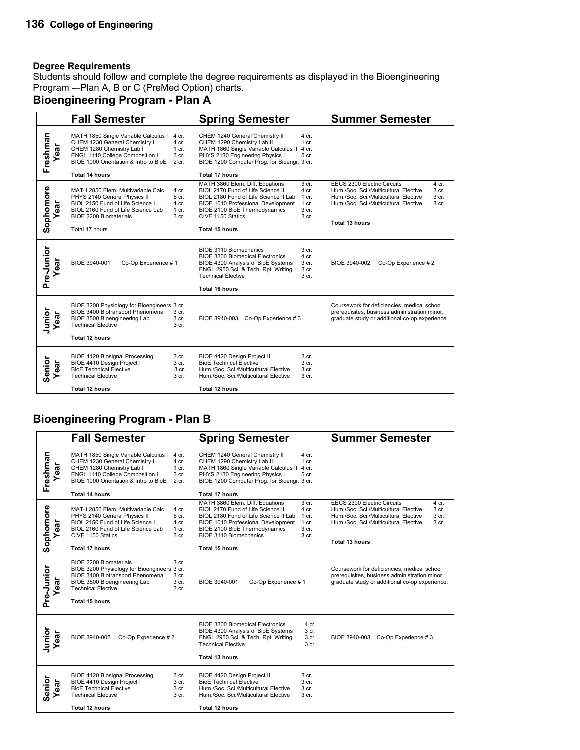## Degree Requirements

Students should follow and complete the degree requirements as displayed in the Bioengineering Program -–Plan A, B or C (PreMed Option) charts.

## Bioengineering Program - Plan A

| | Fall Semester | Spring Semester | Summer Semester |
|---|---|---|---|
| Freshman Year | MATH 1850 Single Variable Calculus I 4 cr.<br>CHEM 1230 General Chemistry I 4 cr.<br>CHEM 1280 Chemistry Lab I 1 cr.<br>ENGL 1110 College Composition I 3 cr.<br>BIOE 1000 Orientation & Intro to BioE 2 cr.<br>**Total 14 hours** | CHEM 1240 General Chemistry II 4 cr.<br>CHEM 1290 Chemistry Lab II 1 cr.<br>MATH 1860 Single Variable Calculus II 4 cr.<br>PHYS 2130 Engineering Physics I 5 cr.<br>BIOE 1200 Computer Prog. for Bioengr. 3 cr.<br>**Total 17 hours** | |
| Sophomore Year | MATH 2850 Elem. Multivariable Calc. 4 cr.<br>PHYS 2140 General Physics II 5 cr.<br>BIOL 2150 Fund of Life Science I 4 cr.<br>BIOL 2160 Fund of Life Science Lab 1 cr.<br>BIOE 2200 Biomaterials 3 cr.<br>Total 17 hours | MATH 3860 Elem. Diff. Equations 3 cr.<br>BIOL 2170 Fund of Life Science II 4 cr.<br>BIOL 2180 Fund of Life Science II Lab 1 cr.<br>BIOE 1010 Professional Development 1 cr.<br>BIOE 2100 BioE Thermodynamics 3 cr.<br>CIVE 1150 Statics 3 cr.<br>**Total 15 hours** | EECS 2300 Electric Circuits 4 cr.<br>Hum./Soc. Sci./Multicultural Elective 3 cr.<br>Hum./Soc. Sci./Multicultural Elective 3 cr.<br>Hum./Soc. Sci./Multicultural Elective 3 cr.<br>**Total 13 hours** |
| Pre-Junior Year | BIOE 3940-001 Co-Op Experience # 1 | BIOE 3110 Biomechanics 3 cr.<br>BIOE 3300 Biomedical Electronics 4 cr.<br>BIOE 4300 Analysis of BioE Systems 3 cr.<br>ENGL 2950 Sci. & Tech. Rpt. Writing 3 cr.<br>Technical Elective 3 cr.<br>**Total 16 hours** | BIOE 3940-002 Co-Op Experience # 2 |
| Junior Year | BIOE 3200 Physiology for Bioengineers 3 cr.<br>BIOE 3400 Biotransport Phenomena 3 cr.<br>BIOE 3500 Bioengineering Lab 3 cr.<br>Technical Elective 3 cr.<br>**Total 12 hours** | BIOE 3940-003 Co-Op Experience # 3 | Coursework for deficiencies, medical school prerequisites, business administration minor, graduate study or additional co-op experience. |
| Senior Year | BIOE 4120 Biosignal Processing 3 cr.<br>BIOE 4410 Design Project I 3 cr.<br>BioE Technical Elective 3 cr.<br>Technical Elective 3 cr.<br>**Total 12 hours** | BIOE 4420 Design Project II 3 cr.<br>BioE Technical Elective 3 cr.<br>Hum./Soc. Sci./Multicultural Elective 3 cr.<br>Hum./Soc. Sci./Multicultural Elective 3 cr.<br>**Total 12 hours** | |

## Bioengineering Program - Plan B

| | Fall Semester | Spring Semester | Summer Semester |
|---|---|---|---|
| Freshman Year | MATH 1850 Single Variable Calculus I 4 cr.<br>CHEM 1230 General Chemistry I 4 cr.<br>CHEM 1280 Chemistry Lab I 1 cr.<br>ENGL 1110 College Composition I 3 cr.<br>BIOE 1000 Orientation & Intro to BioE 2 cr.<br>**Total 14 hours** | CHEM 1240 General Chemistry II 4 cr.<br>CHEM 1290 Chemistry Lab II 1 cr.<br>MATH 1860 Single Variable Calculus II 4 cr.<br>PHYS 2130 Engineering Physics I 5 cr.<br>BIOE 1200 Computer Prog. for Bioengr. 3 cr.<br>**Total 17 hours** | |
| Sophomore Year | MATH 2850 Elem. Multivariable Calc. 4 cr.<br>PHYS 2140 General Physics II 5 cr.<br>BIOL 2150 Fund of Life Science I 4 cr.<br>BIOL 2160 Fund of Life Science Lab 1 cr.<br>CIVE 1150 Statics 3 cr.<br>**Total 17 hours** | MATH 3860 Elem. Diff. Equations 3 cr.<br>BIOL 2170 Fund of Life Science II 4 cr.<br>BIOL 2180 Fund of Life Science II Lab 1 cr.<br>BIOE 1010 Professional Development 1 cr.<br>BIOE 2100 BioE Thermodynamics 3 cr.<br>BIOE 3110 Biomechanics 3 cr.<br>**Total 15 hours** | EECS 2300 Electric Circuits 4 cr.<br>Hum./Soc. Sci./Multicultural Elective 3 cr.<br>Hum./Soc. Sci./Multicultural Elective 3 cr.<br>Hum./Soc. Sci./Multicultural Elective 3 cr.<br>**Total 13 hours** |
| Pre-Junior Year | BIOE 2200 Biomaterials 3 cr.<br>BIOE 3200 Physiology for Bioengineers 3 cr.<br>BIOE 3400 Biotransport Phenomena 3 cr.<br>BIOE 3500 Bioengineering Lab 3 cr.<br>Technical Elective 3 cr<br>**Total 15 hours** | BIOE 3940-001 Co-Op Experience # 1 | Coursework for deficiencies, medical school prerequisites, business administration minor, graduate study or additional co-op experience. |
| Junior Year | BIOE 3940-002 Co-Op Experience # 2 | BIOE 3300 Biomedical Electronics 4 cr.<br>BIOE 4300 Analysis of BioE Systems 3 cr.<br>ENGL 2950 Sci. & Tech. Rpt. Writing 3 cr.<br>Technical Elective 3 cr.<br>**Total 13 hours** | BIOE 3940-003 Co-Op Experience # 3 |
| Senior Year | BIOE 4120 Biosignal Processing 3 cr.<br>BIOE 4410 Design Project I 3 cr.<br>BioE Technical Elective 3 cr.<br>Technical Elective 3 cr.<br>**Total 12 hours** | BIOE 4420 Design Project II 3 cr.<br>BioE Technical Elective 3 cr.<br>Hum./Soc. Sci./Multicultural Elective 3 cr.<br>Hum./Soc. Sci./Multicultural Elective 3 cr.<br>**Total 12 hours** | |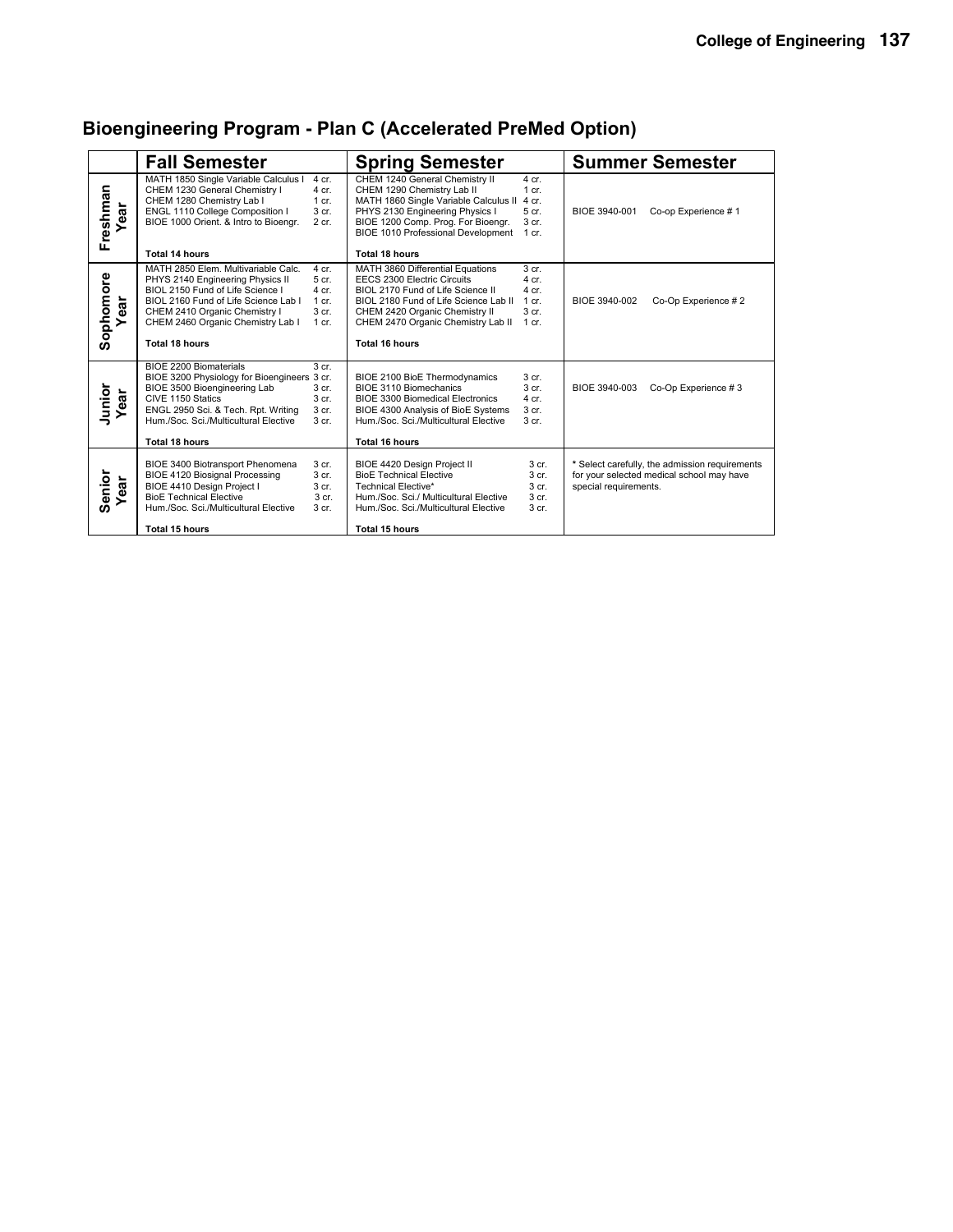## Bioengineering Program - Plan C (Accelerated PreMed Option)

| | Fall Semester | Spring Semester | Summer Semester |
|---|---|---|---|
| Freshman Year | MATH 1850 Single Variable Calculus I 4 cr.<br>CHEM 1230 General Chemistry I 4 cr.<br>CHEM 1280 Chemistry Lab I 1 cr.<br>ENGL 1110 College Composition I 3 cr.<br>BIOE 1000 Orient. & Intro to Bioengr. 2 cr.<br><br>**Total 14 hours** | CHEM 1240 General Chemistry II 4 cr.<br>CHEM 1290 Chemistry Lab II 1 cr.<br>MATH 1860 Single Variable Calculus II 4 cr.<br>PHYS 2130 Engineering Physics I 5 cr.<br>BIOE 1200 Comp. Prog. For Bioengr. 3 cr.<br>BIOE 1010 Professional Development 1 cr.<br><br>**Total 18 hours** | BIOE 3940-001 Co-op Experience # 1 |
| Sophomore Year | MATH 2850 Elem. Multivariable Calc. 4 cr.<br>PHYS 2140 Engineering Physics II 5 cr.<br>BIOL 2150 Fund of Life Science I 4 cr.<br>BIOL 2160 Fund of Life Science Lab I 1 cr.<br>CHEM 2410 Organic Chemistry I 3 cr.<br>CHEM 2460 Organic Chemistry Lab I 1 cr.<br><br>**Total 18 hours** | MATH 3860 Differential Equations 3 cr.<br>EECS 2300 Electric Circuits 4 cr.<br>BIOL 2170 Fund of Life Science II 4 cr.<br>BIOL 2180 Fund of Life Science Lab II 1 cr.<br>CHEM 2420 Organic Chemistry II 3 cr.<br>CHEM 2470 Organic Chemistry Lab II 1 cr.<br><br>**Total 16 hours** | BIOE 3940-002 Co-Op Experience # 2 |
| Junior Year | BIOE 2200 Biomaterials 3 cr.<br>BIOE 3200 Physiology for Bioengineers 3 cr.<br>BIOE 3500 Bioengineering Lab 3 cr.<br>CIVE 1150 Statics 3 cr.<br>ENGL 2950 Sci. & Tech. Rpt. Writing 3 cr.<br>Hum./Soc. Sci./Multicultural Elective 3 cr.<br><br>**Total 18 hours** | BIOE 2100 BioE Thermodynamics 3 cr.<br>BIOE 3110 Biomechanics 3 cr.<br>BIOE 3300 Biomedical Electronics 4 cr.<br>BIOE 4300 Analysis of BioE Systems 3 cr.<br>Hum./Soc. Sci./Multicultural Elective 3 cr.<br><br>**Total 16 hours** | BIOE 3940-003 Co-Op Experience # 3 |
| Senior Year | BIOE 3400 Biotransport Phenomena 3 cr.<br>BIOE 4120 Biosignal Processing 3 cr.<br>BIOE 4410 Design Project I 3 cr.<br>BioE Technical Elective 3 cr.<br>Hum./Soc. Sci./Multicultural Elective 3 cr.<br><br>**Total 15 hours** | BIOE 4420 Design Project II 3 cr.<br>BioE Technical Elective 3 cr.<br>Technical Elective* 3 cr.<br>Hum./Soc. Sci./ Multicultural Elective 3 cr.<br>Hum./Soc. Sci./Multicultural Elective 3 cr.<br><br>**Total 15 hours** | * Select carefully, the admission requirements for your selected medical school may have special requirements. |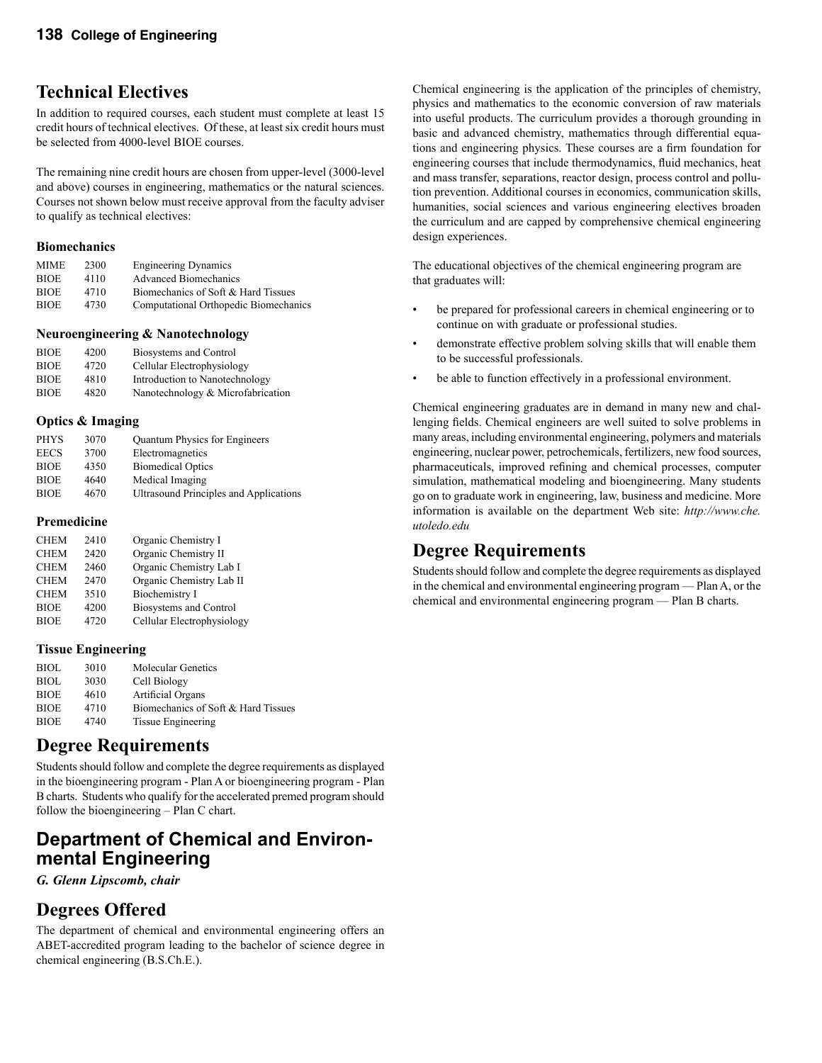## Technical Electives

In addition to required courses, each student must complete at least 15 credit hours of technical electives. Of these, at least six credit hours must be selected from 4000-level BIOE courses.

The remaining nine credit hours are chosen from upper-level (3000-level and above) courses in engineering, mathematics or the natural sciences. Courses not shown below must receive approval from the faculty adviser to qualify as technical electives:

### Biomechanics

| | | |
|---|---|---|
| MIME | 2300 | Engineering Dynamics |
| BIOE | 4110 | Advanced Biomechanics |
| BIOE | 4710 | Biomechanics of Soft & Hard Tissues |
| BIOE | 4730 | Computational Orthopedic Biomechanics |

### Neuroengineering & Nanotechnology

| | | |
|---|---|---|
| BIOE | 4200 | Biosystems and Control |
| BIOE | 4720 | Cellular Electrophysiology |
| BIOE | 4810 | Introduction to Nanotechnology |
| BIOE | 4820 | Nanotechnology & Microfabrication |

### Optics & Imaging

| | | |
|---|---|---|
| PHYS | 3070 | Quantum Physics for Engineers |
| EECS | 3700 | Electromagnetics |
| BIOE | 4350 | Biomedical Optics |
| BIOE | 4640 | Medical Imaging |
| BIOE | 4670 | Ultrasound Principles and Applications |

### Premedicine

| | | |
|---|---|---|
| CHEM | 2410 | Organic Chemistry I |
| CHEM | 2420 | Organic Chemistry II |
| CHEM | 2460 | Organic Chemistry Lab I |
| CHEM | 2470 | Organic Chemistry Lab II |
| CHEM | 3510 | Biochemistry I |
| BIOE | 4200 | Biosystems and Control |
| BIOE | 4720 | Cellular Electrophysiology |

### Tissue Engineering

| | | |
|---|---|---|
| BIOL | 3010 | Molecular Genetics |
| BIOL | 3030 | Cell Biology |
| BIOE | 4610 | Artificial Organs |
| BIOE | 4710 | Biomechanics of Soft & Hard Tissues |
| BIOE | 4740 | Tissue Engineering |

## Degree Requirements

Students should follow and complete the degree requirements as displayed in the bioengineering program - Plan A or bioengineering program - Plan B charts. Students who qualify for the accelerated premed program should follow the bioengineering – Plan C chart.

# Department of Chemical and Environmental Engineering

***G. Glenn Lipscomb, chair***

## Degrees Offered

The department of chemical and environmental engineering offers an ABET-accredited program leading to the bachelor of science degree in chemical engineering (B.S.Ch.E.).

Chemical engineering is the application of the principles of chemistry, physics and mathematics to the economic conversion of raw materials into useful products. The curriculum provides a thorough grounding in basic and advanced chemistry, mathematics through differential equations and engineering physics. These courses are a firm foundation for engineering courses that include thermodynamics, fluid mechanics, heat and mass transfer, separations, reactor design, process control and pollution prevention. Additional courses in economics, communication skills, humanities, social sciences and various engineering electives broaden the curriculum and are capped by comprehensive chemical engineering design experiences.

The educational objectives of the chemical engineering program are that graduates will:

- be prepared for professional careers in chemical engineering or to continue on with graduate or professional studies.
- demonstrate effective problem solving skills that will enable them to be successful professionals.
- be able to function effectively in a professional environment.

Chemical engineering graduates are in demand in many new and challenging fields. Chemical engineers are well suited to solve problems in many areas, including environmental engineering, polymers and materials engineering, nuclear power, petrochemicals, fertilizers, new food sources, pharmaceuticals, improved refining and chemical processes, computer simulation, mathematical modeling and bioengineering. Many students go on to graduate work in engineering, law, business and medicine. More information is available on the department Web site: *http://www.che.utoledo.edu*

## Degree Requirements

Students should follow and complete the degree requirements as displayed in the chemical and environmental engineering program — Plan A, or the chemical and environmental engineering program — Plan B charts.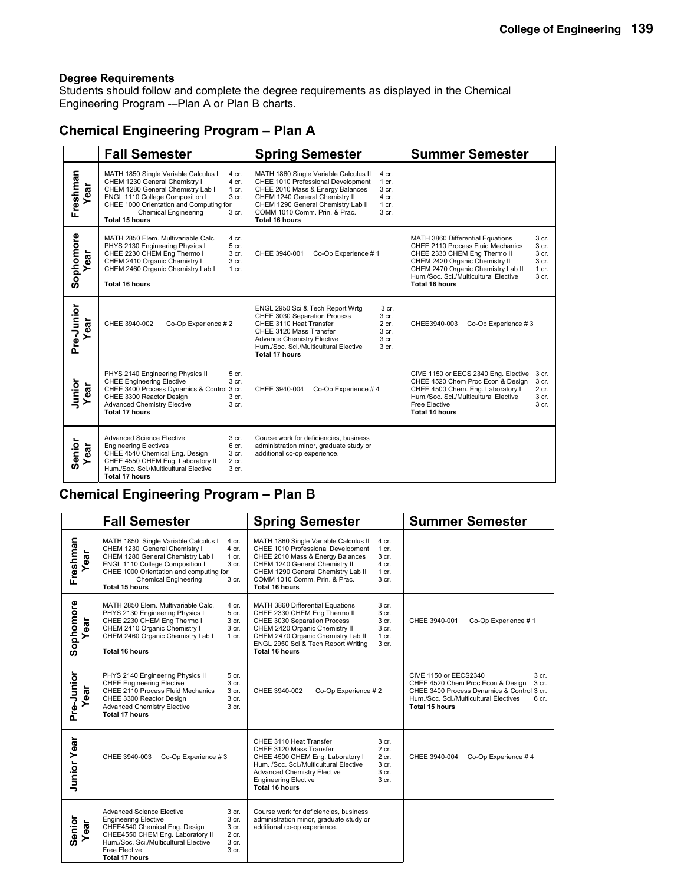**Degree Requirements**

Students should follow and complete the degree requirements as displayed in the Chemical Engineering Program -–Plan A or Plan B charts.

## Chemical Engineering Program – Plan A

| | Fall Semester | Spring Semester | Summer Semester |
|---|---|---|---|
| Freshman Year | MATH 1850 Single Variable Calculus I 4 cr.<br>CHEM 1230 General Chemistry I 4 cr.<br>CHEM 1280 General Chemistry Lab I 1 cr.<br>ENGL 1110 College Composition I 3 cr.<br>CHEE 1000 Orientation and Computing for Chemical Engineering 3 cr.<br>**Total 15 hours** | MATH 1860 Single Variable Calculus II 4 cr.<br>CHEE 1010 Professional Development 1 cr.<br>CHEE 2010 Mass & Energy Balances 3 cr.<br>CHEM 1240 General Chemistry II 4 cr.<br>CHEM 1290 General Chemistry Lab II 1 cr.<br>COMM 1010 Comm. Prin. & Prac. 3 cr.<br>**Total 16 hours** | |
| Sophomore Year | MATH 2850 Elem. Multivariable Calc. 4 cr.<br>PHYS 2130 Engineering Physics I 5 cr.<br>CHEE 2230 CHEM Eng Thermo I 3 cr.<br>CHEM 2410 Organic Chemistry I 3 cr.<br>CHEM 2460 Organic Chemistry Lab I 1 cr.<br>**Total 16 hours** | CHEE 3940-001 Co-Op Experience # 1 | MATH 3860 Differential Equations 3 cr.<br>CHEE 2110 Process Fluid Mechanics 3 cr.<br>CHEE 2330 CHEM Eng Thermo II 3 cr.<br>CHEM 2420 Organic Chemistry II 3 cr.<br>CHEM 2470 Organic Chemistry Lab II 1 cr.<br>Hum./Soc. Sci./Multicultural Elective 3 cr.<br>**Total 16 hours** |
| Pre-Junior Year | CHEE 3940-002 Co-Op Experience # 2 | ENGL 2950 Sci & Tech Report Wrtg 3 cr.<br>CHEE 3030 Separation Process 3 cr.<br>CHEE 3110 Heat Transfer 2 cr.<br>CHEE 3120 Mass Transfer 3 cr.<br>Advance Chemistry Elective 3 cr.<br>Hum./Soc. Sci./Multicultural Elective 3 cr.<br>**Total 17 hours** | CHEE3940-003 Co-Op Experience # 3 |
| Junior Year | PHYS 2140 Engineering Physics II 5 cr.<br>CHEE Engineering Elective 3 cr.<br>CHEE 3400 Process Dynamics & Control 3 cr.<br>CHEE 3300 Reactor Design 3 cr.<br>Advanced Chemistry Elective 3 cr.<br>**Total 17 hours** | CHEE 3940-004 Co-Op Experience # 4 | CIVE 1150 or EECS 2340 Eng. Elective 3 cr.<br>CHEE 4520 Chem Proc Econ & Design 3 cr.<br>CHEE 4500 Chem. Eng. Laboratory I 2 cr.<br>Hum./Soc. Sci./Multicultural Elective 3 cr.<br>Free Elective 3 cr.<br>**Total 14 hours** |
| Senior Year | Advanced Science Elective 3 cr.<br>Engineering Electives 6 cr.<br>CHEE 4540 Chemical Eng. Design 3 cr.<br>CHEE 4550 CHEM Eng. Laboratory II 2 cr.<br>Hum./Soc. Sci./Multicultural Elective 3 cr.<br>**Total 17 hours** | Course work for deficiencies, business administration minor, graduate study or additional co-op experience. | |

## Chemical Engineering Program – Plan B

| | Fall Semester | Spring Semester | Summer Semester |
|---|---|---|---|
| Freshman Year | MATH 1850 Single Variable Calculus I 4 cr.<br>CHEM 1230 General Chemistry I 4 cr.<br>CHEM 1280 General Chemistry Lab I 1 cr.<br>ENGL 1110 College Composition I 3 cr.<br>CHEE 1000 Orientation and computing for Chemical Engineering 3 cr.<br>**Total 15 hours** | MATH 1860 Single Variable Calculus II 4 cr.<br>CHEE 1010 Professional Development 1 cr.<br>CHEE 2010 Mass & Energy Balances 3 cr.<br>CHEM 1240 General Chemistry II 4 cr.<br>CHEM 1290 General Chemistry Lab II 1 cr.<br>COMM 1010 Comm. Prin. & Prac. 3 cr.<br>**Total 16 hours** | |
| Sophomore Year | MATH 2850 Elem. Multivariable Calc. 4 cr.<br>PHYS 2130 Engineering Physics I 5 cr.<br>CHEE 2230 CHEM Eng Thermo I 3 cr.<br>CHEM 2410 Organic Chemistry I 3 cr.<br>CHEM 2460 Organic Chemistry Lab I 1 cr.<br>**Total 16 hours** | MATH 3860 Differential Equations 3 cr.<br>CHEE 2330 CHEM Eng Thermo II 3 cr.<br>CHEE 3030 Separation Process 3 cr.<br>CHEM 2420 Organic Chemistry II 3 cr.<br>CHEM 2470 Organic Chemistry Lab II 1 cr.<br>ENGL 2950 Sci & Tech Report Writing 3 cr.<br>**Total 16 hours** | CHEE 3940-001 Co-Op Experience # 1 |
| Pre-Junior Year | PHYS 2140 Engineering Physics II 5 cr.<br>CHEE Engineering Elective 3 cr.<br>CHEE 2110 Process Fluid Mechanics 3 cr.<br>CHEE 3300 Reactor Design 3 cr.<br>Advanced Chemistry Elective 3 cr.<br>**Total 17 hours** | CHEE 3940-002 Co-Op Experience # 2 | CIVE 1150 or EECS2340 3 cr.<br>CHEE 4520 Chem Proc Econ & Design 3 cr.<br>CHEE 3400 Process Dynamics & Control 3 cr.<br>Hum./Soc. Sci./Multicultural Electives 6 cr.<br>**Total 15 hours** |
| Junior Year | CHEE 3940-003 Co-Op Experience # 3 | CHEE 3110 Heat Transfer 3 cr.<br>CHEE 3120 Mass Transfer 2 cr.<br>CHEE 4500 CHEM Eng. Laboratory I 2 cr.<br>Hum. /Soc. Sci./Multicultural Elective 3 cr.<br>Advanced Chemistry Elective 3 cr.<br>Engineering Elective 3 cr.<br>**Total 16 hours** | CHEE 3940-004 Co-Op Experience # 4 |
| Senior Year | Advanced Science Elective 3 cr.<br>Engineering Elective 3 cr.<br>CHEE4540 Chemical Eng. Design 3 cr.<br>CHEE4550 CHEM Eng. Laboratory II 2 cr.<br>Hum./Soc. Sci./Multicultural Elective 3 cr.<br>Free Elective 3 cr.<br>**Total 17 hours** | Course work for deficiencies, business administration minor, graduate study or additional co-op experience. | |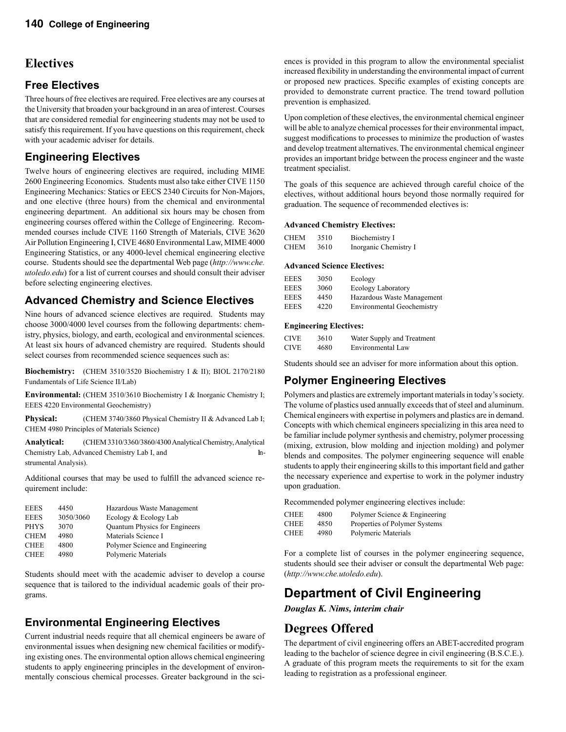# Electives

## Free Electives

Three hours of free electives are required. Free electives are any courses at the University that broaden your background in an area of interest. Courses that are considered remedial for engineering students may not be used to satisfy this requirement. If you have questions on this requirement, check with your academic adviser for details.

## Engineering Electives

Twelve hours of engineering electives are required, including MIME 2600 Engineering Economics. Students must also take either CIVE 1150 Engineering Mechanics: Statics or EECS 2340 Circuits for Non-Majors, and one elective (three hours) from the chemical and environmental engineering department. An additional six hours may be chosen from engineering courses offered within the College of Engineering. Recommended courses include CIVE 1160 Strength of Materials, CIVE 3620 Air Pollution Engineering I, CIVE 4680 Environmental Law, MIME 4000 Engineering Statistics, or any 4000-level chemical engineering elective course. Students should see the departmental Web page (*http://www.che.utoledo.edu*) for a list of current courses and should consult their adviser before selecting engineering electives.

## Advanced Chemistry and Science Electives

Nine hours of advanced science electives are required. Students may choose 3000/4000 level courses from the following departments: chemistry, physics, biology, and earth, ecological and environmental sciences. At least six hours of advanced chemistry are required. Students should select courses from recommended science sequences such as:

**Biochemistry:** (CHEM 3510/3520 Biochemistry I & II); BIOL 2170/2180 Fundamentals of Life Science II/Lab)

**Environmental:** (CHEM 3510/3610 Biochemistry I & Inorganic Chemistry I; EEES 4220 Environmental Geochemistry)

**Physical:** (CHEM 3740/3860 Physical Chemistry II & Advanced Lab I; CHEM 4980 Principles of Materials Science)

**Analytical:** (CHEM 3310/3360/3860/4300 Analytical Chemistry, Analytical Chemistry Lab, Advanced Chemistry Lab I, and Instrumental Analysis).

Additional courses that may be used to fulfill the advanced science requirement include:

| | | |
|---|---|---|
| EEES | 4450 | Hazardous Waste Management |
| EEES | 3050/3060 | Ecology & Ecology Lab |
| PHYS | 3070 | Quantum Physics for Engineers |
| CHEM | 4980 | Materials Science I |
| CHEE | 4800 | Polymer Science and Engineering |
| CHEE | 4980 | Polymeric Materials |

Students should meet with the academic adviser to develop a course sequence that is tailored to the individual academic goals of their programs.

## Environmental Engineering Electives

Current industrial needs require that all chemical engineers be aware of environmental issues when designing new chemical facilities or modifying existing ones. The environmental option allows chemical engineering students to apply engineering principles in the development of environmentally conscious chemical processes. Greater background in the sciences is provided in this program to allow the environmental specialist increased flexibility in understanding the environmental impact of current or proposed new practices. Specific examples of existing concepts are provided to demonstrate current practice. The trend toward pollution prevention is emphasized.

Upon completion of these electives, the environmental chemical engineer will be able to analyze chemical processes for their environmental impact, suggest modifications to processes to minimize the production of wastes and develop treatment alternatives. The environmental chemical engineer provides an important bridge between the process engineer and the waste treatment specialist.

The goals of this sequence are achieved through careful choice of the electives, without additional hours beyond those normally required for graduation. The sequence of recommended electives is:

**Advanced Chemistry Electives:**

| | | |
|---|---|---|
| CHEM | 3510 | Biochemistry I |
| CHEM | 3610 | Inorganic Chemistry I |

**Advanced Science Electives:**

| | | |
|---|---|---|
| EEES | 3050 | Ecology |
| EEES | 3060 | Ecology Laboratory |
| EEES | 4450 | Hazardous Waste Management |
| EEES | 4220 | Environmental Geochemistry |

**Engineering Electives:**

| | | |
|---|---|---|
| CIVE | 3610 | Water Supply and Treatment |
| CIVE | 4680 | Environmental Law |

Students should see an adviser for more information about this option.

## Polymer Engineering Electives

Polymers and plastics are extremely important materials in today's society. The volume of plastics used annually exceeds that of steel and aluminum. Chemical engineers with expertise in polymers and plastics are in demand. Concepts with which chemical engineers specializing in this area need to be familiar include polymer synthesis and chemistry, polymer processing (mixing, extrusion, blow molding and injection molding) and polymer blends and composites. The polymer engineering sequence will enable students to apply their engineering skills to this important field and gather the necessary experience and expertise to work in the polymer industry upon graduation.

Recommended polymer engineering electives include:

| | | |
|---|---|---|
| CHEE | 4800 | Polymer Science & Engineering |
| CHEE | 4850 | Properties of Polymer Systems |
| CHEE | 4980 | Polymeric Materials |

For a complete list of courses in the polymer engineering sequence, students should see their adviser or consult the departmental Web page: (*http://www.che.utoledo.edu*).

# Department of Civil Engineering

***Douglas K. Nims, interim chair***

# Degrees Offered

The department of civil engineering offers an ABET-accredited program leading to the bachelor of science degree in civil engineering (B.S.C.E.). A graduate of this program meets the requirements to sit for the exam leading to registration as a professional engineer.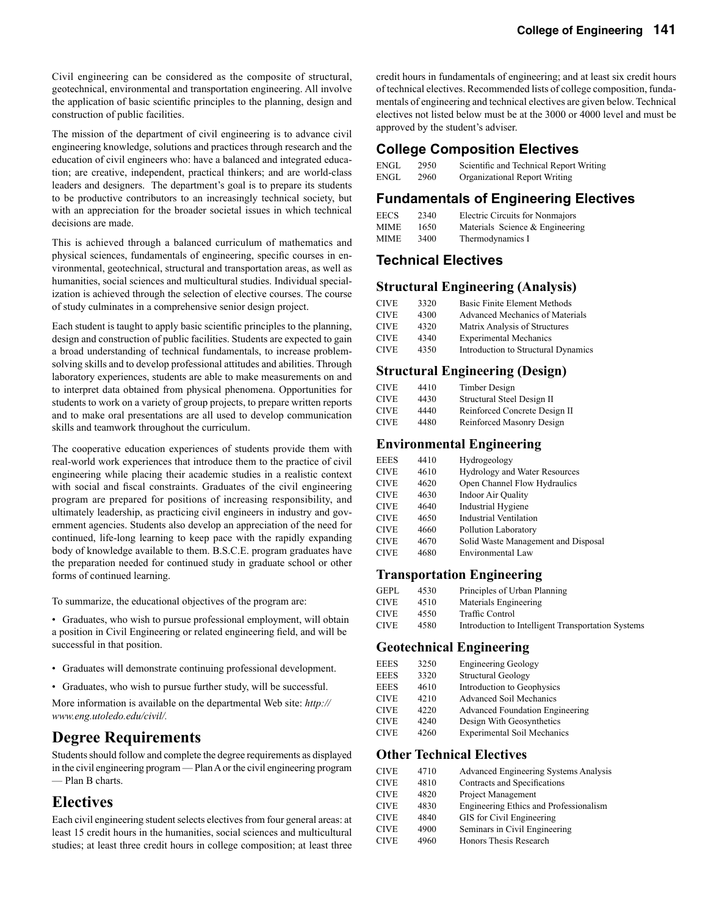Civil engineering can be considered as the composite of structural, geotechnical, environmental and transportation engineering. All involve the application of basic scientific principles to the planning, design and construction of public facilities.

The mission of the department of civil engineering is to advance civil engineering knowledge, solutions and practices through research and the education of civil engineers who: have a balanced and integrated education; are creative, independent, practical thinkers; and are world-class leaders and designers. The department's goal is to prepare its students to be productive contributors to an increasingly technical society, but with an appreciation for the broader societal issues in which technical decisions are made.

This is achieved through a balanced curriculum of mathematics and physical sciences, fundamentals of engineering, specific courses in environmental, geotechnical, structural and transportation areas, as well as humanities, social sciences and multicultural studies. Individual specialization is achieved through the selection of elective courses. The course of study culminates in a comprehensive senior design project.

Each student is taught to apply basic scientific principles to the planning, design and construction of public facilities. Students are expected to gain a broad understanding of technical fundamentals, to increase problem-solving skills and to develop professional attitudes and abilities. Through laboratory experiences, students are able to make measurements on and to interpret data obtained from physical phenomena. Opportunities for students to work on a variety of group projects, to prepare written reports and to make oral presentations are all used to develop communication skills and teamwork throughout the curriculum.

The cooperative education experiences of students provide them with real-world work experiences that introduce them to the practice of civil engineering while placing their academic studies in a realistic context with social and fiscal constraints. Graduates of the civil engineering program are prepared for positions of increasing responsibility, and ultimately leadership, as practicing civil engineers in industry and government agencies. Students also develop an appreciation of the need for continued, life-long learning to keep pace with the rapidly expanding body of knowledge available to them. B.S.C.E. program graduates have the preparation needed for continued study in graduate school or other forms of continued learning.

To summarize, the educational objectives of the program are:

- Graduates, who wish to pursue professional employment, will obtain a position in Civil Engineering or related engineering field, and will be successful in that position.
- Graduates will demonstrate continuing professional development.
- Graduates, who wish to pursue further study, will be successful.

More information is available on the departmental Web site: *http://www.eng.utoledo.edu/civil/.*

## Degree Requirements

Students should follow and complete the degree requirements as displayed in the civil engineering program — Plan A or the civil engineering program — Plan B charts.

## Electives

Each civil engineering student selects electives from four general areas: at least 15 credit hours in the humanities, social sciences and multicultural studies; at least three credit hours in college composition; at least three credit hours in fundamentals of engineering; and at least six credit hours of technical electives. Recommended lists of college composition, fundamentals of engineering and technical electives are given below. Technical electives not listed below must be at the 3000 or 4000 level and must be approved by the student's adviser.

## College Composition Electives

| | | |
|---|---|---|
| ENGL | 2950 | Scientific and Technical Report Writing |
| ENGL | 2960 | Organizational Report Writing |

## Fundamentals of Engineering Electives

| | | |
|---|---|---|
| EECS | 2340 | Electric Circuits for Nonmajors |
| MIME | 1650 | Materials Science & Engineering |
| MIME | 3400 | Thermodynamics I |

## Technical Electives

### Structural Engineering (Analysis)

| | | |
|---|---|---|
| CIVE | 3320 | Basic Finite Element Methods |
| CIVE | 4300 | Advanced Mechanics of Materials |
| CIVE | 4320 | Matrix Analysis of Structures |
| CIVE | 4340 | Experimental Mechanics |
| CIVE | 4350 | Introduction to Structural Dynamics |

### Structural Engineering (Design)

| | | |
|---|---|---|
| CIVE | 4410 | Timber Design |
| CIVE | 4430 | Structural Steel Design II |
| CIVE | 4440 | Reinforced Concrete Design II |
| CIVE | 4480 | Reinforced Masonry Design |

### Environmental Engineering

| | | |
|---|---|---|
| EEES | 4410 | Hydrogeology |
| CIVE | 4610 | Hydrology and Water Resources |
| CIVE | 4620 | Open Channel Flow Hydraulics |
| CIVE | 4630 | Indoor Air Quality |
| CIVE | 4640 | Industrial Hygiene |
| CIVE | 4650 | Industrial Ventilation |
| CIVE | 4660 | Pollution Laboratory |
| CIVE | 4670 | Solid Waste Management and Disposal |
| CIVE | 4680 | Environmental Law |

### Transportation Engineering

| | | |
|---|---|---|
| GEPL | 4530 | Principles of Urban Planning |
| CIVE | 4510 | Materials Engineering |
| CIVE | 4550 | Traffic Control |
| CIVE | 4580 | Introduction to Intelligent Transportation Systems |

### Geotechnical Engineering

| | | |
|---|---|---|
| EEES | 3250 | Engineering Geology |
| EEES | 3320 | Structural Geology |
| EEES | 4610 | Introduction to Geophysics |
| CIVE | 4210 | Advanced Soil Mechanics |
| CIVE | 4220 | Advanced Foundation Engineering |
| CIVE | 4240 | Design With Geosynthetics |
| CIVE | 4260 | Experimental Soil Mechanics |

### Other Technical Electives

| | | |
|---|---|---|
| CIVE | 4710 | Advanced Engineering Systems Analysis |
| CIVE | 4810 | Contracts and Specifications |
| CIVE | 4820 | Project Management |
| CIVE | 4830 | Engineering Ethics and Professionalism |
| CIVE | 4840 | GIS for Civil Engineering |
| CIVE | 4900 | Seminars in Civil Engineering |
| CIVE | 4960 | Honors Thesis Research |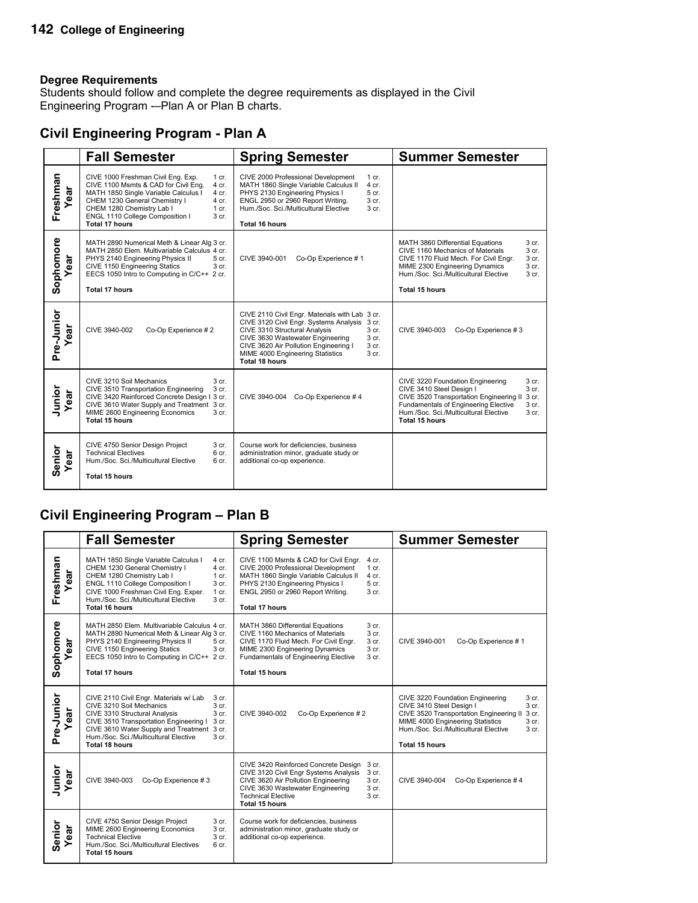## Degree Requirements

Students should follow and complete the degree requirements as displayed in the Civil Engineering Program -–Plan A or Plan B charts.

## Civil Engineering Program - Plan A

| | Fall Semester | Spring Semester | Summer Semester |
|---|---|---|---|
| Freshman Year | CIVE 1000 Freshman Civil Eng. Exp. 1 cr.<br>CIVE 1100 Msmts & CAD for Civil Eng. 4 cr.<br>MATH 1850 Single Variable Calculus I 4 cr.<br>CHEM 1230 General Chemistry I 4 cr.<br>CHEM 1280 Chemistry Lab I 1 cr.<br>ENGL 1110 College Composition I 3 cr.<br>**Total 17 hours** | CIVE 2000 Professional Development 1 cr.<br>MATH 1860 Single Variable Calculus II 4 cr.<br>PHYS 2130 Engineering Physics I 5 cr.<br>ENGL 2950 or 2960 Report Writing. 3 cr.<br>Hum./Soc. Sci./Multicultural Elective 3 cr.<br>**Total 16 hours** | |
| Sophomore Year | MATH 2890 Numerical Meth & Linear Alg 3 cr.<br>MATH 2850 Elem. Multivariable Calculus 4 cr.<br>PHYS 2140 Engineering Physics II 5 cr.<br>CIVE 1150 Engineering Statics 3 cr.<br>EECS 1050 Intro to Computing in C/C++ 2 cr.<br>**Total 17 hours** | CIVE 3940-001 Co-Op Experience # 1 | MATH 3860 Differential Equations 3 cr.<br>CIVE 1160 Mechanics of Materials 3 cr.<br>CIVE 1170 Fluid Mech. For Civil Engr. 3 cr.<br>MIME 2300 Engineering Dynamics 3 cr.<br>Hum./Soc. Sci./Multicultural Elective 3 cr.<br>**Total 15 hours** |
| Pre-Junior Year | CIVE 3940-002 Co-Op Experience # 2 | CIVE 2110 Civil Engr. Materials with Lab 3 cr.<br>CIVE 3120 Civil Engr. Systems Analysis 3 cr.<br>CIVE 3310 Structural Analysis 3 cr.<br>CIVE 3630 Wastewater Engineering 3 cr.<br>CIVE 3620 Air Pollution Engineering I 3 cr.<br>MIME 4000 Engineering Statistics 3 cr.<br>**Total 18 hours** | CIVE 3940-003 Co-Op Experience # 3 |
| Junior Year | CIVE 3210 Soil Mechanics 3 cr.<br>CIVE 3510 Transportation Engineering 3 cr.<br>CIVE 3420 Reinforced Concrete Design I 3 cr.<br>CIVE 3610 Water Supply and Treatment 3 cr.<br>MIME 2600 Engineering Economics 3 cr.<br>**Total 15 hours** | CIVE 3940-004 Co-Op Experience # 4 | CIVE 3220 Foundation Engineering 3 cr.<br>CIVE 3410 Steel Design I 3 cr.<br>CIVE 3520 Transportation Engineering II 3 cr.<br>Fundamentals of Engineering Elective 3 cr.<br>Hum./Soc. Sci./Multicultural Elective 3 cr.<br>**Total 15 hours** |
| Senior Year | CIVE 4750 Senior Design Project 3 cr.<br>Technical Electives 6 cr.<br>Hum./Soc. Sci./Multicultural Elective 6 cr.<br>**Total 15 hours** | Course work for deficiencies, business administration minor, graduate study or additional co-op experience. | |

## Civil Engineering Program – Plan B

| | Fall Semester | Spring Semester | Summer Semester |
|---|---|---|---|
| Freshman Year | MATH 1850 Single Variable Calculus I 4 cr.<br>CHEM 1230 General Chemistry I 4 cr.<br>CHEM 1280 Chemistry Lab I 1 cr.<br>ENGL 1110 College Composition I 3 cr.<br>CIVE 1000 Freshman Civil Eng. Exper. 1 cr.<br>Hum./Soc. Sci./Multicultural Elective 3 cr.<br>**Total 16 hours** | CIVE 1100 Msmts & CAD for Civil Engr. 4 cr.<br>CIVE 2000 Professional Development 1 cr.<br>MATH 1860 Single Variable Calculus II 4 cr.<br>PHYS 2130 Engineering Physics I 5 cr.<br>ENGL 2950 or 2960 Report Writing. 3 cr.<br>**Total 17 hours** | |
| Sophomore Year | MATH 2850 Elem. Multivariable Calculus 4 cr.<br>MATH 2890 Numerical Meth & Linear Alg 3 cr.<br>PHYS 2140 Engineering Physics II 5 cr.<br>CIVE 1150 Engineering Statics 3 cr.<br>EECS 1050 Intro to Computing in C/C++ 2 cr.<br>**Total 17 hours** | MATH 3860 Differential Equations 3 cr.<br>CIVE 1160 Mechanics of Materials 3 cr.<br>CIVE 1170 Fluid Mech. For Civil Engr. 3 cr.<br>MIME 2300 Engineering Dynamics 3 cr.<br>Fundamentals of Engineering Elective 3 cr.<br>**Total 15 hours** | CIVE 3940-001 Co-Op Experience # 1 |
| Pre-Junior Year | CIVE 2110 Civil Engr. Materials w/ Lab 3 cr.<br>CIVE 3210 Soil Mechanics 3 cr.<br>CIVE 3310 Structural Analysis 3 cr.<br>CIVE 3510 Transportation Engineering I 3 cr.<br>CIVE 3610 Water Supply and Treatment 3 cr.<br>Hum./Soc. Sci./Multicultural Elective 3 cr.<br>**Total 18 hours** | CIVE 3940-002 Co-Op Experience # 2 | CIVE 3220 Foundation Engineering 3 cr.<br>CIVE 3410 Steel Design I 3 cr.<br>CIVE 3520 Transportation Engineering II 3 cr.<br>MIME 4000 Engineering Statistics 3 cr.<br>Hum./Soc. Sci./Multicultural Elective 3 cr.<br>**Total 15 hours** |
| Junior Year | CIVE 3940-003 Co-Op Experience # 3 | CIVE 3420 Reinforced Concrete Design 3 cr.<br>CIVE 3120 Civil Engr Systems Analysis 3 cr.<br>CIVE 3620 Air Pollution Engineering 3 cr.<br>CIVE 3630 Wastewater Engineering 3 cr.<br>Technical Elective 3 cr.<br>**Total 15 hours** | CIVE 3940-004 Co-Op Experience # 4 |
| Senior Year | CIVE 4750 Senior Design Project 3 cr.<br>MIME 2600 Engineering Economics 3 cr.<br>Technical Elective 3 cr.<br>Hum./Soc. Sci./Multicultural Electives 6 cr.<br>**Total 15 hours** | Course work for deficiencies, business administration minor, graduate study or additional co-op experience. | |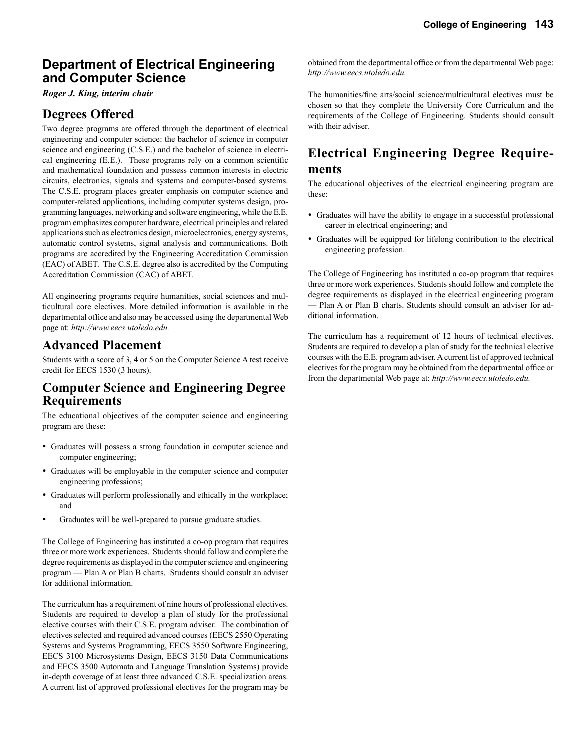## Department of Electrical Engineering and Computer Science

***Roger J. King, interim chair***

### Degrees Offered

Two degree programs are offered through the department of electrical engineering and computer science: the bachelor of science in computer science and engineering (C.S.E.) and the bachelor of science in electrical engineering (E.E.). These programs rely on a common scientific and mathematical foundation and possess common interests in electric circuits, electronics, signals and systems and computer-based systems. The C.S.E. program places greater emphasis on computer science and computer-related applications, including computer systems design, programming languages, networking and software engineering, while the E.E. program emphasizes computer hardware, electrical principles and related applications such as electronics design, microelectronics, energy systems, automatic control systems, signal analysis and communications. Both programs are accredited by the Engineering Accreditation Commission (EAC) of ABET. The C.S.E. degree also is accredited by the Computing Accreditation Commission (CAC) of ABET.

All engineering programs require humanities, social sciences and multicultural core electives. More detailed information is available in the departmental office and also may be accessed using the departmental Web page at: *http://www.eecs.utoledo.edu.*

### Advanced Placement

Students with a score of 3, 4 or 5 on the Computer Science A test receive credit for EECS 1530 (3 hours).

### Computer Science and Engineering Degree Requirements

The educational objectives of the computer science and engineering program are these:

- Graduates will possess a strong foundation in computer science and computer engineering;
- Graduates will be employable in the computer science and computer engineering professions;
- Graduates will perform professionally and ethically in the workplace; and
- Graduates will be well-prepared to pursue graduate studies.

The College of Engineering has instituted a co-op program that requires three or more work experiences. Students should follow and complete the degree requirements as displayed in the computer science and engineering program — Plan A or Plan B charts. Students should consult an adviser for additional information.

The curriculum has a requirement of nine hours of professional electives. Students are required to develop a plan of study for the professional elective courses with their C.S.E. program adviser. The combination of electives selected and required advanced courses (EECS 2550 Operating Systems and Systems Programming, EECS 3550 Software Engineering, EECS 3100 Microsystems Design, EECS 3150 Data Communications and EECS 3500 Automata and Language Translation Systems) provide in-depth coverage of at least three advanced C.S.E. specialization areas. A current list of approved professional electives for the program may be obtained from the departmental office or from the departmental Web page: *http://www.eecs.utoledo.edu.*

The humanities/fine arts/social science/multicultural electives must be chosen so that they complete the University Core Curriculum and the requirements of the College of Engineering. Students should consult with their adviser.

### Electrical Engineering Degree Requirements

The educational objectives of the electrical engineering program are these:

- Graduates will have the ability to engage in a successful professional career in electrical engineering; and
- Graduates will be equipped for lifelong contribution to the electrical engineering profession.

The College of Engineering has instituted a co-op program that requires three or more work experiences. Students should follow and complete the degree requirements as displayed in the electrical engineering program — Plan A or Plan B charts. Students should consult an adviser for additional information.

The curriculum has a requirement of 12 hours of technical electives. Students are required to develop a plan of study for the technical elective courses with the E.E. program adviser. A current list of approved technical electives for the program may be obtained from the departmental office or from the departmental Web page at: *http://www.eecs.utoledo.edu.*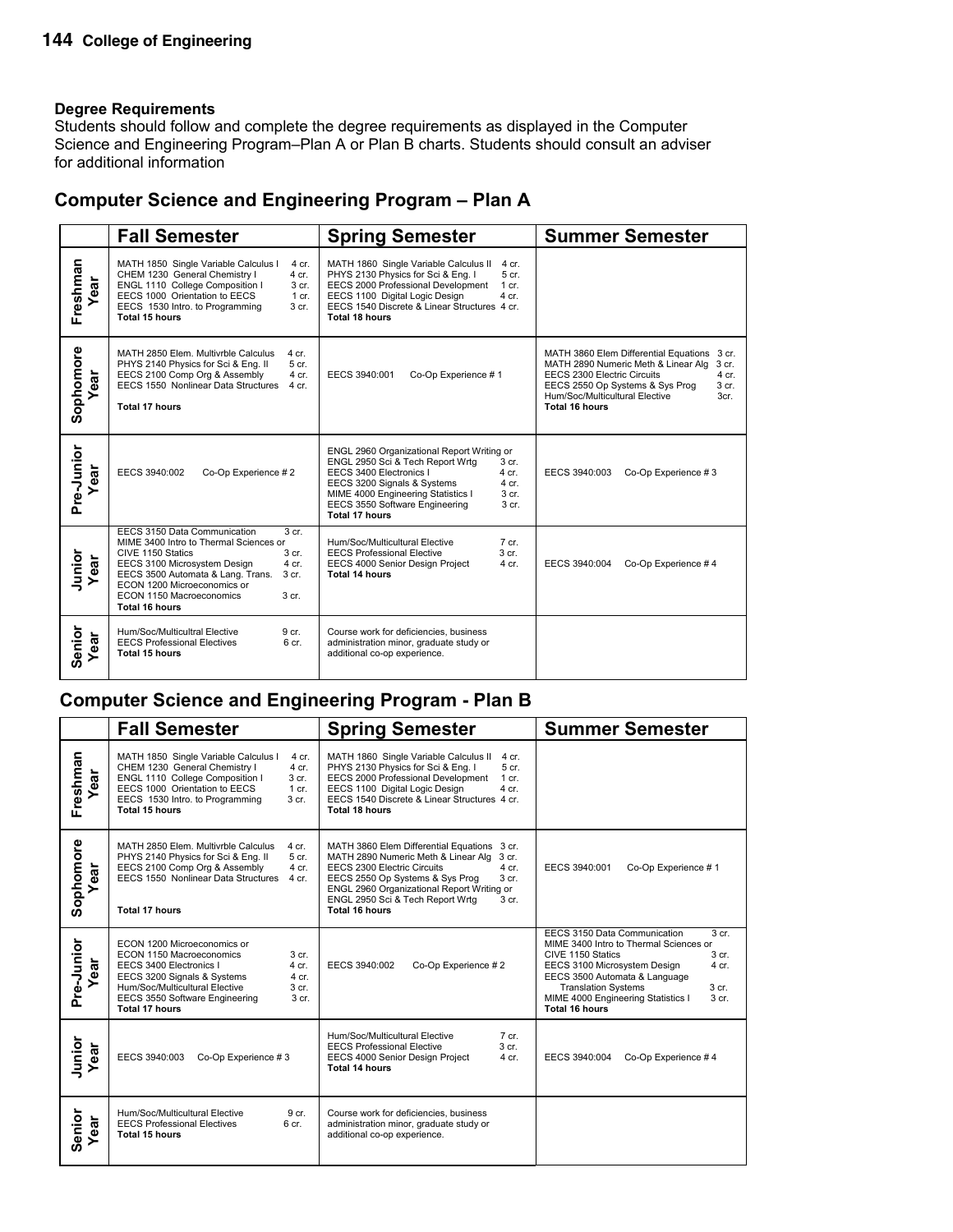### Degree Requirements

Students should follow and complete the degree requirements as displayed in the Computer Science and Engineering Program–Plan A or Plan B charts. Students should consult an adviser for additional information

## Computer Science and Engineering Program – Plan A

| | Fall Semester | Spring Semester | Summer Semester |
|---|---|---|---|
| Freshman Year | MATH 1850 Single Variable Calculus I 4 cr.<br>CHEM 1230 General Chemistry I 4 cr.<br>ENGL 1110 College Composition I 3 cr.<br>EECS 1000 Orientation to EECS 1 cr.<br>EECS 1530 Intro. to Programming 3 cr.<br>**Total 15 hours** | MATH 1860 Single Variable Calculus II 4 cr.<br>PHYS 2130 Physics for Sci & Eng. I 5 cr.<br>EECS 2000 Professional Development 1 cr.<br>EECS 1100 Digital Logic Design 4 cr.<br>EECS 1540 Discrete & Linear Structures 4 cr.<br>**Total 18 hours** | |
| Sophomore Year | MATH 2850 Elem. Multivrble Calculus 4 cr.<br>PHYS 2140 Physics for Sci & Eng. II 5 cr.<br>EECS 2100 Comp Org & Assembly 4 cr.<br>EECS 1550 Nonlinear Data Structures 4 cr.<br>**Total 17 hours** | EECS 3940:001 Co-Op Experience # 1 | MATH 3860 Elem Differential Equations 3 cr.<br>MATH 2890 Numeric Meth & Linear Alg 3 cr.<br>EECS 2300 Electric Circuits 4 cr.<br>EECS 2550 Op Systems & Sys Prog 3 cr.<br>Hum/Soc/Multicultural Elective 3cr.<br>**Total 16 hours** |
| Pre-Junior Year | EECS 3940:002 Co-Op Experience # 2 | ENGL 2960 Organizational Report Writing or<br>ENGL 2950 Sci & Tech Report Wrtg 3 cr.<br>EECS 3400 Electronics I 4 cr.<br>EECS 3200 Signals & Systems 4 cr.<br>MIME 4000 Engineering Statistics I 3 cr.<br>EECS 3550 Software Engineering 3 cr.<br>**Total 17 hours** | EECS 3940:003 Co-Op Experience # 3 |
| Junior Year | EECS 3150 Data Communication 3 cr.<br>MIME 3400 Intro to Thermal Sciences or<br>CIVE 1150 Statics 3 cr.<br>EECS 3100 Microsystem Design 4 cr.<br>EECS 3500 Automata & Lang. Trans. 3 cr.<br>ECON 1200 Microeconomics or<br>ECON 1150 Macroeconomics 3 cr.<br>**Total 16 hours** | Hum/Soc/Multicultural Elective 7 cr.<br>EECS Professional Elective 3 cr.<br>EECS 4000 Senior Design Project 4 cr.<br>**Total 14 hours** | EECS 3940:004 Co-Op Experience # 4 |
| Senior Year | Hum/Soc/Multicultral Elective 9 cr.<br>EECS Professional Electives 6 cr.<br>**Total 15 hours** | Course work for deficiencies, business administration minor, graduate study or additional co-op experience. | |

## Computer Science and Engineering Program - Plan B

| | Fall Semester | Spring Semester | Summer Semester |
|---|---|---|---|
| Freshman Year | MATH 1850 Single Variable Calculus I 4 cr.<br>CHEM 1230 General Chemistry I 4 cr.<br>ENGL 1110 College Composition I 3 cr.<br>EECS 1000 Orientation to EECS 1 cr.<br>EECS 1530 Intro. to Programming 3 cr.<br>**Total 15 hours** | MATH 1860 Single Variable Calculus II 4 cr.<br>PHYS 2130 Physics for Sci & Eng. I 5 cr.<br>EECS 2000 Professional Development 1 cr.<br>EECS 1100 Digital Logic Design 4 cr.<br>EECS 1540 Discrete & Linear Structures 4 cr.<br>**Total 18 hours** | |
| Sophomore Year | MATH 2850 Elem. Multivrble Calculus 4 cr.<br>PHYS 2140 Physics for Sci & Eng. II 5 cr.<br>EECS 2100 Comp Org & Assembly 4 cr.<br>EECS 1550 Nonlinear Data Structures 4 cr.<br>**Total 17 hours** | MATH 3860 Elem Differential Equations 3 cr.<br>MATH 2890 Numeric Meth & Linear Alg 3 cr.<br>EECS 2300 Electric Circuits 4 cr.<br>EECS 2550 Op Systems & Sys Prog 3 cr.<br>ENGL 2960 Organizational Report Writing or<br>ENGL 2950 Sci & Tech Report Wrtg 3 cr.<br>**Total 16 hours** | EECS 3940:001 Co-Op Experience # 1 |
| Pre-Junior Year | ECON 1200 Microeconomics or<br>ECON 1150 Macroeconomics 3 cr.<br>EECS 3400 Electronics I 4 cr.<br>EECS 3200 Signals & Systems 4 cr.<br>Hum/Soc/Multicultural Elective 3 cr.<br>EECS 3550 Software Engineering 3 cr.<br>**Total 17 hours** | EECS 3940:002 Co-Op Experience # 2 | EECS 3150 Data Communication 3 cr.<br>MIME 3400 Intro to Thermal Sciences or<br>CIVE 1150 Statics 3 cr.<br>EECS 3100 Microsystem Design 4 cr.<br>EECS 3500 Automata & Language Translation Systems 3 cr.<br>MIME 4000 Engineering Statistics I 3 cr.<br>**Total 16 hours** |
| Junior Year | EECS 3940:003 Co-Op Experience # 3 | Hum/Soc/Multicultural Elective 7 cr.<br>EECS Professional Elective 3 cr.<br>EECS 4000 Senior Design Project 4 cr.<br>**Total 14 hours** | EECS 3940:004 Co-Op Experience # 4 |
| Senior Year | Hum/Soc/Multicultural Elective 9 cr.<br>EECS Professional Electives 6 cr.<br>**Total 15 hours** | Course work for deficiencies, business administration minor, graduate study or additional co-op experience. | |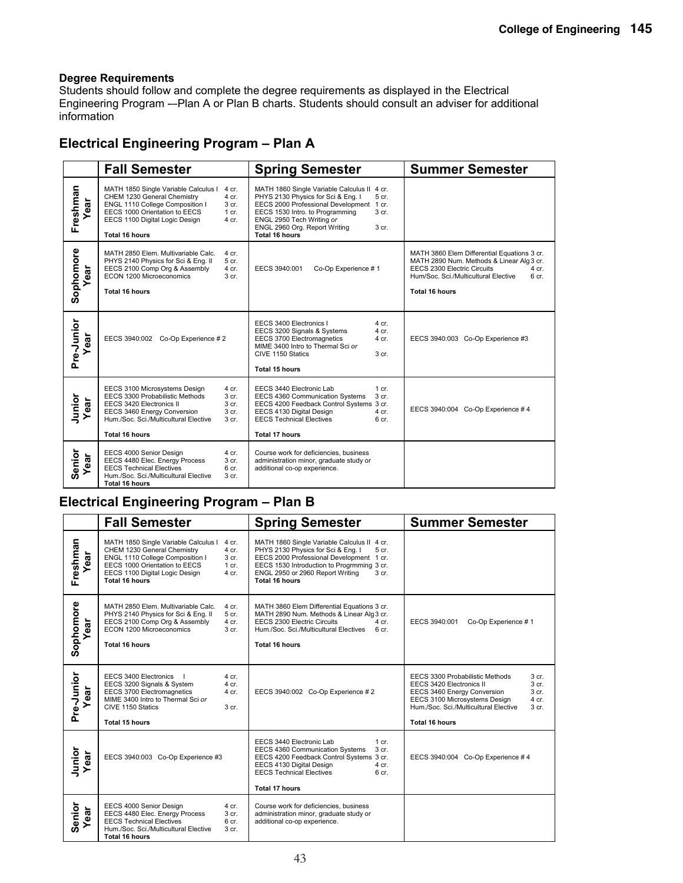## Degree Requirements

Students should follow and complete the degree requirements as displayed in the Electrical Engineering Program -–Plan A or Plan B charts. Students should consult an adviser for additional information

## Electrical Engineering Program – Plan A

| | Fall Semester | Spring Semester | Summer Semester |
|---|---|---|---|
| Freshman Year | MATH 1850 Single Variable Calculus I 4 cr.<br>CHEM 1230 General Chemistry 4 cr.<br>ENGL 1110 College Composition I 3 cr.<br>EECS 1000 Orientation to EECS 1 cr.<br>EECS 1100 Digital Logic Design 4 cr.<br>**Total 16 hours** | MATH 1860 Single Variable Calculus II 4 cr.<br>PHYS 2130 Physics for Sci & Eng. I 5 cr.<br>EECS 2000 Professional Development 1 cr.<br>EECS 1530 Intro. to Programming 3 cr.<br>ENGL 2950 Tech Writing *or*<br>ENGL 2960 Org. Report Writing 3 cr.<br>**Total 16 hours** | |
| Sophomore Year | MATH 2850 Elem. Multivariable Calc. 4 cr.<br>PHYS 2140 Physics for Sci & Eng. II 5 cr.<br>EECS 2100 Comp Org & Assembly 4 cr.<br>ECON 1200 Microeconomics 3 cr.<br>**Total 16 hours** | EECS 3940:001 Co-Op Experience # 1 | MATH 3860 Elem Differential Equations 3 cr.<br>MATH 2890 Num. Methods & Linear Alg 3 cr.<br>EECS 2300 Electric Circuits 4 cr.<br>Hum/Soc. Sci./Multicultural Elective 6 cr.<br>**Total 16 hours** |
| Pre-Junior Year | EECS 3940:002 Co-Op Experience # 2 | EECS 3400 Electronics I 4 cr.<br>EECS 3200 Signals & Systems 4 cr.<br>EECS 3700 Electromagnetics 4 cr.<br>MIME 3400 Intro to Thermal Sci *or*<br>CIVE 1150 Statics 3 cr.<br>**Total 15 hours** | EECS 3940:003 Co-Op Experience #3 |
| Junior Year | EECS 3100 Microsystems Design 4 cr.<br>EECS 3300 Probabilistic Methods 3 cr.<br>EECS 3420 Electronics II 3 cr.<br>EECS 3460 Energy Conversion 3 cr.<br>Hum./Soc. Sci./Multicultural Elective 3 cr.<br>**Total 16 hours** | EECS 3440 Electronic Lab 1 cr.<br>EECS 4360 Communication Systems 3 cr.<br>EECS 4200 Feedback Control Systems 3 cr.<br>EECS 4130 Digital Design 4 cr.<br>EECS Technical Electives 6 cr.<br>**Total 17 hours** | EECS 3940:004 Co-Op Experience # 4 |
| Senior Year | EECS 4000 Senior Design 4 cr.<br>EECS 4480 Elec. Energy Process 3 cr.<br>EECS Technical Electives 6 cr.<br>Hum./Soc. Sci./Multicultural Elective 3 cr.<br>**Total 16 hours** | Course work for deficiencies, business administration minor, graduate study or additional co-op experience. | |

## Electrical Engineering Program – Plan B

| | Fall Semester | Spring Semester | Summer Semester |
|---|---|---|---|
| Freshman Year | MATH 1850 Single Variable Calculus I 4 cr.<br>CHEM 1230 General Chemistry 4 cr.<br>ENGL 1110 College Composition I 3 cr.<br>EECS 1000 Orientation to EECS 1 cr.<br>EECS 1100 Digital Logic Design 4 cr.<br>**Total 16 hours** | MATH 1860 Single Variable Calculus II 4 cr.<br>PHYS 2130 Physics for Sci & Eng. I 5 cr.<br>EECS 2000 Professional Development 1 cr.<br>EECS 1530 Introduction to Progrmming 3 cr.<br>ENGL 2950 or 2960 Report Writing 3 cr.<br>**Total 16 hours** | |
| Sophomore Year | MATH 2850 Elem. Multivariable Calc. 4 cr.<br>PHYS 2140 Physics for Sci & Eng. II 5 cr.<br>EECS 2100 Comp Org & Assembly 4 cr.<br>ECON 1200 Microeconomics 3 cr.<br>**Total 16 hours** | MATH 3860 Elem Differential Equations 3 cr.<br>MATH 2890 Num. Methods & Linear Alg 3 cr.<br>EECS 2300 Electric Circuits 4 cr.<br>Hum./Soc. Sci./Multicultural Electives 6 cr.<br>**Total 16 hours** | EECS 3940:001 Co-Op Experience # 1 |
| Pre-Junior Year | EECS 3400 Electronics I 4 cr.<br>EECS 3200 Signals & System 4 cr.<br>EECS 3700 Electromagnetics 4 cr.<br>MIME 3400 Intro to Thermal Sci *or*<br>CIVE 1150 Statics 3 cr.<br>**Total 15 hours** | EECS 3940:002 Co-Op Experience # 2 | EECS 3300 Probabilistic Methods 3 cr.<br>EECS 3420 Electronics II 3 cr.<br>EECS 3460 Energy Conversion 3 cr.<br>EECS 3100 Microsystems Design 4 cr.<br>Hum./Soc. Sci./Multicultural Elective 3 cr.<br>**Total 16 hours** |
| Junior Year | EECS 3940:003 Co-Op Experience #3 | EECS 3440 Electronic Lab 1 cr.<br>EECS 4360 Communication Systems 3 cr.<br>EECS 4200 Feedback Control Systems 3 cr.<br>EECS 4130 Digital Design 4 cr.<br>EECS Technical Electives 6 cr.<br>**Total 17 hours** | EECS 3940:004 Co-Op Experience # 4 |
| Senior Year | EECS 4000 Senior Design 4 cr.<br>EECS 4480 Elec. Energy Process 3 cr.<br>EECS Technical Electives 6 cr.<br>Hum./Soc. Sci./Multicultural Elective 3 cr.<br>**Total 16 hours** | Course work for deficiencies, business administration minor, graduate study or additional co-op experience. | |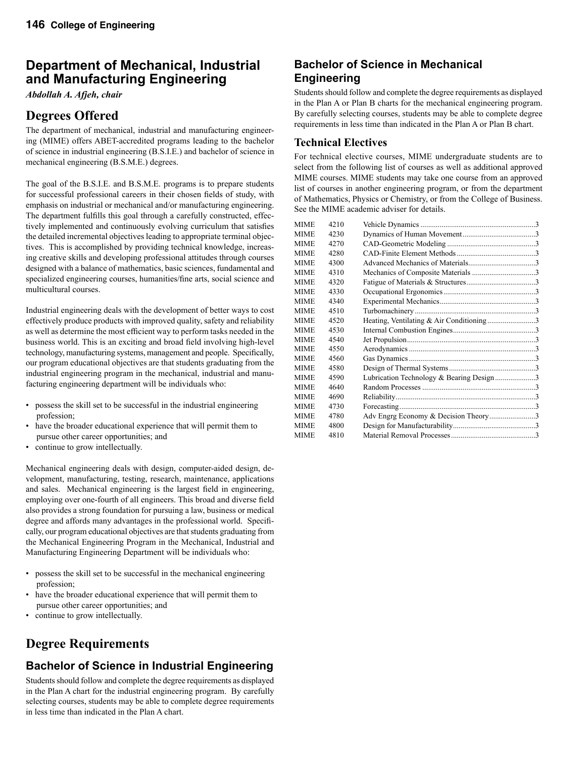# Department of Mechanical, Industrial and Manufacturing Engineering

***Abdollah A. Afjeh, chair***

## Degrees Offered

The department of mechanical, industrial and manufacturing engineering (MIME) offers ABET-accredited programs leading to the bachelor of science in industrial engineering (B.S.I.E.) and bachelor of science in mechanical engineering (B.S.M.E.) degrees.

The goal of the B.S.I.E. and B.S.M.E. programs is to prepare students for successful professional careers in their chosen fields of study, with emphasis on industrial or mechanical and/or manufacturing engineering. The department fulfills this goal through a carefully constructed, effectively implemented and continuously evolving curriculum that satisfies the detailed incremental objectives leading to appropriate terminal objectives. This is accomplished by providing technical knowledge, increasing creative skills and developing professional attitudes through courses designed with a balance of mathematics, basic sciences, fundamental and specialized engineering courses, humanities/fine arts, social science and multicultural courses.

Industrial engineering deals with the development of better ways to cost effectively produce products with improved quality, safety and reliability as well as determine the most efficient way to perform tasks needed in the business world. This is an exciting and broad field involving high-level technology, manufacturing systems, management and people. Specifically, our program educational objectives are that students graduating from the industrial engineering program in the mechanical, industrial and manufacturing engineering department will be individuals who:

- possess the skill set to be successful in the industrial engineering profession;
- have the broader educational experience that will permit them to pursue other career opportunities; and
- continue to grow intellectually.

Mechanical engineering deals with design, computer-aided design, development, manufacturing, testing, research, maintenance, applications and sales. Mechanical engineering is the largest field in engineering, employing over one-fourth of all engineers. This broad and diverse field also provides a strong foundation for pursuing a law, business or medical degree and affords many advantages in the professional world. Specifically, our program educational objectives are that students graduating from the Mechanical Engineering Program in the Mechanical, Industrial and Manufacturing Engineering Department will be individuals who:

- possess the skill set to be successful in the mechanical engineering profession;
- have the broader educational experience that will permit them to pursue other career opportunities; and
- continue to grow intellectually.

## Degree Requirements

### Bachelor of Science in Industrial Engineering

Students should follow and complete the degree requirements as displayed in the Plan A chart for the industrial engineering program. By carefully selecting courses, students may be able to complete degree requirements in less time than indicated in the Plan A chart.

### Bachelor of Science in Mechanical Engineering

Students should follow and complete the degree requirements as displayed in the Plan A or Plan B charts for the mechanical engineering program. By carefully selecting courses, students may be able to complete degree requirements in less time than indicated in the Plan A or Plan B chart.

## Technical Electives

For technical elective courses, MIME undergraduate students are to select from the following list of courses as well as additional approved MIME courses. MIME students may take one course from an approved list of courses in another engineering program, or from the department of Mathematics, Physics or Chemistry, or from the College of Business. See the MIME academic adviser for details.

| | | | |
|---|---|---|---|
| MIME | 4210 | Vehicle Dynamics | 3 |
| MIME | 4230 | Dynamics of Human Movement | 3 |
| MIME | 4270 | CAD-Geometric Modeling | 3 |
| MIME | 4280 | CAD-Finite Element Methods | 3 |
| MIME | 4300 | Advanced Mechanics of Materials | 3 |
| MIME | 4310 | Mechanics of Composite Materials | 3 |
| MIME | 4320 | Fatigue of Materials & Structures | 3 |
| MIME | 4330 | Occupational Ergonomics | 3 |
| MIME | 4340 | Experimental Mechanics | 3 |
| MIME | 4510 | Turbomachinery | 3 |
| MIME | 4520 | Heating, Ventilating & Air Conditioning | 3 |
| MIME | 4530 | Internal Combustion Engines | 3 |
| MIME | 4540 | Jet Propulsion | 3 |
| MIME | 4550 | Aerodynamics | 3 |
| MIME | 4560 | Gas Dynamics | 3 |
| MIME | 4580 | Design of Thermal Systems | 3 |
| MIME | 4590 | Lubrication Technology & Bearing Design | 3 |
| MIME | 4640 | Random Processes | 3 |
| MIME | 4690 | Reliability | 3 |
| MIME | 4730 | Forecasting | 3 |
| MIME | 4780 | Adv Engrg Economy & Decision Theory | 3 |
| MIME | 4800 | Design for Manufacturability | 3 |
| MIME | 4810 | Material Removal Processes | 3 |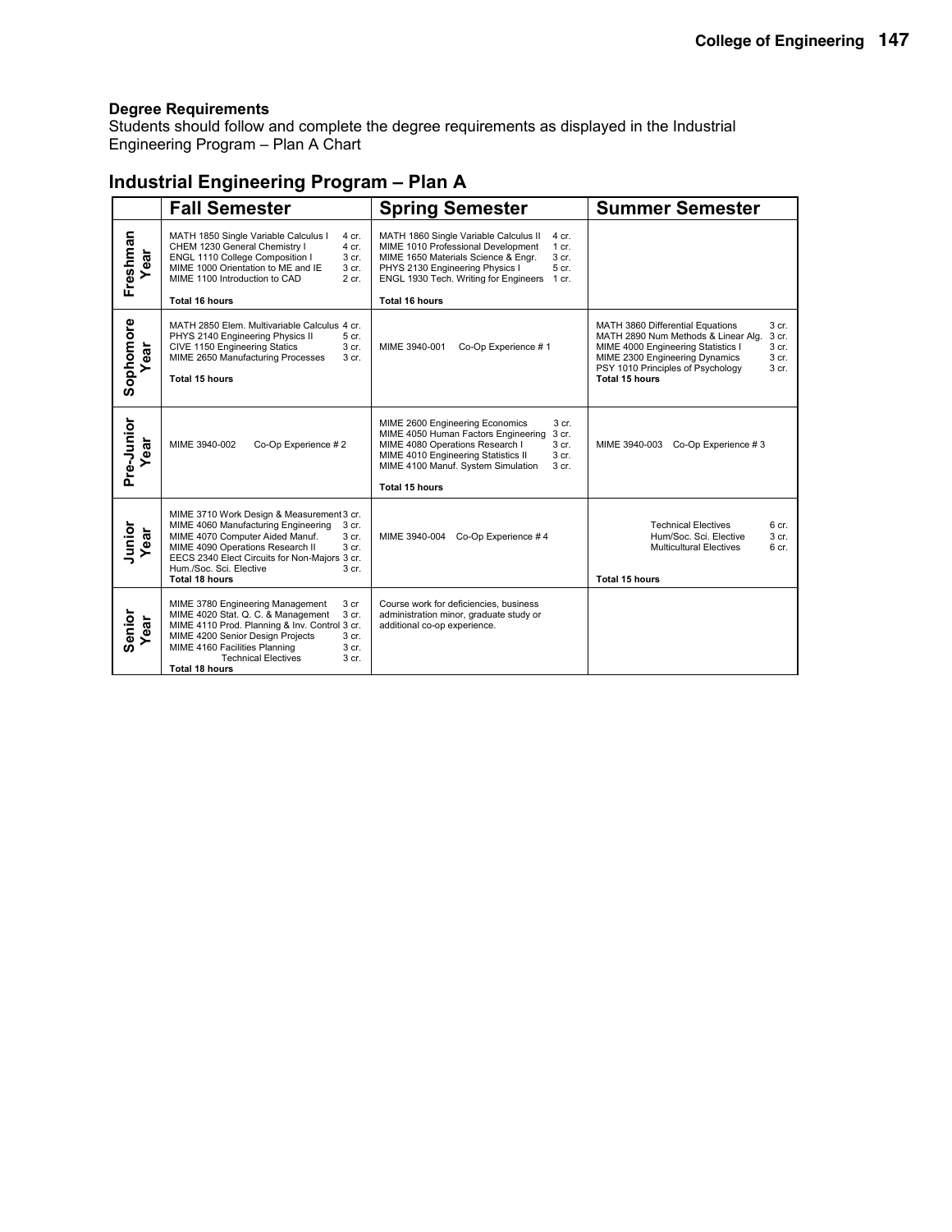**Degree Requirements**
Students should follow and complete the degree requirements as displayed in the Industrial Engineering Program – Plan A Chart

## Industrial Engineering Program – Plan A

| | Fall Semester | Spring Semester | Summer Semester |
|---|---|---|---|
| Freshman Year | MATH 1850 Single Variable Calculus I 4 cr.<br>CHEM 1230 General Chemistry I 4 cr.<br>ENGL 1110 College Composition I 3 cr.<br>MIME 1000 Orientation to ME and IE 3 cr.<br>MIME 1100 Introduction to CAD 2 cr.<br>**Total 16 hours** | MATH 1860 Single Variable Calculus II 4 cr.<br>MIME 1010 Professional Development 1 cr.<br>MIME 1650 Materials Science & Engr. 3 cr.<br>PHYS 2130 Engineering Physics I 5 cr.<br>ENGL 1930 Tech. Writing for Engineers 1 cr.<br>**Total 16 hours** | |
| Sophomore Year | MATH 2850 Elem. Multivariable Calculus 4 cr.<br>PHYS 2140 Engineering Physics II 5 cr.<br>CIVE 1150 Engineering Statics 3 cr.<br>MIME 2650 Manufacturing Processes 3 cr.<br>**Total 15 hours** | MIME 3940-001 Co-Op Experience # 1 | MATH 3860 Differential Equations 3 cr.<br>MATH 2890 Num Methods & Linear Alg. 3 cr.<br>MIME 4000 Engineering Statistics I 3 cr.<br>MIME 2300 Engineering Dynamics 3 cr.<br>PSY 1010 Principles of Psychology 3 cr.<br>**Total 15 hours** |
| Pre-Junior Year | MIME 3940-002 Co-Op Experience # 2 | MIME 2600 Engineering Economics 3 cr.<br>MIME 4050 Human Factors Engineering 3 cr.<br>MIME 4080 Operations Research I 3 cr.<br>MIME 4010 Engineering Statistics II 3 cr.<br>MIME 4100 Manuf. System Simulation 3 cr.<br>**Total 15 hours** | MIME 3940-003 Co-Op Experience # 3 |
| Junior Year | MIME 3710 Work Design & Measurement 3 cr.<br>MIME 4060 Manufacturing Engineering 3 cr.<br>MIME 4070 Computer Aided Manuf. 3 cr.<br>MIME 4090 Operations Research II 3 cr.<br>EECS 2340 Elect Circuits for Non-Majors 3 cr.<br>Hum./Soc. Sci. Elective 3 cr.<br>**Total 18 hours** | MIME 3940-004 Co-Op Experience # 4 | Technical Electives 6 cr.<br>Hum/Soc. Sci. Elective 3 cr.<br>Multicultural Electives 6 cr.<br>**Total 15 hours** |
| Senior Year | MIME 3780 Engineering Management 3 cr<br>MIME 4020 Stat. Q. C. & Management 3 cr.<br>MIME 4110 Prod. Planning & Inv. Control 3 cr.<br>MIME 4200 Senior Design Projects 3 cr.<br>MIME 4160 Facilities Planning 3 cr.<br>Technical Electives 3 cr.<br>**Total 18 hours** | Course work for deficiencies, business administration minor, graduate study or additional co-op experience. | |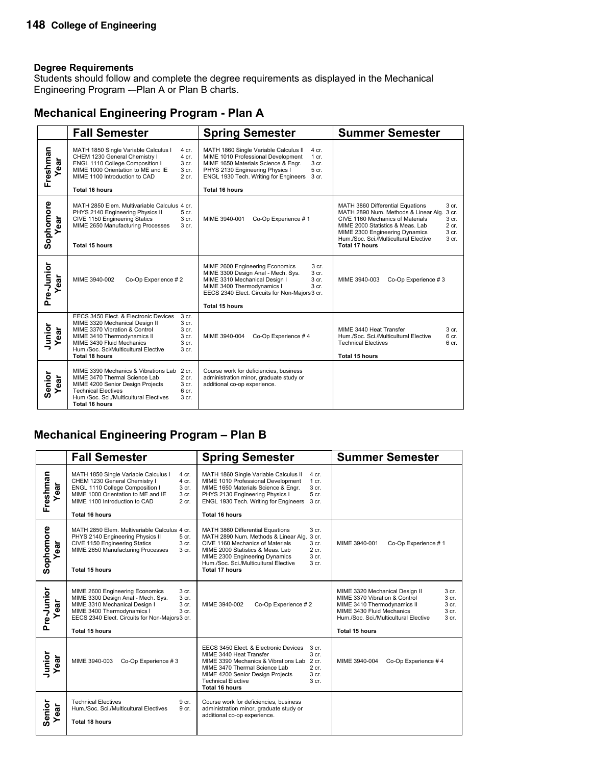## Degree Requirements

Students should follow and complete the degree requirements as displayed in the Mechanical Engineering Program -–Plan A or Plan B charts.

## Mechanical Engineering Program - Plan A

| | Fall Semester | Spring Semester | Summer Semester |
|---|---|---|---|
| Freshman Year | MATH 1850 Single Variable Calculus I 4 cr.<br>CHEM 1230 General Chemistry I 4 cr.<br>ENGL 1110 College Composition I 3 cr.<br>MIME 1000 Orientation to ME and IE 3 cr.<br>MIME 1100 Introduction to CAD 2 cr.<br>**Total 16 hours** | MATH 1860 Single Variable Calculus II 4 cr.<br>MIME 1010 Professional Development 1 cr.<br>MIME 1650 Materials Science & Engr. 3 cr.<br>PHYS 2130 Engineering Physics I 5 cr.<br>ENGL 1930 Tech. Writing for Engineers 3 cr.<br>**Total 16 hours** | |
| Sophomore Year | MATH 2850 Elem. Multivariable Calculus 4 cr.<br>PHYS 2140 Engineering Physics II 5 cr.<br>CIVE 1150 Engineering Statics 3 cr.<br>MIME 2650 Manufacturing Processes 3 cr.<br>**Total 15 hours** | MIME 3940-001 Co-Op Experience # 1 | MATH 3860 Differential Equations 3 cr.<br>MATH 2890 Num. Methods & Linear Alg. 3 cr.<br>CIVE 1160 Mechanics of Materials 3 cr.<br>MIME 2000 Statistics & Meas. Lab 2 cr.<br>MIME 2300 Engineering Dynamics 3 cr.<br>Hum./Soc. Sci./Multicultural Elective 3 cr.<br>**Total 17 hours** |
| Pre-Junior Year | MIME 3940-002 Co-Op Experience # 2 | MIME 2600 Engineering Economics 3 cr.<br>MIME 3300 Design Anal - Mech. Sys. 3 cr.<br>MIME 3310 Mechanical Design I 3 cr.<br>MIME 3400 Thermodynamics I 3 cr.<br>EECS 2340 Elect. Circuits for Non-Majors 3 cr.<br>**Total 15 hours** | MIME 3940-003 Co-Op Experience # 3 |
| Junior Year | EECS 3450 Elect. & Electronic Devices 3 cr.<br>MIME 3320 Mechanical Design II 3 cr.<br>MIME 3370 Vibration & Control 3 cr.<br>MIME 3410 Thermodynamics II 3 cr.<br>MIME 3430 Fluid Mechanics 3 cr.<br>Hum./Soc. Sci/Multicultural Elective 3 cr.<br>**Total 18 hours** | MIME 3940-004 Co-Op Experience # 4 | MIME 3440 Heat Transfer 3 cr.<br>Hum./Soc. Sci./Multicultural Elective 6 cr.<br>Technical Electives 6 cr.<br>**Total 15 hours** |
| Senior Year | MIME 3390 Mechanics & Vibrations Lab 2 cr.<br>MIME 3470 Thermal Science Lab 2 cr.<br>MIME 4200 Senior Design Projects 3 cr.<br>Technical Electives 6 cr.<br>Hum./Soc. Sci./Multicultural Electives 3 cr.<br>**Total 16 hours** | Course work for deficiencies, business administration minor, graduate study or additional co-op experience. | |

## Mechanical Engineering Program – Plan B

| | Fall Semester | Spring Semester | Summer Semester |
|---|---|---|---|
| Freshman Year | MATH 1850 Single Variable Calculus I 4 cr.<br>CHEM 1230 General Chemistry I 4 cr.<br>ENGL 1110 College Composition I 3 cr.<br>MIME 1000 Orientation to ME and IE 3 cr.<br>MIME 1100 Introduction to CAD 2 cr.<br>**Total 16 hours** | MATH 1860 Single Variable Calculus II 4 cr.<br>MIME 1010 Professional Development 1 cr.<br>MIME 1650 Materials Science & Engr. 3 cr.<br>PHYS 2130 Engineering Physics I 5 cr.<br>ENGL 1930 Tech. Writing for Engineers 3 cr.<br>**Total 16 hours** | |
| Sophomore Year | MATH 2850 Elem. Multivariable Calculus 4 cr.<br>PHYS 2140 Engineering Physics II 5 cr.<br>CIVE 1150 Engineering Statics 3 cr.<br>MIME 2650 Manufacturing Processes 3 cr.<br>**Total 15 hours** | MATH 3860 Differential Equations 3 cr.<br>MATH 2890 Num. Methods & Linear Alg. 3 cr.<br>CIVE 1160 Mechanics of Materials 3 cr.<br>MIME 2000 Statistics & Meas. Lab 2 cr.<br>MIME 2300 Engineering Dynamics 3 cr.<br>Hum./Soc. Sci./Multicultural Elective 3 cr.<br>**Total 17 hours** | MIME 3940-001 Co-Op Experience # 1 |
| Pre-Junior Year | MIME 2600 Engineering Economics 3 cr.<br>MIME 3300 Design Anal - Mech. Sys. 3 cr.<br>MIME 3310 Mechanical Design I 3 cr.<br>MIME 3400 Thermodynamics I 3 cr.<br>EECS 2340 Elect. Circuits for Non-Majors 3 cr.<br>**Total 15 hours** | MIME 3940-002 Co-Op Experience # 2 | MIME 3320 Mechanical Design II 3 cr.<br>MIME 3370 Vibration & Control 3 cr.<br>MIME 3410 Thermodynamics II 3 cr.<br>MIME 3430 Fluid Mechanics 3 cr.<br>Hum./Soc. Sci./Multicultural Elective 3 cr.<br>**Total 15 hours** |
| Junior Year | MIME 3940-003 Co-Op Experience # 3 | EECS 3450 Elect. & Electronic Devices 3 cr.<br>MIME 3440 Heat Transfer 3 cr.<br>MIME 3390 Mechanics & Vibrations Lab 2 cr.<br>MIME 3470 Thermal Science Lab 2 cr.<br>MIME 4200 Senior Design Projects 3 cr.<br>Technical Elective 3 cr.<br>**Total 16 hours** | MIME 3940-004 Co-Op Experience # 4 |
| Senior Year | Technical Electives 9 cr.<br>Hum./Soc. Sci./Multicultural Electives 9 cr.<br>**Total 18 hours** | Course work for deficiencies, business administration minor, graduate study or additional co-op experience. | |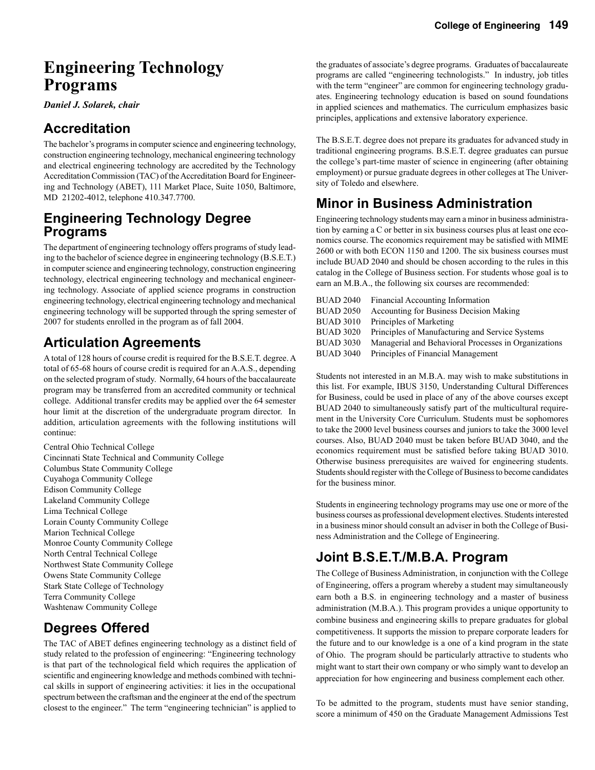# Engineering Technology Programs

***Daniel J. Solarek, chair***

## Accreditation

The bachelor's programs in computer science and engineering technology, construction engineering technology, mechanical engineering technology and electrical engineering technology are accredited by the Technology Accreditation Commission (TAC) of the Accreditation Board for Engineering and Technology (ABET), 111 Market Place, Suite 1050, Baltimore, MD 21202-4012, telephone 410.347.7700.

## Engineering Technology Degree Programs

The department of engineering technology offers programs of study leading to the bachelor of science degree in engineering technology (B.S.E.T.) in computer science and engineering technology, construction engineering technology, electrical engineering technology and mechanical engineering technology. Associate of applied science programs in construction engineering technology, electrical engineering technology and mechanical engineering technology will be supported through the spring semester of 2007 for students enrolled in the program as of fall 2004.

## Articulation Agreements

A total of 128 hours of course credit is required for the B.S.E.T. degree. A total of 65-68 hours of course credit is required for an A.A.S., depending on the selected program of study. Normally, 64 hours of the baccalaureate program may be transferred from an accredited community or technical college. Additional transfer credits may be applied over the 64 semester hour limit at the discretion of the undergraduate program director. In addition, articulation agreements with the following institutions will continue:

Central Ohio Technical College
Cincinnati State Technical and Community College
Columbus State Community College
Cuyahoga Community College
Edison Community College
Lakeland Community College
Lima Technical College
Lorain County Community College
Marion Technical College
Monroe County Community College
North Central Technical College
Northwest State Community College
Owens State Community College
Stark State College of Technology
Terra Community College
Washtenaw Community College

## Degrees Offered

The TAC of ABET defines engineering technology as a distinct field of study related to the profession of engineering: "Engineering technology is that part of the technological field which requires the application of scientific and engineering knowledge and methods combined with technical skills in support of engineering activities: it lies in the occupational spectrum between the craftsman and the engineer at the end of the spectrum closest to the engineer." The term "engineering technician" is applied to the graduates of associate's degree programs. Graduates of baccalaureate programs are called "engineering technologists." In industry, job titles with the term "engineer" are common for engineering technology graduates. Engineering technology education is based on sound foundations in applied sciences and mathematics. The curriculum emphasizes basic principles, applications and extensive laboratory experience.

The B.S.E.T. degree does not prepare its graduates for advanced study in traditional engineering programs. B.S.E.T. degree graduates can pursue the college's part-time master of science in engineering (after obtaining employment) or pursue graduate degrees in other colleges at The University of Toledo and elsewhere.

## Minor in Business Administration

Engineering technology students may earn a minor in business administration by earning a C or better in six business courses plus at least one economics course. The economics requirement may be satisfied with MIME 2600 or with both ECON 1150 and 1200. The six business courses must include BUAD 2040 and should be chosen according to the rules in this catalog in the College of Business section. For students whose goal is to earn an M.B.A., the following six courses are recommended:

| | |
|---|---|
| BUAD 2040 | Financial Accounting Information |
| BUAD 2050 | Accounting for Business Decision Making |
| BUAD 3010 | Principles of Marketing |
| BUAD 3020 | Principles of Manufacturing and Service Systems |
| BUAD 3030 | Managerial and Behavioral Processes in Organizations |
| BUAD 3040 | Principles of Financial Management |

Students not interested in an M.B.A. may wish to make substitutions in this list. For example, IBUS 3150, Understanding Cultural Differences for Business, could be used in place of any of the above courses except BUAD 2040 to simultaneously satisfy part of the multicultural requirement in the University Core Curriculum. Students must be sophomores to take the 2000 level business courses and juniors to take the 3000 level courses. Also, BUAD 2040 must be taken before BUAD 3040, and the economics requirement must be satisfied before taking BUAD 3010. Otherwise business prerequisites are waived for engineering students. Students should register with the College of Business to become candidates for the business minor.

Students in engineering technology programs may use one or more of the business courses as professional development electives. Students interested in a business minor should consult an adviser in both the College of Business Administration and the College of Engineering.

## Joint B.S.E.T./M.B.A. Program

The College of Business Administration, in conjunction with the College of Engineering, offers a program whereby a student may simultaneously earn both a B.S. in engineering technology and a master of business administration (M.B.A.). This program provides a unique opportunity to combine business and engineering skills to prepare graduates for global competitiveness. It supports the mission to prepare corporate leaders for the future and to our knowledge is a one of a kind program in the state of Ohio. The program should be particularly attractive to students who might want to start their own company or who simply want to develop an appreciation for how engineering and business complement each other.

To be admitted to the program, students must have senior standing, score a minimum of 450 on the Graduate Management Admissions Test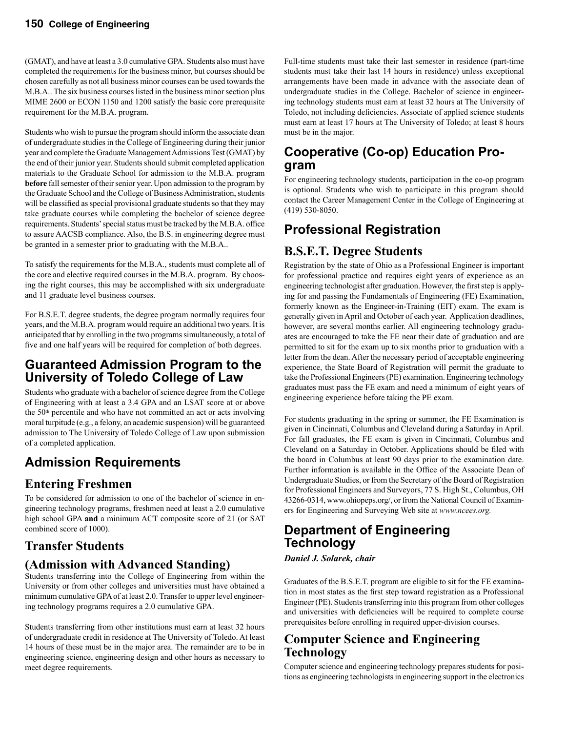(GMAT), and have at least a 3.0 cumulative GPA. Students also must have completed the requirements for the business minor, but courses should be chosen carefully as not all business minor courses can be used towards the M.B.A.. The six business courses listed in the business minor section plus MIME 2600 or ECON 1150 and 1200 satisfy the basic core prerequisite requirement for the M.B.A. program.

Students who wish to pursue the program should inform the associate dean of undergraduate studies in the College of Engineering during their junior year and complete the Graduate Management Admissions Test (GMAT) by the end of their junior year. Students should submit completed application materials to the Graduate School for admission to the M.B.A. program **before** fall semester of their senior year. Upon admission to the program by the Graduate School and the College of Business Administration, students will be classified as special provisional graduate students so that they may take graduate courses while completing the bachelor of science degree requirements. Students' special status must be tracked by the M.B.A. office to assure AACSB compliance. Also, the B.S. in engineering degree must be granted in a semester prior to graduating with the M.B.A..

To satisfy the requirements for the M.B.A., students must complete all of the core and elective required courses in the M.B.A. program. By choosing the right courses, this may be accomplished with six undergraduate and 11 graduate level business courses.

For B.S.E.T. degree students, the degree program normally requires four years, and the M.B.A. program would require an additional two years. It is anticipated that by enrolling in the two programs simultaneously, a total of five and one half years will be required for completion of both degrees.

## Guaranteed Admission Program to the University of Toledo College of Law

Students who graduate with a bachelor of science degree from the College of Engineering with at least a 3.4 GPA and an LSAT score at or above the 50th percentile and who have not committed an act or acts involving moral turpitude (e.g., a felony, an academic suspension) will be guaranteed admission to The University of Toledo College of Law upon submission of a completed application.

## Admission Requirements

### Entering Freshmen

To be considered for admission to one of the bachelor of science in engineering technology programs, freshmen need at least a 2.0 cumulative high school GPA **and** a minimum ACT composite score of 21 (or SAT combined score of 1000).

### Transfer Students

### (Admission with Advanced Standing)

Students transferring into the College of Engineering from within the University or from other colleges and universities must have obtained a minimum cumulative GPA of at least 2.0. Transfer to upper level engineering technology programs requires a 2.0 cumulative GPA.

Students transferring from other institutions must earn at least 32 hours of undergraduate credit in residence at The University of Toledo. At least 14 hours of these must be in the major area. The remainder are to be in engineering science, engineering design and other hours as necessary to meet degree requirements.

Full-time students must take their last semester in residence (part-time students must take their last 14 hours in residence) unless exceptional arrangements have been made in advance with the associate dean of undergraduate studies in the College. Bachelor of science in engineering technology students must earn at least 32 hours at The University of Toledo, not including deficiencies. Associate of applied science students must earn at least 17 hours at The University of Toledo; at least 8 hours must be in the major.

## Cooperative (Co-op) Education Program

For engineering technology students, participation in the co-op program is optional. Students who wish to participate in this program should contact the Career Management Center in the College of Engineering at (419) 530-8050.

## Professional Registration

### B.S.E.T. Degree Students

Registration by the state of Ohio as a Professional Engineer is important for professional practice and requires eight years of experience as an engineering technologist after graduation. However, the first step is applying for and passing the Fundamentals of Engineering (FE) Examination, formerly known as the Engineer-in-Training (EIT) exam. The exam is generally given in April and October of each year. Application deadlines, however, are several months earlier. All engineering technology graduates are encouraged to take the FE near their date of graduation and are permitted to sit for the exam up to six months prior to graduation with a letter from the dean. After the necessary period of acceptable engineering experience, the State Board of Registration will permit the graduate to take the Professional Engineers (PE) examination. Engineering technology graduates must pass the FE exam and need a minimum of eight years of engineering experience before taking the PE exam.

For students graduating in the spring or summer, the FE Examination is given in Cincinnati, Columbus and Cleveland during a Saturday in April. For fall graduates, the FE exam is given in Cincinnati, Columbus and Cleveland on a Saturday in October. Applications should be filed with the board in Columbus at least 90 days prior to the examination date. Further information is available in the Office of the Associate Dean of Undergraduate Studies, or from the Secretary of the Board of Registration for Professional Engineers and Surveyors, 77 S. High St., Columbus, OH 43266-0314, www.ohiopeps.org/, or from the National Council of Examiners for Engineering and Surveying Web site at *www.ncees.org.*

## Department of Engineering Technology

***Daniel J. Solarek, chair***

Graduates of the B.S.E.T. program are eligible to sit for the FE examination in most states as the first step toward registration as a Professional Engineer (PE). Students transferring into this program from other colleges and universities with deficiencies will be required to complete course prerequisites before enrolling in required upper-division courses.

### Computer Science and Engineering Technology

Computer science and engineering technology prepares students for positions as engineering technologists in engineering support in the electronics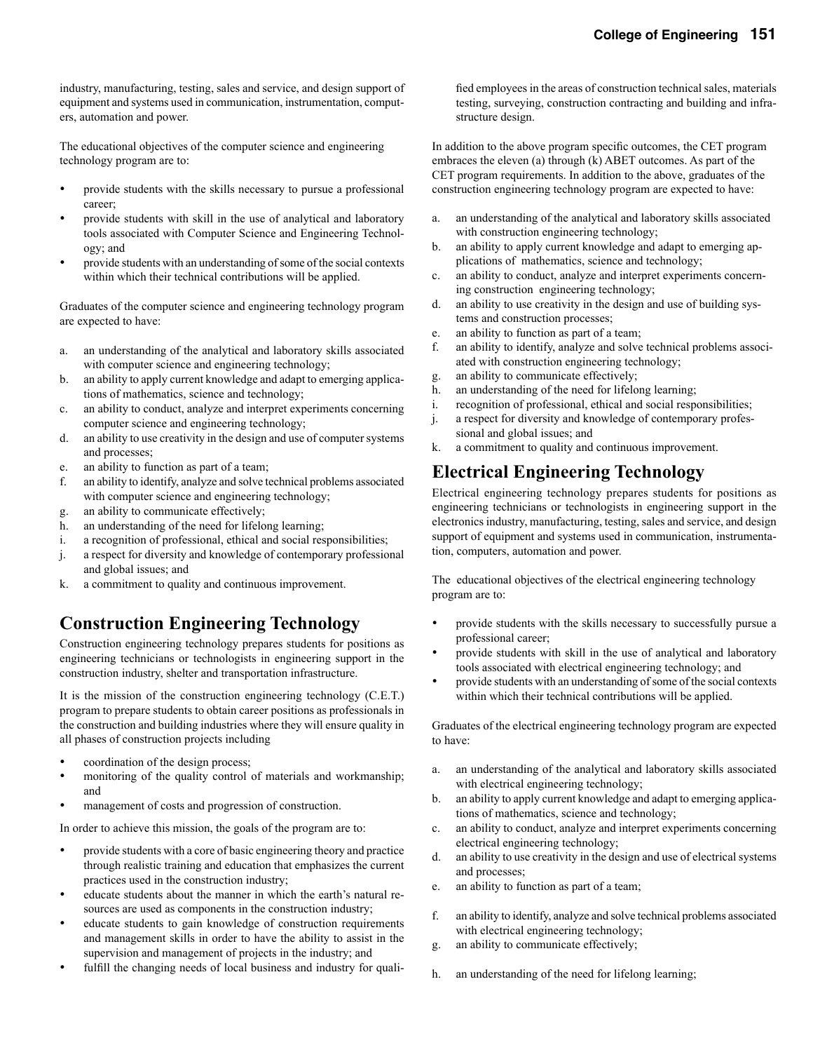industry, manufacturing, testing, sales and service, and design support of equipment and systems used in communication, instrumentation, computers, automation and power.

The educational objectives of the computer science and engineering technology program are to:

- provide students with the skills necessary to pursue a professional career;
- provide students with skill in the use of analytical and laboratory tools associated with Computer Science and Engineering Technology; and
- provide students with an understanding of some of the social contexts within which their technical contributions will be applied.

Graduates of the computer science and engineering technology program are expected to have:

a. an understanding of the analytical and laboratory skills associated with computer science and engineering technology;
b. an ability to apply current knowledge and adapt to emerging applications of mathematics, science and technology;
c. an ability to conduct, analyze and interpret experiments concerning computer science and engineering technology;
d. an ability to use creativity in the design and use of computer systems and processes;
e. an ability to function as part of a team;
f. an ability to identify, analyze and solve technical problems associated with computer science and engineering technology;
g. an ability to communicate effectively;
h. an understanding of the need for lifelong learning;
i. a recognition of professional, ethical and social responsibilities;
j. a respect for diversity and knowledge of contemporary professional and global issues; and
k. a commitment to quality and continuous improvement.

## Construction Engineering Technology

Construction engineering technology prepares students for positions as engineering technicians or technologists in engineering support in the construction industry, shelter and transportation infrastructure.

It is the mission of the construction engineering technology (C.E.T.) program to prepare students to obtain career positions as professionals in the construction and building industries where they will ensure quality in all phases of construction projects including

- coordination of the design process;
- monitoring of the quality control of materials and workmanship; and
- management of costs and progression of construction.

In order to achieve this mission, the goals of the program are to:

- provide students with a core of basic engineering theory and practice through realistic training and education that emphasizes the current practices used in the construction industry;
- educate students about the manner in which the earth's natural resources are used as components in the construction industry;
- educate students to gain knowledge of construction requirements and management skills in order to have the ability to assist in the supervision and management of projects in the industry; and
- fulfill the changing needs of local business and industry for qualified employees in the areas of construction technical sales, materials testing, surveying, construction contracting and building and infrastructure design.

In addition to the above program specific outcomes, the CET program embraces the eleven (a) through (k) ABET outcomes. As part of the CET program requirements. In addition to the above, graduates of the construction engineering technology program are expected to have:

a. an understanding of the analytical and laboratory skills associated with construction engineering technology;
b. an ability to apply current knowledge and adapt to emerging applications of mathematics, science and technology;
c. an ability to conduct, analyze and interpret experiments concerning construction engineering technology;
d. an ability to use creativity in the design and use of building systems and construction processes;
e. an ability to function as part of a team;
f. an ability to identify, analyze and solve technical problems associated with construction engineering technology;
g. an ability to communicate effectively;
h. an understanding of the need for lifelong learning;
i. recognition of professional, ethical and social responsibilities;
j. a respect for diversity and knowledge of contemporary professional and global issues; and
k. a commitment to quality and continuous improvement.

## Electrical Engineering Technology

Electrical engineering technology prepares students for positions as engineering technicians or technologists in engineering support in the electronics industry, manufacturing, testing, sales and service, and design support of equipment and systems used in communication, instrumentation, computers, automation and power.

The educational objectives of the electrical engineering technology program are to:

- provide students with the skills necessary to successfully pursue a professional career;
- provide students with skill in the use of analytical and laboratory tools associated with electrical engineering technology; and
- provide students with an understanding of some of the social contexts within which their technical contributions will be applied.

Graduates of the electrical engineering technology program are expected to have:

a. an understanding of the analytical and laboratory skills associated with electrical engineering technology;
b. an ability to apply current knowledge and adapt to emerging applications of mathematics, science and technology;
c. an ability to conduct, analyze and interpret experiments concerning electrical engineering technology;
d. an ability to use creativity in the design and use of electrical systems and processes;
e. an ability to function as part of a team;
f. an ability to identify, analyze and solve technical problems associated with electrical engineering technology;
g. an ability to communicate effectively;
h. an understanding of the need for lifelong learning;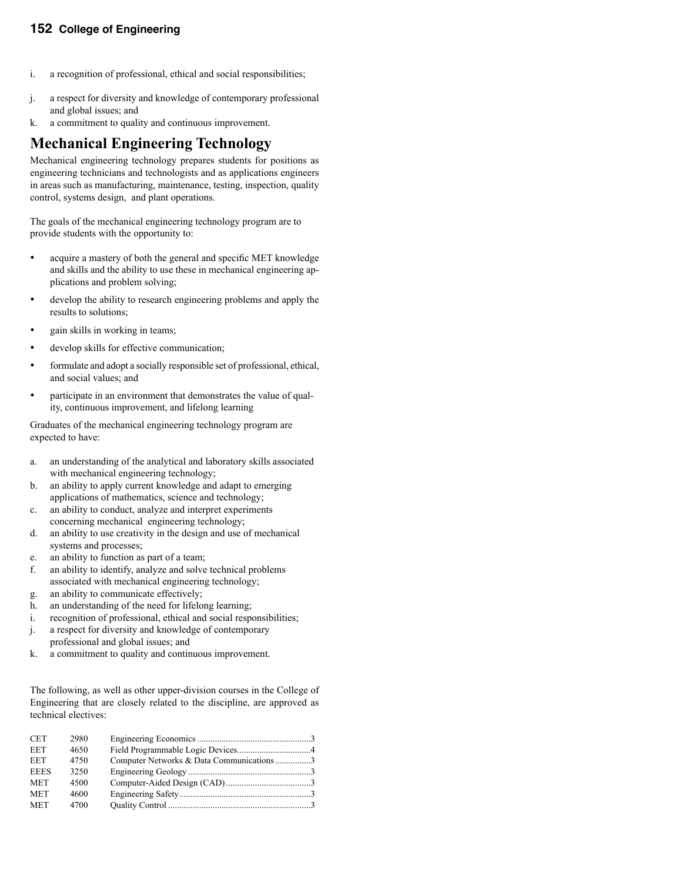i. a recognition of professional, ethical and social responsibilities;

j. a respect for diversity and knowledge of contemporary professional and global issues; and

k. a commitment to quality and continuous improvement.

## Mechanical Engineering Technology

Mechanical engineering technology prepares students for positions as engineering technicians and technologists and as applications engineers in areas such as manufacturing, maintenance, testing, inspection, quality control, systems design, and plant operations.

The goals of the mechanical engineering technology program are to provide students with the opportunity to:

- acquire a mastery of both the general and specific MET knowledge and skills and the ability to use these in mechanical engineering applications and problem solving;
- develop the ability to research engineering problems and apply the results to solutions;
- gain skills in working in teams;
- develop skills for effective communication;
- formulate and adopt a socially responsible set of professional, ethical, and social values; and
- participate in an environment that demonstrates the value of quality, continuous improvement, and lifelong learning

Graduates of the mechanical engineering technology program are expected to have:

a. an understanding of the analytical and laboratory skills associated with mechanical engineering technology;
b. an ability to apply current knowledge and adapt to emerging applications of mathematics, science and technology;
c. an ability to conduct, analyze and interpret experiments concerning mechanical engineering technology;
d. an ability to use creativity in the design and use of mechanical systems and processes;
e. an ability to function as part of a team;
f. an ability to identify, analyze and solve technical problems associated with mechanical engineering technology;
g. an ability to communicate effectively;
h. an understanding of the need for lifelong learning;
i. recognition of professional, ethical and social responsibilities;
j. a respect for diversity and knowledge of contemporary professional and global issues; and
k. a commitment to quality and continuous improvement.

The following, as well as other upper-division courses in the College of Engineering that are closely related to the discipline, are approved as technical electives:

| | | | |
|---|---|---|---|
| CET | 2980 | Engineering Economics | 3 |
| EET | 4650 | Field Programmable Logic Devices | 4 |
| EET | 4750 | Computer Networks & Data Communications | 3 |
| EEES | 3250 | Engineering Geology | 3 |
| MET | 4500 | Computer-Aided Design (CAD) | 3 |
| MET | 4600 | Engineering Safety | 3 |
| MET | 4700 | Quality Control | 3 |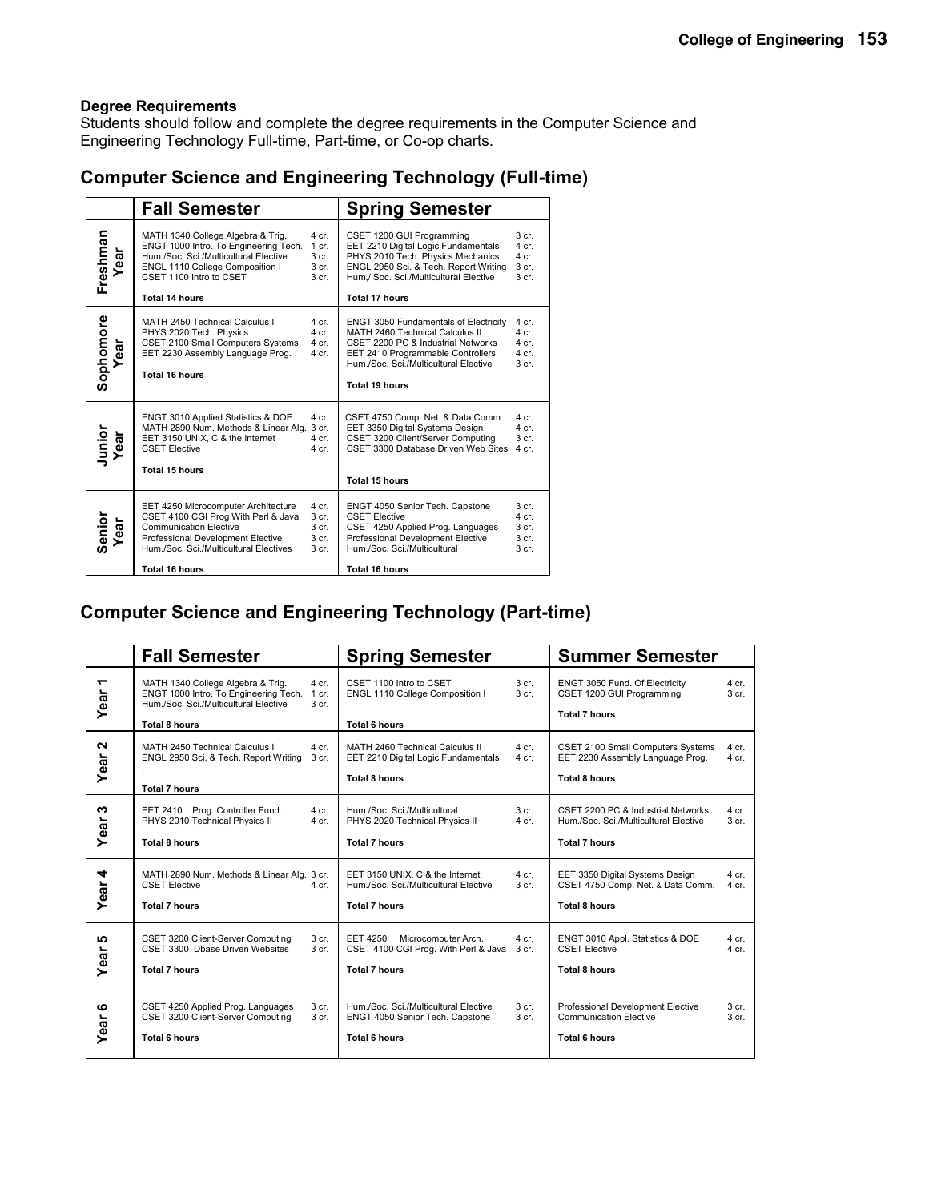### Degree Requirements

Students should follow and complete the degree requirements in the Computer Science and Engineering Technology Full-time, Part-time, or Co-op charts.

## Computer Science and Engineering Technology (Full-time)

| | Fall Semester | | Spring Semester | |
|---|---|---|---|---|
| Freshman Year | MATH 1340 College Algebra & Trig. | 4 cr. | CSET 1200 GUI Programming | 3 cr. |
| | ENGT 1000 Intro. To Engineering Tech. | 1 cr. | EET 2210 Digital Logic Fundamentals | 4 cr. |
| | Hum./Soc. Sci./Multicultural Elective | 3 cr. | PHYS 2010 Tech. Physics Mechanics | 4 cr. |
| | ENGL 1110 College Composition I | 3 cr. | ENGL 2950 Sci. & Tech. Report Writing | 3 cr. |
| | CSET 1100 Intro to CSET | 3 cr. | Hum,/ Soc. Sci./Multicultural Elective | 3 cr. |
| | Total 14 hours | | Total 17 hours | |
| Sophomore Year | MATH 2450 Technical Calculus I | 4 cr. | ENGT 3050 Fundamentals of Electricity | 4 cr. |
| | PHYS 2020 Tech. Physics | 4 cr. | MATH 2460 Technical Calculus II | 4 cr. |
| | CSET 2100 Small Computers Systems | 4 cr. | CSET 2200 PC & Industrial Networks | 4 cr. |
| | EET 2230 Assembly Language Prog. | 4 cr. | EET 2410 Programmable Controllers | 4 cr. |
| | | | Hum./Soc. Sci./Multicultural Elective | 3 cr. |
| | Total 16 hours | | Total 19 hours | |
| Junior Year | ENGT 3010 Applied Statistics & DOE | 4 cr. | CSET 4750 Comp. Net. & Data Comm | 4 cr. |
| | MATH 2890 Num. Methods & Linear Alg. | 3 cr. | EET 3350 Digital Systems Design | 4 cr. |
| | EET 3150 UNIX, C & the Internet | 4 cr. | CSET 3200 Client/Server Computing | 3 cr. |
| | CSET Elective | 4 cr. | CSET 3300 Database Driven Web Sites | 4 cr. |
| | Total 15 hours | | Total 15 hours | |
| Senior Year | EET 4250 Microcomputer Architecture | 4 cr. | ENGT 4050 Senior Tech. Capstone | 3 cr. |
| | CSET 4100 CGI Prog With Perl & Java | 3 cr. | CSET Elective | 4 cr. |
| | Communication Elective | 3 cr. | CSET 4250 Applied Prog. Languages | 3 cr. |
| | Professional Development Elective | 3 cr. | Professional Development Elective | 3 cr. |
| | Hum./Soc. Sci./Multicultural Electives | 3 cr. | Hum./Soc. Sci./Multicultural | 3 cr. |
| | Total 16 hours | | Total 16 hours | |

## Computer Science and Engineering Technology (Part-time)

| | Fall Semester | | Spring Semester | | Summer Semester | |
|---|---|---|---|---|---|---|
| Year 1 | MATH 1340 College Algebra & Trig. | 4 cr. | CSET 1100 Intro to CSET | 3 cr. | ENGT 3050 Fund. Of Electricity | 4 cr. |
| | ENGT 1000 Intro. To Engineering Tech. | 1 cr. | ENGL 1110 College Composition I | 3 cr. | CSET 1200 GUI Programming | 3 cr. |
| | Hum./Soc. Sci./Multicultural Elective | 3 cr. | | | | |
| | Total 8 hours | | Total 6 hours | | Total 7 hours | |
| Year 2 | MATH 2450 Technical Calculus I | 4 cr. | MATH 2460 Technical Calculus II | 4 cr. | CSET 2100 Small Computers Systems | 4 cr. |
| | ENGL 2950 Sci. & Tech. Report Writing | 3 cr. | EET 2210 Digital Logic Fundamentals | 4 cr. | EET 2230 Assembly Language Prog. | 4 cr. |
| | Total 7 hours | | Total 8 hours | | Total 8 hours | |
| Year 3 | EET 2410 Prog. Controller Fund. | 4 cr. | Hum./Soc. Sci./Multicultural | 3 cr. | CSET 2200 PC & Industrial Networks | 4 cr. |
| | PHYS 2010 Technical Physics II | 4 cr. | PHYS 2020 Technical Physics II | 4 cr. | Hum./Soc. Sci./Multicultural Elective | 3 cr. |
| | Total 8 hours | | Total 7 hours | | Total 7 hours | |
| Year 4 | MATH 2890 Num. Methods & Linear Alg. | 3 cr. | EET 3150 UNIX, C & the Internet | 4 cr. | EET 3350 Digital Systems Design | 4 cr. |
| | CSET Elective | 4 cr. | Hum./Soc. Sci./Multicultural Elective | 3 cr. | CSET 4750 Comp. Net. & Data Comm. | 4 cr. |
| | Total 7 hours | | Total 7 hours | | Total 8 hours | |
| Year 5 | CSET 3200 Client-Server Computing | 3 cr. | EET 4250 Microcomputer Arch. | 4 cr. | ENGT 3010 Appl. Statistics & DOE | 4 cr. |
| | CSET 3300 Dbase Driven Websites | 3 cr. | CSET 4100 CGI Prog. With Perl & Java | 3 cr. | CSET Elective | 4 cr. |
| | Total 7 hours | | Total 7 hours | | Total 8 hours | |
| Year 6 | CSET 4250 Applied Prog. Languages | 3 cr. | Hum./Soc. Sci./Multicultural Elective | 3 cr. | Professional Development Elective | 3 cr. |
| | CSET 3200 Client-Server Computing | 3 cr. | ENGT 4050 Senior Tech. Capstone | 3 cr. | Communication Elective | 3 cr. |
| | Total 6 hours | | Total 6 hours | | Total 6 hours | |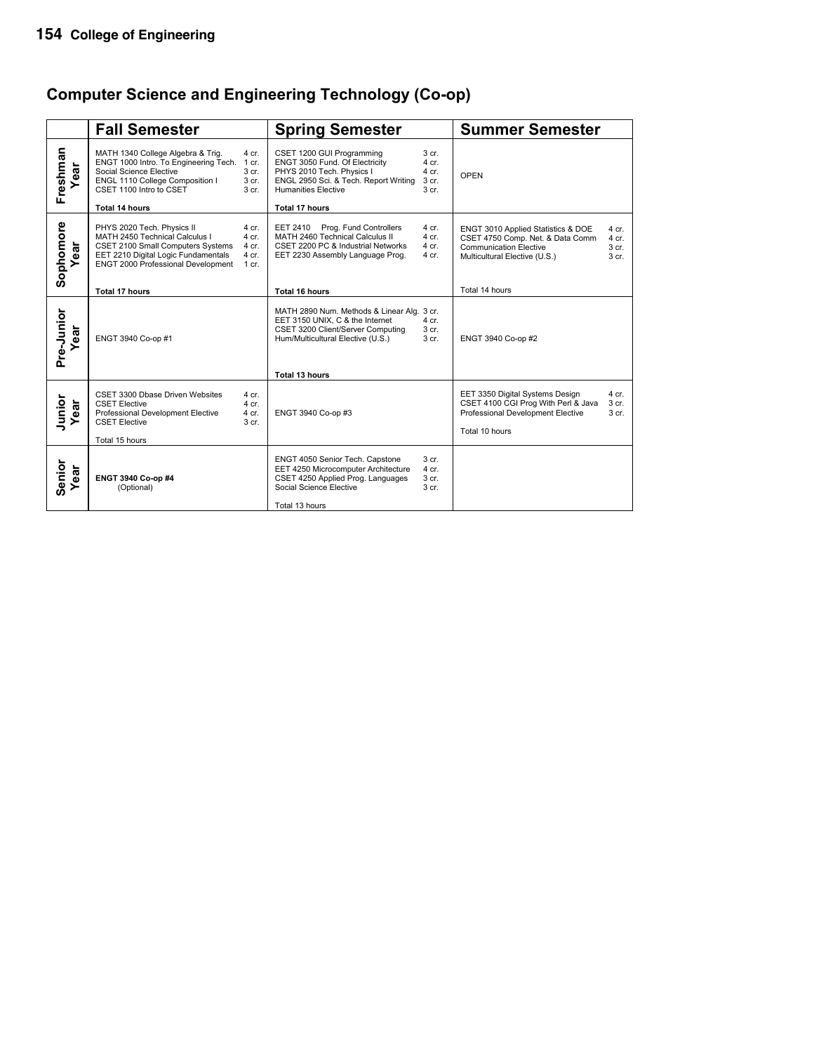## Computer Science and Engineering Technology (Co-op)

| | Fall Semester | Spring Semester | Summer Semester |
|---|---|---|---|
| **Freshman Year** | MATH 1340 College Algebra & Trig. 4 cr.<br>ENGT 1000 Intro. To Engineering Tech. 1 cr.<br>Social Science Elective 3 cr.<br>ENGL 1110 College Composition I 3 cr.<br>CSET 1100 Intro to CSET 3 cr.<br>**Total 14 hours** | CSET 1200 GUI Programming 3 cr.<br>ENGT 3050 Fund. Of Electricity 4 cr.<br>PHYS 2010 Tech. Physics I 4 cr.<br>ENGL 2950 Sci. & Tech. Report Writing 3 cr.<br>Humanities Elective 3 cr.<br>**Total 17 hours** | OPEN |
| **Sophomore Year** | PHYS 2020 Tech. Physics II 4 cr.<br>MATH 2450 Technical Calculus I 4 cr.<br>CSET 2100 Small Computers Systems 4 cr.<br>EET 2210 Digital Logic Fundamentals 4 cr.<br>ENGT 2000 Professional Development 1 cr.<br>**Total 17 hours** | EET 2410 Prog. Fund Controllers 4 cr.<br>MATH 2460 Technical Calculus II 4 cr.<br>CSET 2200 PC & Industrial Networks 4 cr.<br>EET 2230 Assembly Language Prog. 4 cr.<br>**Total 16 hours** | ENGT 3010 Applied Statistics & DOE 4 cr.<br>CSET 4750 Comp. Net. & Data Comm 4 cr.<br>Communication Elective 3 cr.<br>Multicultural Elective (U.S.) 3 cr.<br>Total 14 hours |
| **Pre-Junior Year** | ENGT 3940 Co-op #1 | MATH 2890 Num. Methods & Linear Alg. 3 cr.<br>EET 3150 UNIX, C & the Internet 4 cr.<br>CSET 3200 Client/Server Computing 3 cr.<br>Hum/Multicultural Elective (U.S.) 3 cr.<br>**Total 13 hours** | ENGT 3940 Co-op #2 |
| **Junior Year** | CSET 3300 Dbase Driven Websites 4 cr.<br>CSET Elective 4 cr.<br>Professional Development Elective 4 cr.<br>CSET Elective 3 cr.<br>Total 15 hours | ENGT 3940 Co-op #3 | EET 3350 Digital Systems Design 4 cr.<br>CSET 4100 CGI Prog With Perl & Java 3 cr.<br>Professional Development Elective 3 cr.<br>Total 10 hours |
| **Senior Year** | **ENGT 3940 Co-op #4**<br>(Optional) | ENGT 4050 Senior Tech. Capstone 3 cr.<br>EET 4250 Microcomputer Architecture 4 cr.<br>CSET 4250 Applied Prog. Languages 3 cr.<br>Social Science Elective 3 cr.<br>Total 13 hours | |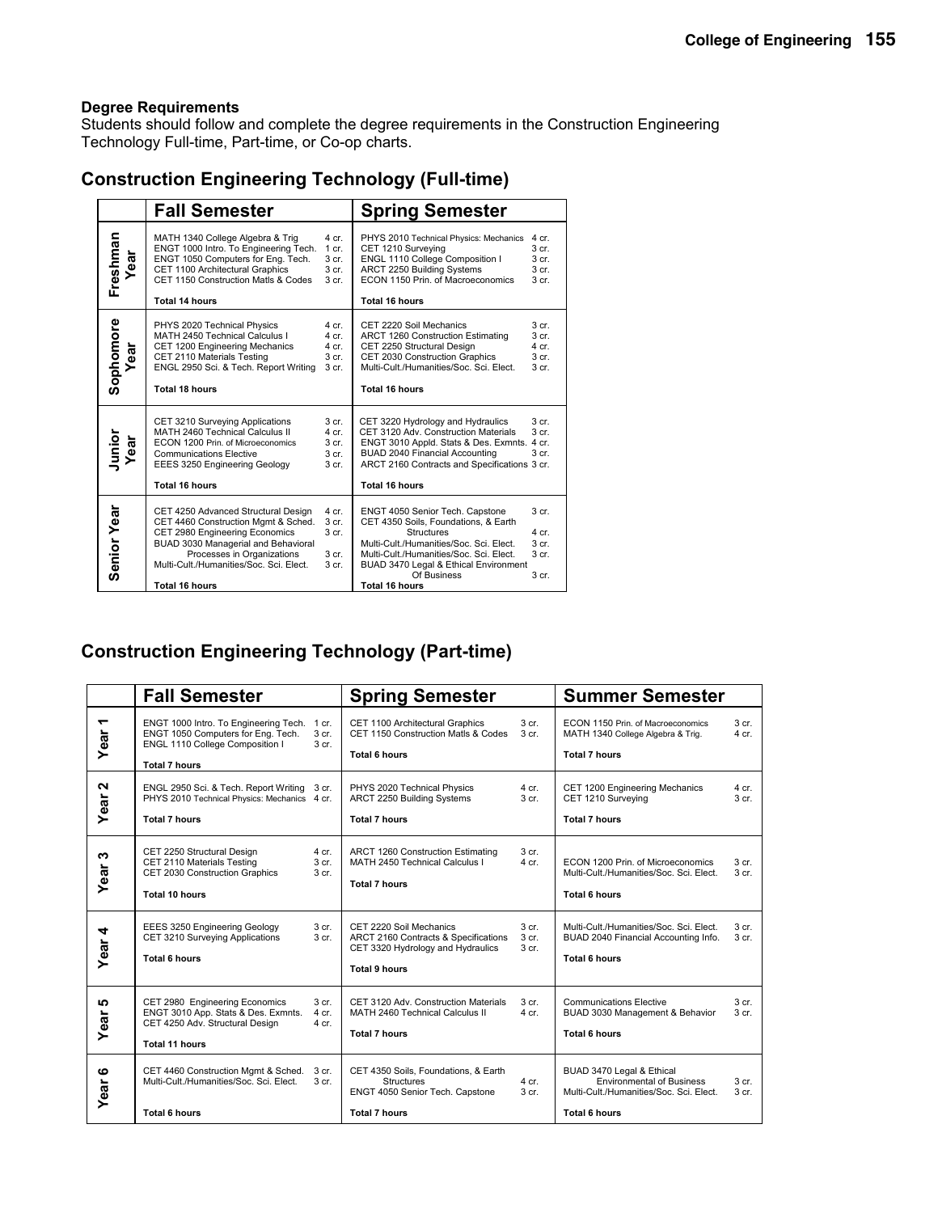**Degree Requirements**
Students should follow and complete the degree requirements in the Construction Engineering Technology Full-time, Part-time, or Co-op charts.

## Construction Engineering Technology (Full-time)

| | Fall Semester | | Spring Semester | |
|---|---|---|---|---|
| Freshman Year | MATH 1340 College Algebra & Trig | 4 cr. | PHYS 2010 Technical Physics: Mechanics | 4 cr. |
| | ENGT 1000 Intro. To Engineering Tech. | 1 cr. | CET 1210 Surveying | 3 cr. |
| | ENGT 1050 Computers for Eng. Tech. | 3 cr. | ENGL 1110 College Composition I | 3 cr. |
| | CET 1100 Architectural Graphics | 3 cr. | ARCT 2250 Building Systems | 3 cr. |
| | CET 1150 Construction Matls & Codes | 3 cr. | ECON 1150 Prin. of Macroeconomics | 3 cr. |
| | **Total 14 hours** | | **Total 16 hours** | |
| Sophomore Year | PHYS 2020 Technical Physics | 4 cr. | CET 2220 Soil Mechanics | 3 cr. |
| | MATH 2450 Technical Calculus I | 4 cr. | ARCT 1260 Construction Estimating | 3 cr. |
| | CET 1200 Engineering Mechanics | 4 cr. | CET 2250 Structural Design | 4 cr. |
| | CET 2110 Materials Testing | 3 cr. | CET 2030 Construction Graphics | 3 cr. |
| | ENGL 2950 Sci. & Tech. Report Writing | 3 cr. | Multi-Cult./Humanities/Soc. Sci. Elect. | 3 cr. |
| | **Total 18 hours** | | **Total 16 hours** | |
| Junior Year | CET 3210 Surveying Applications | 3 cr. | CET 3220 Hydrology and Hydraulics | 3 cr. |
| | MATH 2460 Technical Calculus II | 4 cr. | CET 3120 Adv. Construction Materials | 3 cr. |
| | ECON 1200 Prin. of Microeconomics | 3 cr. | ENGT 3010 Appld. Stats & Des. Exmnts. | 4 cr. |
| | Communications Elective | 3 cr. | BUAD 2040 Financial Accounting | 3 cr. |
| | EEES 3250 Engineering Geology | 3 cr. | ARCT 2160 Contracts and Specifications | 3 cr. |
| | **Total 16 hours** | | **Total 16 hours** | |
| Senior Year | CET 4250 Advanced Structural Design | 4 cr. | ENGT 4050 Senior Tech. Capstone | 3 cr. |
| | CET 4460 Construction Mgmt & Sched. | 3 cr. | CET 4350 Soils, Foundations, & Earth Structures | 4 cr. |
| | CET 2980 Engineering Economics | 3 cr. | Multi-Cult./Humanities/Soc. Sci. Elect. | 3 cr. |
| | BUAD 3030 Managerial and Behavioral Processes in Organizations | 3 cr. | Multi-Cult./Humanities/Soc. Sci. Elect. | 3 cr. |
| | Multi-Cult./Humanities/Soc. Sci. Elect. | 3 cr. | BUAD 3470 Legal & Ethical Environment Of Business | 3 cr. |
| | **Total 16 hours** | | **Total 16 hours** | |

## Construction Engineering Technology (Part-time)

| | Fall Semester | | Spring Semester | | Summer Semester | |
|---|---|---|---|---|---|---|
| Year 1 | ENGT 1000 Intro. To Engineering Tech. | 1 cr. | CET 1100 Architectural Graphics | 3 cr. | ECON 1150 Prin. of Macroeconomics | 3 cr. |
| | ENGT 1050 Computers for Eng. Tech. | 3 cr. | CET 1150 Construction Matls & Codes | 3 cr. | MATH 1340 College Algebra & Trig. | 4 cr. |
| | ENGL 1110 College Composition I | 3 cr. | | | | |
| | **Total 7 hours** | | **Total 6 hours** | | **Total 7 hours** | |
| Year 2 | ENGL 2950 Sci. & Tech. Report Writing | 3 cr. | PHYS 2020 Technical Physics | 4 cr. | CET 1200 Engineering Mechanics | 4 cr. |
| | PHYS 2010 Technical Physics: Mechanics | 4 cr. | ARCT 2250 Building Systems | 3 cr. | CET 1210 Surveying | 3 cr. |
| | **Total 7 hours** | | **Total 7 hours** | | **Total 7 hours** | |
| Year 3 | CET 2250 Structural Design | 4 cr. | ARCT 1260 Construction Estimating | 3 cr. | ECON 1200 Prin. of Microeconomics | 3 cr. |
| | CET 2110 Materials Testing | 3 cr. | MATH 2450 Technical Calculus I | 4 cr. | Multi-Cult./Humanities/Soc. Sci. Elect. | 3 cr. |
| | CET 2030 Construction Graphics | 3 cr. | | | | |
| | **Total 10 hours** | | **Total 7 hours** | | **Total 6 hours** | |
| Year 4 | EEES 3250 Engineering Geology | 3 cr. | CET 2220 Soil Mechanics | 3 cr. | Multi-Cult./Humanities/Soc. Sci. Elect. | 3 cr. |
| | CET 3210 Surveying Applications | 3 cr. | ARCT 2160 Contracts & Specifications | 3 cr. | BUAD 2040 Financial Accounting Info. | 3 cr. |
| | | | CET 3320 Hydrology and Hydraulics | 3 cr. | | |
| | **Total 6 hours** | | **Total 9 hours** | | **Total 6 hours** | |
| Year 5 | CET 2980 Engineering Economics | 3 cr. | CET 3120 Adv. Construction Materials | 3 cr. | Communications Elective | 3 cr. |
| | ENGT 3010 App. Stats & Des. Exmnts. | 4 cr. | MATH 2460 Technical Calculus II | 4 cr. | BUAD 3030 Management & Behavior | 3 cr. |
| | CET 4250 Adv. Structural Design | 4 cr. | | | | |
| | **Total 11 hours** | | **Total 7 hours** | | **Total 6 hours** | |
| Year 6 | CET 4460 Construction Mgmt & Sched. | 3 cr. | CET 4350 Soils, Foundations, & Earth Structures | 4 cr. | BUAD 3470 Legal & Ethical Environmental of Business | 3 cr. |
| | Multi-Cult./Humanities/Soc. Sci. Elect. | 3 cr. | ENGT 4050 Senior Tech. Capstone | 3 cr. | Multi-Cult./Humanities/Soc. Sci. Elect. | 3 cr. |
| | **Total 6 hours** | | **Total 7 hours** | | **Total 6 hours** | |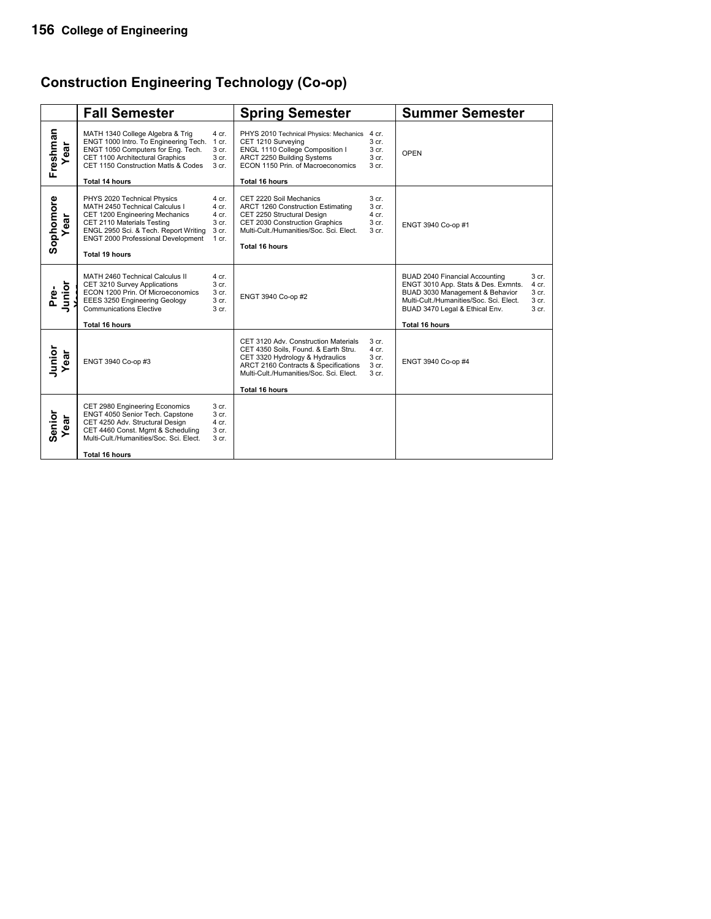## Construction Engineering Technology (Co-op)

| | Fall Semester | Spring Semester | Summer Semester |
|---|---|---|---|
| Freshman Year | MATH 1340 College Algebra & Trig 4 cr.<br>ENGT 1000 Intro. To Engineering Tech. 1 cr.<br>ENGT 1050 Computers for Eng. Tech. 3 cr.<br>CET 1100 Architectural Graphics 3 cr.<br>CET 1150 Construction Matls & Codes 3 cr.<br>**Total 14 hours** | PHYS 2010 Technical Physics: Mechanics 4 cr.<br>CET 1210 Surveying 3 cr.<br>ENGL 1110 College Composition I 3 cr.<br>ARCT 2250 Building Systems 3 cr.<br>ECON 1150 Prin. of Macroeconomics 3 cr.<br>**Total 16 hours** | OPEN |
| Sophomore Year | PHYS 2020 Technical Physics 4 cr.<br>MATH 2450 Technical Calculus I 4 cr.<br>CET 1200 Engineering Mechanics 4 cr.<br>CET 2110 Materials Testing 3 cr.<br>ENGL 2950 Sci. & Tech. Report Writing 3 cr.<br>ENGT 2000 Professional Development 1 cr.<br>**Total 19 hours** | CET 2220 Soil Mechanics 3 cr.<br>ARCT 1260 Construction Estimating 3 cr.<br>CET 2250 Structural Design 4 cr.<br>CET 2030 Construction Graphics 3 cr.<br>Multi-Cult./Humanities/Soc. Sci. Elect. 3 cr.<br>**Total 16 hours** | ENGT 3940 Co-op #1 |
| Pre-Junior Year | MATH 2460 Technical Calculus II 4 cr.<br>CET 3210 Survey Applications 3 cr.<br>ECON 1200 Prin. Of Microeconomics 3 cr.<br>EEES 3250 Engineering Geology 3 cr.<br>Communications Elective 3 cr.<br>**Total 16 hours** | ENGT 3940 Co-op #2 | BUAD 2040 Financial Accounting 3 cr.<br>ENGT 3010 App. Stats & Des. Exmnts. 4 cr.<br>BUAD 3030 Management & Behavior 3 cr.<br>Multi-Cult./Humanities/Soc. Sci. Elect. 3 cr.<br>BUAD 3470 Legal & Ethical Env. 3 cr.<br>**Total 16 hours** |
| Junior Year | ENGT 3940 Co-op #3 | CET 3120 Adv. Construction Materials 3 cr.<br>CET 4350 Soils, Found. & Earth Stru. 4 cr.<br>CET 3320 Hydrology & Hydraulics 3 cr.<br>ARCT 2160 Contracts & Specifications 3 cr.<br>Multi-Cult./Humanities/Soc. Sci. Elect. 3 cr.<br>**Total 16 hours** | ENGT 3940 Co-op #4 |
| Senior Year | CET 2980 Engineering Economics 3 cr.<br>ENGT 4050 Senior Tech. Capstone 3 cr.<br>CET 4250 Adv. Structural Design 4 cr.<br>CET 4460 Const. Mgmt & Scheduling 3 cr.<br>Multi-Cult./Humanities/Soc. Sci. Elect. 3 cr.<br>**Total 16 hours** | | |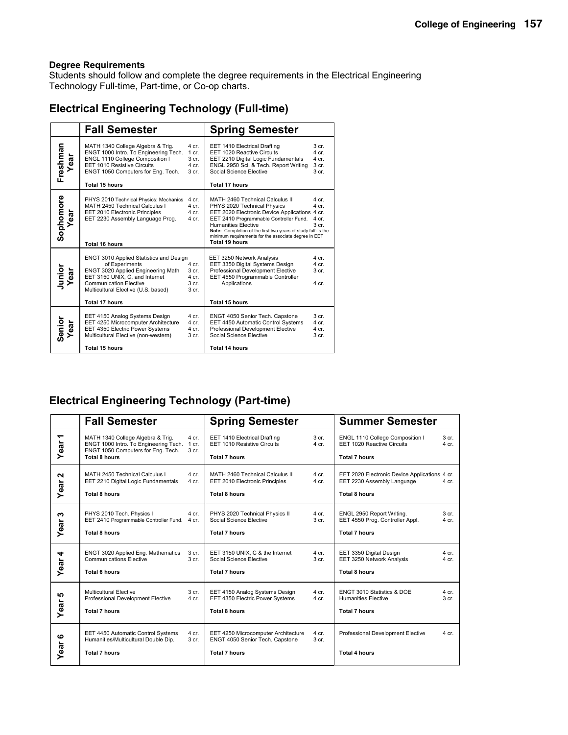**Degree Requirements**
Students should follow and complete the degree requirements in the Electrical Engineering Technology Full-time, Part-time, or Co-op charts.

## Electrical Engineering Technology (Full-time)

| | Fall Semester | | Spring Semester | |
|---|---|---|---|---|
| Freshman Year | MATH 1340 College Algebra & Trig. | 4 cr. | EET 1410 Electrical Drafting | 3 cr. |
| | ENGT 1000 Intro. To Engineering Tech. | 1 cr. | EET 1020 Reactive Circuits | 4 cr. |
| | ENGL 1110 College Composition I | 3 cr. | EET 2210 Digital Logic Fundamentals | 4 cr. |
| | EET 1010 Resistive Circuits | 4 cr. | ENGL 2950 Sci. & Tech. Report Writing | 3 cr. |
| | ENGT 1050 Computers for Eng. Tech. | 3 cr. | Social Science Elective | 3 cr. |
| | **Total 15 hours** | | **Total 17 hours** | |
| Sophomore Year | PHYS 2010 Technical Physics: Mechanics | 4 cr. | MATH 2460 Technical Calculus II | 4 cr. |
| | MATH 2450 Technical Calculus I | 4 cr. | PHYS 2020 Technical Physics | 4 cr. |
| | EET 2010 Electronic Principles | 4 cr. | EET 2020 Electronic Device Applications | 4 cr. |
| | EET 2230 Assembly Language Prog. | 4 cr. | EET 2410 Programmable Controller Fund. | 4 cr. |
| | | | Humanities Elective | 3 cr. |
| | | | **Note:** Completion of the first two years of study fulfills the minimum requirements for the associate degree in EET | |
| | **Total 16 hours** | | **Total 19 hours** | |
| Junior Year | ENGT 3010 Applied Statistics and Design of Experiments | 4 cr. | EET 3250 Network Analysis | 4 cr. |
| | ENGT 3020 Applied Engineering Math | 3 cr. | EET 3350 Digital Systems Design | 4 cr. |
| | EET 3150 UNIX, C, and Internet | 4 cr. | Professional Development Elective | 3 cr. |
| | Communication Elective | 3 cr. | EET 4550 Programmable Controller Applications | 4 cr. |
| | Multicultural Elective (U.S. based) | 3 cr. | | |
| | **Total 17 hours** | | **Total 15 hours** | |
| Senior Year | EET 4150 Analog Systems Design | 4 cr. | ENGT 4050 Senior Tech. Capstone | 3 cr. |
| | EET 4250 Microcomputer Architecture | 4 cr. | EET 4450 Automatic Control Systems | 4 cr. |
| | EET 4350 Electric Power Systems | 4 cr. | Professional Development Elective | 4 cr. |
| | Multicultural Elective (non-western) | 3 cr. | Social Science Elective | 3 cr. |
| | **Total 15 hours** | | **Total 14 hours** | |

## Electrical Engineering Technology (Part-time)

| | Fall Semester | | Spring Semester | | Summer Semester | |
|---|---|---|---|---|---|---|
| Year 1 | MATH 1340 College Algebra & Trig. | 4 cr. | EET 1410 Electrical Drafting | 3 cr. | ENGL 1110 College Composition I | 3 cr. |
| | ENGT 1000 Intro. To Engineering Tech. | 1 cr. | EET 1010 Resistive Circuits | 4 cr. | EET 1020 Reactive Circuits | 4 cr. |
| | ENGT 1050 Computers for Eng. Tech. | 3 cr. | | | | |
| | **Total 8 hours** | | **Total 7 hours** | | **Total 7 hours** | |
| Year 2 | MATH 2450 Technical Calculus I | 4 cr. | MATH 2460 Technical Calculus II | 4 cr. | EET 2020 Electronic Device Applications | 4 cr. |
| | EET 2210 Digital Logic Fundamentals | 4 cr. | EET 2010 Electronic Principles | 4 cr. | EET 2230 Assembly Language | 4 cr. |
| | **Total 8 hours** | | **Total 8 hours** | | **Total 8 hours** | |
| Year 3 | PHYS 2010 Tech. Physics I | 4 cr. | PHYS 2020 Technical Physics II | 4 cr. | ENGL 2950 Report Writing. | 3 cr. |
| | EET 2410 Programmable Controller Fund. | 4 cr. | Social Science Elective | 3 cr. | EET 4550 Prog. Controller Appl. | 4 cr. |
| | **Total 8 hours** | | **Total 7 hours** | | **Total 7 hours** | |
| Year 4 | ENGT 3020 Applied Eng. Mathematics | 3 cr. | EET 3150 UNIX, C & the Internet | 4 cr. | EET 3350 Digital Design | 4 cr. |
| | Communications Elective | 3 cr. | Social Science Elective | 3 cr. | EET 3250 Network Analysis | 4 cr. |
| | **Total 6 hours** | | **Total 7 hours** | | **Total 8 hours** | |
| Year 5 | Multicultural Elective | 3 cr. | EET 4150 Analog Systems Design | 4 cr. | ENGT 3010 Statistics & DOE | 4 cr. |
| | Professional Development Elective | 4 cr. | EET 4350 Electric Power Systems | 4 cr. | Humanities Elective | 3 cr. |
| | **Total 7 hours** | | **Total 8 hours** | | **Total 7 hours** | |
| Year 6 | EET 4450 Automatic Control Systems | 4 cr. | EET 4250 Microcomputer Architecture | 4 cr. | Professional Development Elective | 4 cr. |
| | Humanities/Multicultural Double Dip. | 3 cr. | ENGT 4050 Senior Tech. Capstone | 3 cr. | | |
| | **Total 7 hours** | | **Total 7 hours** | | **Total 4 hours** | |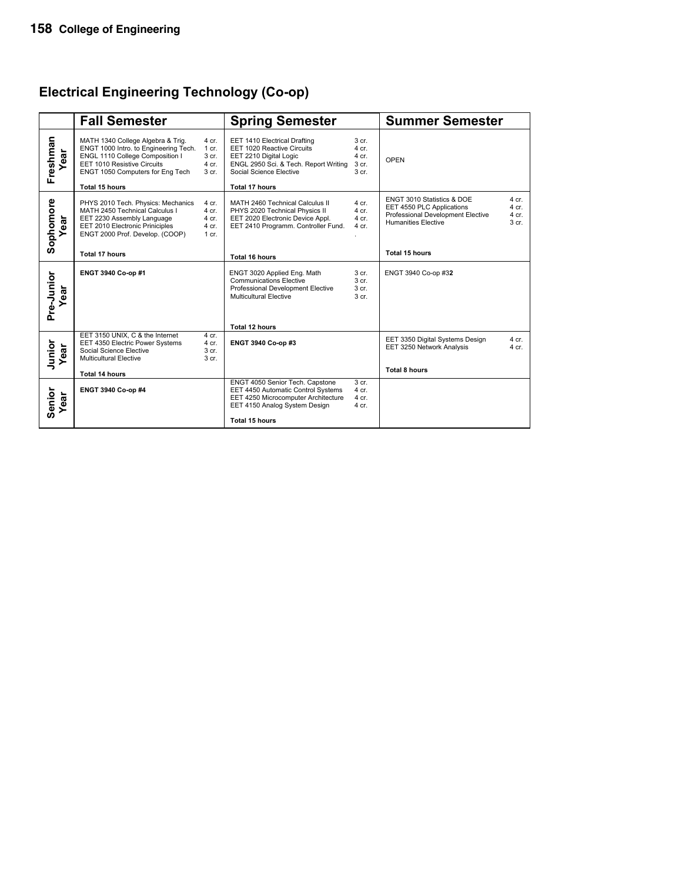## Electrical Engineering Technology (Co-op)

| | Fall Semester | Spring Semester | Summer Semester |
|---|---|---|---|
| Freshman Year | MATH 1340 College Algebra & Trig. 4 cr.<br>ENGT 1000 Intro. to Engineering Tech. 1 cr.<br>ENGL 1110 College Composition I 3 cr.<br>EET 1010 Resistive Circuits 4 cr.<br>ENGT 1050 Computers for Eng Tech 3 cr.<br>**Total 15 hours** | EET 1410 Electrical Drafting 3 cr.<br>EET 1020 Reactive Circuits 4 cr.<br>EET 2210 Digital Logic 4 cr.<br>ENGL 2950 Sci. & Tech. Report Writing 3 cr.<br>Social Science Elective 3 cr.<br>**Total 17 hours** | OPEN |
| Sophomore Year | PHYS 2010 Tech. Physics: Mechanics 4 cr.<br>MATH 2450 Technical Calculus I 4 cr.<br>EET 2230 Assembly Language 4 cr.<br>EET 2010 Electronic Priniciples 4 cr.<br>ENGT 2000 Prof. Develop. (COOP) 1 cr.<br>**Total 17 hours** | MATH 2460 Technical Calculus II 4 cr.<br>PHYS 2020 Technical Physics II 4 cr.<br>EET 2020 Electronic Device Appl. 4 cr.<br>EET 2410 Programm. Controller Fund. 4 cr.<br>**Total 16 hours** | ENGT 3010 Statistics & DOE 4 cr.<br>EET 4550 PLC Applications 4 cr.<br>Professional Development Elective 4 cr.<br>Humanities Elective 3 cr.<br>**Total 15 hours** |
| Pre-Junior Year | **ENGT 3940 Co-op #1** | ENGT 3020 Applied Eng. Math 3 cr.<br>Communications Elective 3 cr.<br>Professional Development Elective 3 cr.<br>Multicultural Elective 3 cr.<br>**Total 12 hours** | ENGT 3940 Co-op #3**2** |
| Junior Year | EET 3150 UNIX, C & the Internet 4 cr.<br>EET 4350 Electric Power Systems 4 cr.<br>Social Science Elective 3 cr.<br>Multicultural Elective 3 cr.<br>**Total 14 hours** | **ENGT 3940 Co-op #3** | EET 3350 Digital Systems Design 4 cr.<br>EET 3250 Network Analysis 4 cr.<br>**Total 8 hours** |
| Senior Year | **ENGT 3940 Co-op #4** | ENGT 4050 Senior Tech. Capstone 3 cr.<br>EET 4450 Automatic Control Systems 4 cr.<br>EET 4250 Microcomputer Architecture 4 cr.<br>EET 4150 Analog System Design 4 cr.<br>**Total 15 hours** | |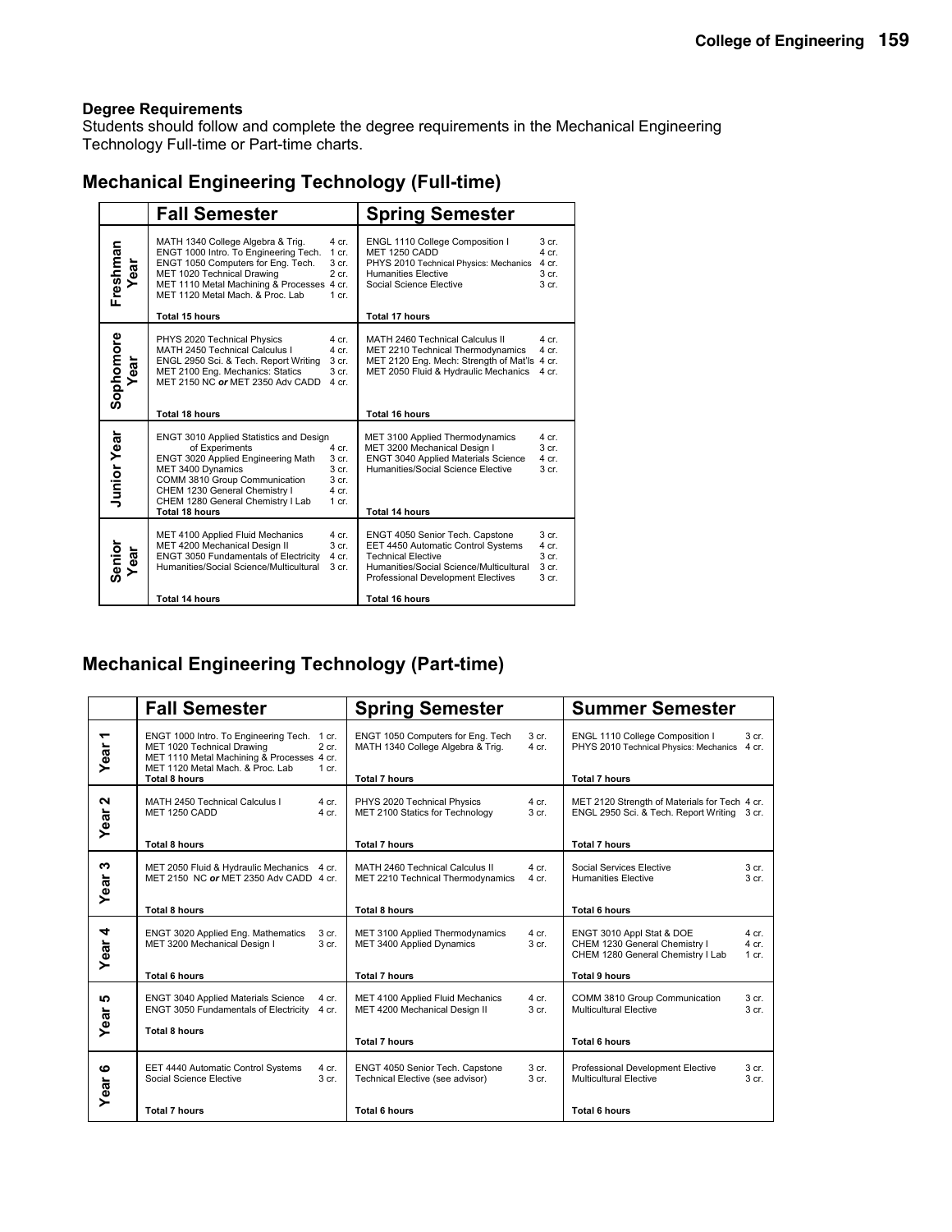**Degree Requirements**
Students should follow and complete the degree requirements in the Mechanical Engineering Technology Full-time or Part-time charts.

## Mechanical Engineering Technology (Full-time)

| | Fall Semester | Spring Semester |
|---|---|---|
| Freshman Year | MATH 1340 College Algebra & Trig. 4 cr.<br>ENGT 1000 Intro. To Engineering Tech. 1 cr.<br>ENGT 1050 Computers for Eng. Tech. 3 cr.<br>MET 1020 Technical Drawing 2 cr.<br>MET 1110 Metal Machining & Processes 4 cr.<br>MET 1120 Metal Mach. & Proc. Lab 1 cr.<br>**Total 15 hours** | ENGL 1110 College Composition I 3 cr.<br>MET 1250 CADD 4 cr.<br>PHYS 2010 Technical Physics: Mechanics 4 cr.<br>Humanities Elective 3 cr.<br>Social Science Elective 3 cr.<br>**Total 17 hours** |
| Sophomore Year | PHYS 2020 Technical Physics 4 cr.<br>MATH 2450 Technical Calculus I 4 cr.<br>ENGL 2950 Sci. & Tech. Report Writing 3 cr.<br>MET 2100 Eng. Mechanics: Statics 3 cr.<br>MET 2150 NC ***or*** MET 2350 Adv CADD 4 cr.<br>**Total 18 hours** | MATH 2460 Technical Calculus II 4 cr.<br>MET 2210 Technical Thermodynamics 4 cr.<br>MET 2120 Eng. Mech: Strength of Mat'ls 4 cr.<br>MET 2050 Fluid & Hydraulic Mechanics 4 cr.<br>**Total 16 hours** |
| Junior Year | ENGT 3010 Applied Statistics and Design of Experiments 4 cr.<br>ENGT 3020 Applied Engineering Math 3 cr.<br>MET 3400 Dynamics 3 cr.<br>COMM 3810 Group Communication 3 cr.<br>CHEM 1230 General Chemistry I 4 cr.<br>CHEM 1280 General Chemistry I Lab 1 cr.<br>**Total 18 hours** | MET 3100 Applied Thermodynamics 4 cr.<br>MET 3200 Mechanical Design I 3 cr.<br>ENGT 3040 Applied Materials Science 4 cr.<br>Humanities/Social Science Elective 3 cr.<br>**Total 14 hours** |
| Senior Year | MET 4100 Applied Fluid Mechanics 4 cr.<br>MET 4200 Mechanical Design II 3 cr.<br>ENGT 3050 Fundamentals of Electricity 4 cr.<br>Humanities/Social Science/Multicultural 3 cr.<br>**Total 14 hours** | ENGT 4050 Senior Tech. Capstone 3 cr.<br>EET 4450 Automatic Control Systems 4 cr.<br>Technical Elective 3 cr.<br>Humanities/Social Science/Multicultural 3 cr.<br>Professional Development Electives 3 cr.<br>**Total 16 hours** |

## Mechanical Engineering Technology (Part-time)

| | Fall Semester | Spring Semester | Summer Semester |
|---|---|---|---|
| Year 1 | ENGT 1000 Intro. To Engineering Tech. 1 cr.<br>MET 1020 Technical Drawing 2 cr.<br>MET 1110 Metal Machining & Processes 4 cr.<br>MET 1120 Metal Mach. & Proc. Lab 1 cr.<br>**Total 8 hours** | ENGT 1050 Computers for Eng. Tech 3 cr.<br>MATH 1340 College Algebra & Trig. 4 cr.<br>**Total 7 hours** | ENGL 1110 College Composition I 3 cr.<br>PHYS 2010 Technical Physics: Mechanics 4 cr.<br>**Total 7 hours** |
| Year 2 | MATH 2450 Technical Calculus I 4 cr.<br>MET 1250 CADD 4 cr.<br>**Total 8 hours** | PHYS 2020 Technical Physics 4 cr.<br>MET 2100 Statics for Technology 3 cr.<br>**Total 7 hours** | MET 2120 Strength of Materials for Tech 4 cr.<br>ENGL 2950 Sci. & Tech. Report Writing 3 cr.<br>**Total 7 hours** |
| Year 3 | MET 2050 Fluid & Hydraulic Mechanics 4 cr.<br>MET 2150 NC ***or*** MET 2350 Adv CADD 4 cr.<br>**Total 8 hours** | MATH 2460 Technical Calculus II 4 cr.<br>MET 2210 Technical Thermodynamics 4 cr.<br>**Total 8 hours** | Social Services Elective 3 cr.<br>Humanities Elective 3 cr.<br>**Total 6 hours** |
| Year 4 | ENGT 3020 Applied Eng. Mathematics 3 cr.<br>MET 3200 Mechanical Design I 3 cr.<br>**Total 6 hours** | MET 3100 Applied Thermodynamics 4 cr.<br>MET 3400 Applied Dynamics 3 cr.<br>**Total 7 hours** | ENGT 3010 Appl Stat & DOE 4 cr.<br>CHEM 1230 General Chemistry I 4 cr.<br>CHEM 1280 General Chemistry I Lab 1 cr.<br>**Total 9 hours** |
| Year 5 | ENGT 3040 Applied Materials Science 4 cr.<br>ENGT 3050 Fundamentals of Electricity 4 cr.<br>**Total 8 hours** | MET 4100 Applied Fluid Mechanics 4 cr.<br>MET 4200 Mechanical Design II 3 cr.<br>**Total 7 hours** | COMM 3810 Group Communication 3 cr.<br>Multicultural Elective 3 cr.<br>**Total 6 hours** |
| Year 6 | EET 4440 Automatic Control Systems 4 cr.<br>Social Science Elective 3 cr.<br>**Total 7 hours** | ENGT 4050 Senior Tech. Capstone 3 cr.<br>Technical Elective (see advisor) 3 cr.<br>**Total 6 hours** | Professional Development Elective 3 cr.<br>Multicultural Elective 3 cr.<br>**Total 6 hours** |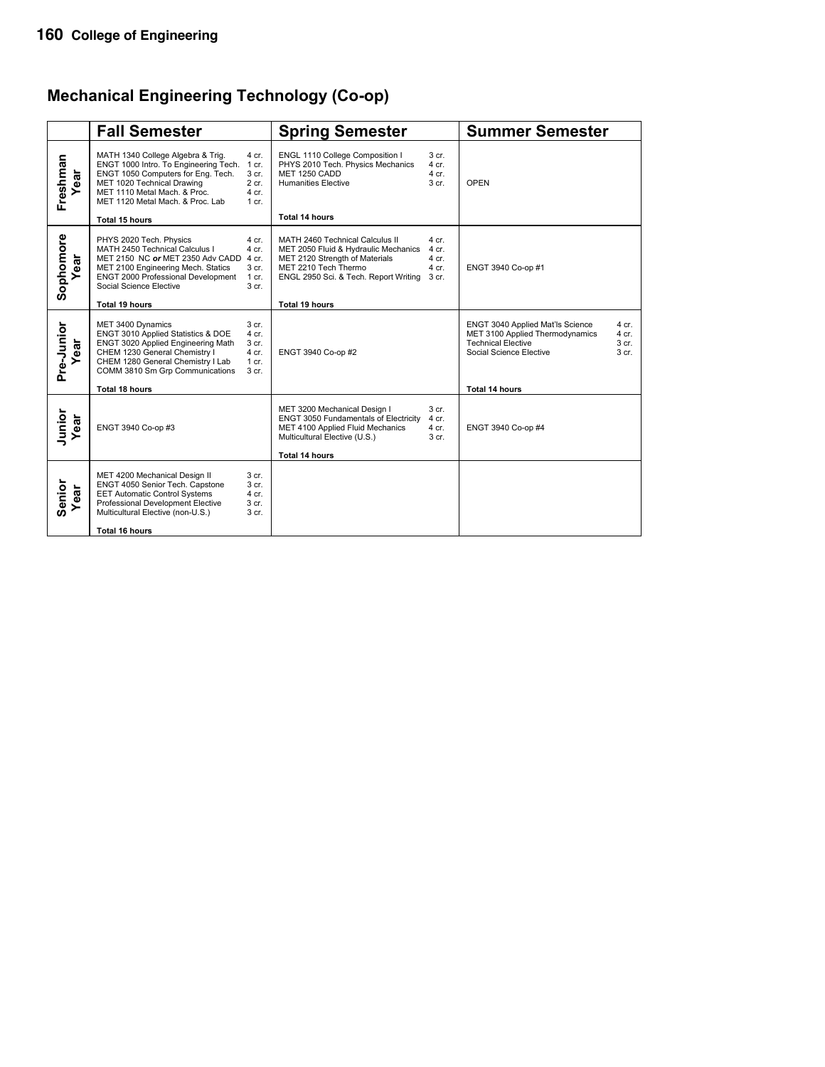## Mechanical Engineering Technology (Co-op)

| | Fall Semester | Spring Semester | Summer Semester |
|---|---|---|---|
| **Freshman Year** | MATH 1340 College Algebra & Trig. 4 cr.<br>ENGT 1000 Intro. To Engineering Tech. 1 cr.<br>ENGT 1050 Computers for Eng. Tech. 3 cr.<br>MET 1020 Technical Drawing 2 cr.<br>MET 1110 Metal Mach. & Proc. 4 cr.<br>MET 1120 Metal Mach. & Proc. Lab 1 cr.<br>**Total 15 hours** | ENGL 1110 College Composition I 3 cr.<br>PHYS 2010 Tech. Physics Mechanics 4 cr.<br>MET 1250 CADD 4 cr.<br>Humanities Elective 3 cr.<br>**Total 14 hours** | OPEN |
| **Sophomore Year** | PHYS 2020 Tech. Physics 4 cr.<br>MATH 2450 Technical Calculus I 4 cr.<br>MET 2150 NC ***or*** MET 2350 Adv CADD 4 cr.<br>MET 2100 Engineering Mech. Statics 3 cr.<br>ENGT 2000 Professional Development 1 cr.<br>Social Science Elective 3 cr.<br>**Total 19 hours** | MATH 2460 Technical Calculus II 4 cr.<br>MET 2050 Fluid & Hydraulic Mechanics 4 cr.<br>MET 2120 Strength of Materials 4 cr.<br>MET 2210 Tech Thermo 4 cr.<br>ENGL 2950 Sci. & Tech. Report Writing 3 cr.<br>**Total 19 hours** | ENGT 3940 Co-op #1 |
| **Pre-Junior Year** | MET 3400 Dynamics 3 cr.<br>ENGT 3010 Applied Statistics & DOE 4 cr.<br>ENGT 3020 Applied Engineering Math 3 cr.<br>CHEM 1230 General Chemistry I 4 cr.<br>CHEM 1280 General Chemistry I Lab 1 cr.<br>COMM 3810 Sm Grp Communications 3 cr.<br>**Total 18 hours** | ENGT 3940 Co-op #2 | ENGT 3040 Applied Mat'ls Science 4 cr.<br>MET 3100 Applied Thermodynamics 4 cr.<br>Technical Elective 3 cr.<br>Social Science Elective 3 cr.<br>**Total 14 hours** |
| **Junior Year** | ENGT 3940 Co-op #3 | MET 3200 Mechanical Design I 3 cr.<br>ENGT 3050 Fundamentals of Electricity 4 cr.<br>MET 4100 Applied Fluid Mechanics 4 cr.<br>Multicultural Elective (U.S.) 3 cr.<br>**Total 14 hours** | ENGT 3940 Co-op #4 |
| **Senior Year** | MET 4200 Mechanical Design II 3 cr.<br>ENGT 4050 Senior Tech. Capstone 3 cr.<br>EET Automatic Control Systems 4 cr.<br>Professional Development Elective 3 cr.<br>Multicultural Elective (non-U.S.) 3 cr.<br>**Total 16 hours** | | |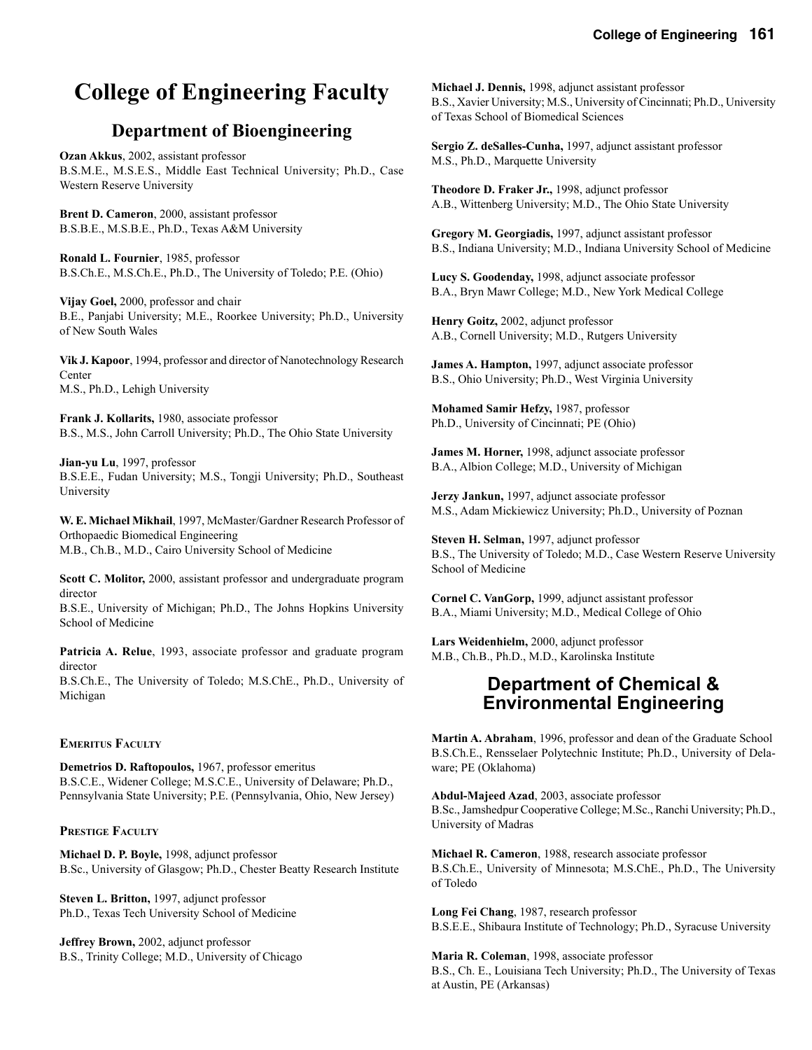# College of Engineering Faculty

## Department of Bioengineering

**Ozan Akkus**, 2002, assistant professor
B.S.M.E., M.S.E.S., Middle East Technical University; Ph.D., Case Western Reserve University

**Brent D. Cameron**, 2000, assistant professor
B.S.B.E., M.S.B.E., Ph.D., Texas A&M University

**Ronald L. Fournier**, 1985, professor
B.S.Ch.E., M.S.Ch.E., Ph.D., The University of Toledo; P.E. (Ohio)

**Vijay Goel,** 2000, professor and chair
B.E., Panjabi University; M.E., Roorkee University; Ph.D., University of New South Wales

**Vik J. Kapoor**, 1994, professor and director of Nanotechnology Research Center
M.S., Ph.D., Lehigh University

**Frank J. Kollarits,** 1980, associate professor
B.S., M.S., John Carroll University; Ph.D., The Ohio State University

**Jian-yu Lu**, 1997, professor
B.S.E.E., Fudan University; M.S., Tongji University; Ph.D., Southeast University

**W. E. Michael Mikhail**, 1997, McMaster/Gardner Research Professor of Orthopaedic Biomedical Engineering
M.B., Ch.B., M.D., Cairo University School of Medicine

**Scott C. Molitor,** 2000, assistant professor and undergraduate program director
B.S.E., University of Michigan; Ph.D., The Johns Hopkins University School of Medicine

**Patricia A. Relue**, 1993, associate professor and graduate program director
B.S.Ch.E., The University of Toledo; M.S.ChE., Ph.D., University of Michigan

### Emeritus Faculty

**Demetrios D. Raftopoulos,** 1967, professor emeritus
B.S.C.E., Widener College; M.S.C.E., University of Delaware; Ph.D., Pennsylvania State University; P.E. (Pennsylvania, Ohio, New Jersey)

### Prestige Faculty

**Michael D. P. Boyle,** 1998, adjunct professor
B.Sc., University of Glasgow; Ph.D., Chester Beatty Research Institute

**Steven L. Britton,** 1997, adjunct professor
Ph.D., Texas Tech University School of Medicine

**Jeffrey Brown,** 2002, adjunct professor
B.S., Trinity College; M.D., University of Chicago

**Michael J. Dennis,** 1998, adjunct assistant professor
B.S., Xavier University; M.S., University of Cincinnati; Ph.D., University of Texas School of Biomedical Sciences

**Sergio Z. deSalles-Cunha,** 1997, adjunct assistant professor
M.S., Ph.D., Marquette University

**Theodore D. Fraker Jr.,** 1998, adjunct professor
A.B., Wittenberg University; M.D., The Ohio State University

**Gregory M. Georgiadis,** 1997, adjunct assistant professor
B.S., Indiana University; M.D., Indiana University School of Medicine

**Lucy S. Goodenday,** 1998, adjunct associate professor
B.A., Bryn Mawr College; M.D., New York Medical College

**Henry Goitz,** 2002, adjunct professor
A.B., Cornell University; M.D., Rutgers University

**James A. Hampton,** 1997, adjunct associate professor
B.S., Ohio University; Ph.D., West Virginia University

**Mohamed Samir Hefzy,** 1987, professor
Ph.D., University of Cincinnati; PE (Ohio)

**James M. Horner,** 1998, adjunct associate professor
B.A., Albion College; M.D., University of Michigan

**Jerzy Jankun,** 1997, adjunct associate professor
M.S., Adam Mickiewicz University; Ph.D., University of Poznan

**Steven H. Selman,** 1997, adjunct professor
B.S., The University of Toledo; M.D., Case Western Reserve University School of Medicine

**Cornel C. VanGorp,** 1999, adjunct assistant professor
B.A., Miami University; M.D., Medical College of Ohio

**Lars Weidenhielm,** 2000, adjunct professor
M.B., Ch.B., Ph.D., M.D., Karolinska Institute

## Department of Chemical & Environmental Engineering

**Martin A. Abraham**, 1996, professor and dean of the Graduate School
B.S.Ch.E., Rensselaer Polytechnic Institute; Ph.D., University of Delaware; PE (Oklahoma)

**Abdul-Majeed Azad**, 2003, associate professor
B.Sc., Jamshedpur Cooperative College; M.Sc., Ranchi University; Ph.D., University of Madras

**Michael R. Cameron**, 1988, research associate professor
B.S.Ch.E., University of Minnesota; M.S.ChE., Ph.D., The University of Toledo

**Long Fei Chang**, 1987, research professor
B.S.E.E., Shibaura Institute of Technology; Ph.D., Syracuse University

**Maria R. Coleman**, 1998, associate professor
B.S., Ch. E., Louisiana Tech University; Ph.D., The University of Texas at Austin, PE (Arkansas)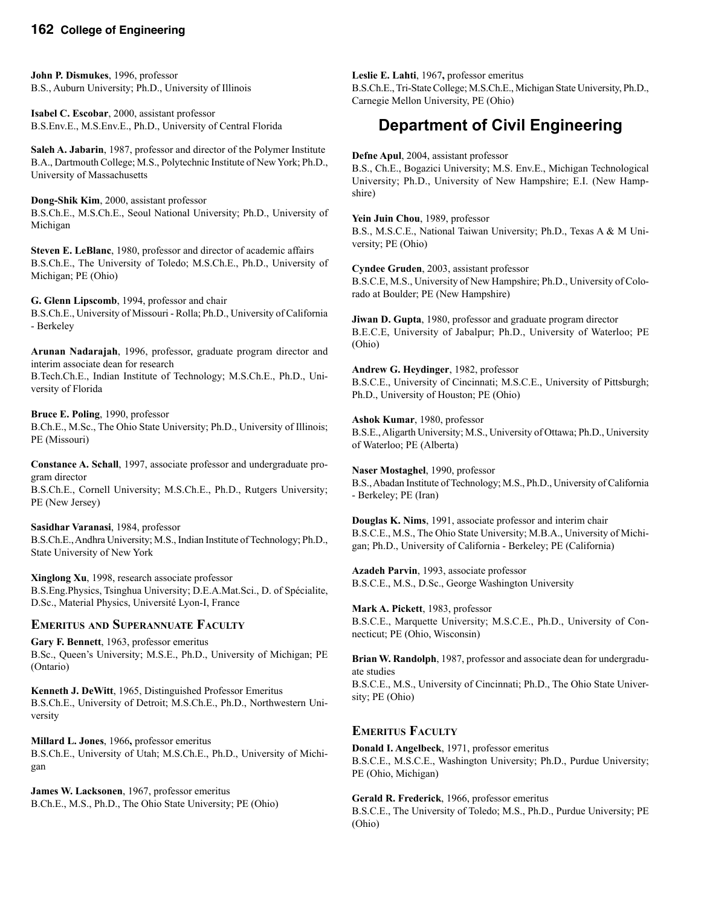**John P. Dismukes**, 1996, professor
B.S., Auburn University; Ph.D., University of Illinois

**Isabel C. Escobar**, 2000, assistant professor
B.S.Env.E., M.S.Env.E., Ph.D., University of Central Florida

**Saleh A. Jabarin**, 1987, professor and director of the Polymer Institute
B.A., Dartmouth College; M.S., Polytechnic Institute of New York; Ph.D., University of Massachusetts

**Dong-Shik Kim**, 2000, assistant professor
B.S.Ch.E., M.S.Ch.E., Seoul National University; Ph.D., University of Michigan

**Steven E. LeBlanc**, 1980, professor and director of academic affairs
B.S.Ch.E., The University of Toledo; M.S.Ch.E., Ph.D., University of Michigan; PE (Ohio)

**G. Glenn Lipscomb**, 1994, professor and chair
B.S.Ch.E., University of Missouri - Rolla; Ph.D., University of California - Berkeley

**Arunan Nadarajah**, 1996, professor, graduate program director and interim associate dean for research
B.Tech.Ch.E., Indian Institute of Technology; M.S.Ch.E., Ph.D., University of Florida

**Bruce E. Poling**, 1990, professor
B.Ch.E., M.Sc., The Ohio State University; Ph.D., University of Illinois; PE (Missouri)

**Constance A. Schall**, 1997, associate professor and undergraduate program director
B.S.Ch.E., Cornell University; M.S.Ch.E., Ph.D., Rutgers University; PE (New Jersey)

**Sasidhar Varanasi**, 1984, professor
B.S.Ch.E., Andhra University; M.S., Indian Institute of Technology; Ph.D., State University of New York

**Xinglong Xu**, 1998, research associate professor
B.S.Eng.Physics, Tsinghua University; D.E.A.Mat.Sci., D. of Spécialite, D.Sc., Material Physics, Université Lyon-I, France

### Emeritus and Superannuate Faculty

**Gary F. Bennett**, 1963, professor emeritus
B.Sc., Queen's University; M.S.E., Ph.D., University of Michigan; PE (Ontario)

**Kenneth J. DeWitt**, 1965, Distinguished Professor Emeritus
B.S.Ch.E., University of Detroit; M.S.Ch.E., Ph.D., Northwestern University

**Millard L. Jones**, 1966, professor emeritus
B.S.Ch.E., University of Utah; M.S.Ch.E., Ph.D., University of Michigan

**James W. Lacksonen**, 1967, professor emeritus
B.Ch.E., M.S., Ph.D., The Ohio State University; PE (Ohio)

**Leslie E. Lahti**, 1967, professor emeritus
B.S.Ch.E., Tri-State College; M.S.Ch.E., Michigan State University, Ph.D., Carnegie Mellon University, PE (Ohio)

## Department of Civil Engineering

**Defne Apul**, 2004, assistant professor
B.S., Ch.E., Bogazici University; M.S. Env.E., Michigan Technological University; Ph.D., University of New Hampshire; E.I. (New Hampshire)

**Yein Juin Chou**, 1989, professor
B.S., M.S.C.E., National Taiwan University; Ph.D., Texas A & M University; PE (Ohio)

**Cyndee Gruden**, 2003, assistant professor
B.S.C.E, M.S., University of New Hampshire; Ph.D., University of Colorado at Boulder; PE (New Hampshire)

**Jiwan D. Gupta**, 1980, professor and graduate program director
B.E.C.E, University of Jabalpur; Ph.D., University of Waterloo; PE (Ohio)

**Andrew G. Heydinger**, 1982, professor
B.S.C.E., University of Cincinnati; M.S.C.E., University of Pittsburgh; Ph.D., University of Houston; PE (Ohio)

**Ashok Kumar**, 1980, professor
B.S.E., Aligarth University; M.S., University of Ottawa; Ph.D., University of Waterloo; PE (Alberta)

**Naser Mostaghel**, 1990, professor
B.S., Abadan Institute of Technology; M.S., Ph.D., University of California - Berkeley; PE (Iran)

**Douglas K. Nims**, 1991, associate professor and interim chair
B.S.C.E., M.S., The Ohio State University; M.B.A., University of Michigan; Ph.D., University of California - Berkeley; PE (California)

**Azadeh Parvin**, 1993, associate professor
B.S.C.E., M.S., D.Sc., George Washington University

**Mark A. Pickett**, 1983, professor
B.S.C.E., Marquette University; M.S.C.E., Ph.D., University of Connecticut; PE (Ohio, Wisconsin)

**Brian W. Randolph**, 1987, professor and associate dean for undergraduate studies
B.S.C.E., M.S., University of Cincinnati; Ph.D., The Ohio State University; PE (Ohio)

### Emeritus Faculty

**Donald I. Angelbeck**, 1971, professor emeritus
B.S.C.E., M.S.C.E., Washington University; Ph.D., Purdue University; PE (Ohio, Michigan)

**Gerald R. Frederick**, 1966, professor emeritus
B.S.C.E., The University of Toledo; M.S., Ph.D., Purdue University; PE (Ohio)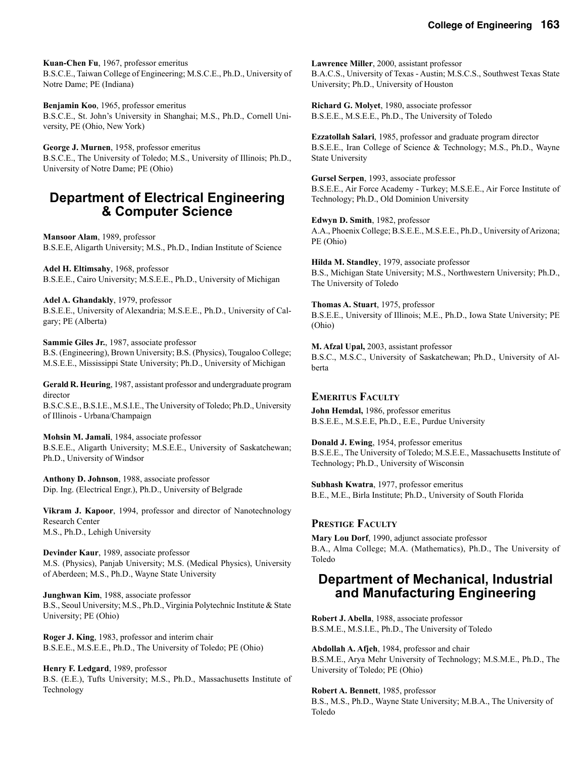**Kuan-Chen Fu**, 1967, professor emeritus
B.S.C.E., Taiwan College of Engineering; M.S.C.E., Ph.D., University of Notre Dame; PE (Indiana)

**Benjamin Koo**, 1965, professor emeritus
B.S.C.E., St. John's University in Shanghai; M.S., Ph.D., Cornell University, PE (Ohio, New York)

**George J. Murnen**, 1958, professor emeritus
B.S.C.E., The University of Toledo; M.S., University of Illinois; Ph.D., University of Notre Dame; PE (Ohio)

## Department of Electrical Engineering & Computer Science

**Mansoor Alam**, 1989, professor
B.S.E.E, Aligarth University; M.S., Ph.D., Indian Institute of Science

**Adel H. Eltimsahy**, 1968, professor
B.S.E.E., Cairo University; M.S.E.E., Ph.D., University of Michigan

**Adel A. Ghandakly**, 1979, professor
B.S.E.E., University of Alexandria; M.S.E.E., Ph.D., University of Calgary; PE (Alberta)

**Sammie Giles Jr.**, 1987, associate professor
B.S. (Engineering), Brown University; B.S. (Physics), Tougaloo College; M.S.E.E., Mississippi State University; Ph.D., University of Michigan

**Gerald R. Heuring**, 1987, assistant professor and undergraduate program director
B.S.C.S.E., B.S.I.E., M.S.I.E., The University of Toledo; Ph.D., University of Illinois - Urbana/Champaign

**Mohsin M. Jamali**, 1984, associate professor
B.S.E.E., Aligarth University; M.S.E.E., University of Saskatchewan; Ph.D., University of Windsor

**Anthony D. Johnson**, 1988, associate professor
Dip. Ing. (Electrical Engr.), Ph.D., University of Belgrade

**Vikram J. Kapoor**, 1994, professor and director of Nanotechnology Research Center
M.S., Ph.D., Lehigh University

**Devinder Kaur**, 1989, associate professor
M.S. (Physics), Panjab University; M.S. (Medical Physics), University of Aberdeen; M.S., Ph.D., Wayne State University

**Junghwan Kim**, 1988, associate professor
B.S., Seoul University; M.S., Ph.D., Virginia Polytechnic Institute & State University; PE (Ohio)

**Roger J. King**, 1983, professor and interim chair
B.S.E.E., M.S.E.E., Ph.D., The University of Toledo; PE (Ohio)

**Henry F. Ledgard**, 1989, professor
B.S. (E.E.), Tufts University; M.S., Ph.D., Massachusetts Institute of Technology

**Lawrence Miller**, 2000, assistant professor
B.A.C.S., University of Texas - Austin; M.S.C.S., Southwest Texas State University; Ph.D., University of Houston

**Richard G. Molyet**, 1980, associate professor
B.S.E.E., M.S.E.E., Ph.D., The University of Toledo

**Ezzatollah Salari**, 1985, professor and graduate program director
B.S.E.E., Iran College of Science & Technology; M.S., Ph.D., Wayne State University

**Gursel Serpen**, 1993, associate professor
B.S.E.E., Air Force Academy - Turkey; M.S.E.E., Air Force Institute of Technology; Ph.D., Old Dominion University

**Edwyn D. Smith**, 1982, professor
A.A., Phoenix College; B.S.E.E., M.S.E.E., Ph.D., University of Arizona; PE (Ohio)

**Hilda M. Standley**, 1979, associate professor
B.S., Michigan State University; M.S., Northwestern University; Ph.D., The University of Toledo

**Thomas A. Stuart**, 1975, professor
B.S.E.E., University of Illinois; M.E., Ph.D., Iowa State University; PE (Ohio)

**M. Afzal Upal,** 2003, assistant professor
B.S.C., M.S.C., University of Saskatchewan; Ph.D., University of Alberta

### Emeritus Faculty

**John Hemdal,** 1986, professor emeritus
B.S.E.E., M.S.E.E, Ph.D., E.E., Purdue University

**Donald J. Ewing**, 1954, professor emeritus
B.S.E.E., The University of Toledo; M.S.E.E., Massachusetts Institute of Technology; Ph.D., University of Wisconsin

**Subhash Kwatra**, 1977, professor emeritus
B.E., M.E., Birla Institute; Ph.D., University of South Florida

### Prestige Faculty

**Mary Lou Dorf**, 1990, adjunct associate professor
B.A., Alma College; M.A. (Mathematics), Ph.D., The University of Toledo

## Department of Mechanical, Industrial and Manufacturing Engineering

**Robert J. Abella**, 1988, associate professor
B.S.M.E., M.S.I.E., Ph.D., The University of Toledo

**Abdollah A. Afjeh**, 1984, professor and chair
B.S.M.E., Arya Mehr University of Technology; M.S.M.E., Ph.D., The University of Toledo; PE (Ohio)

**Robert A. Bennett**, 1985, professor
B.S., M.S., Ph.D., Wayne State University; M.B.A., The University of Toledo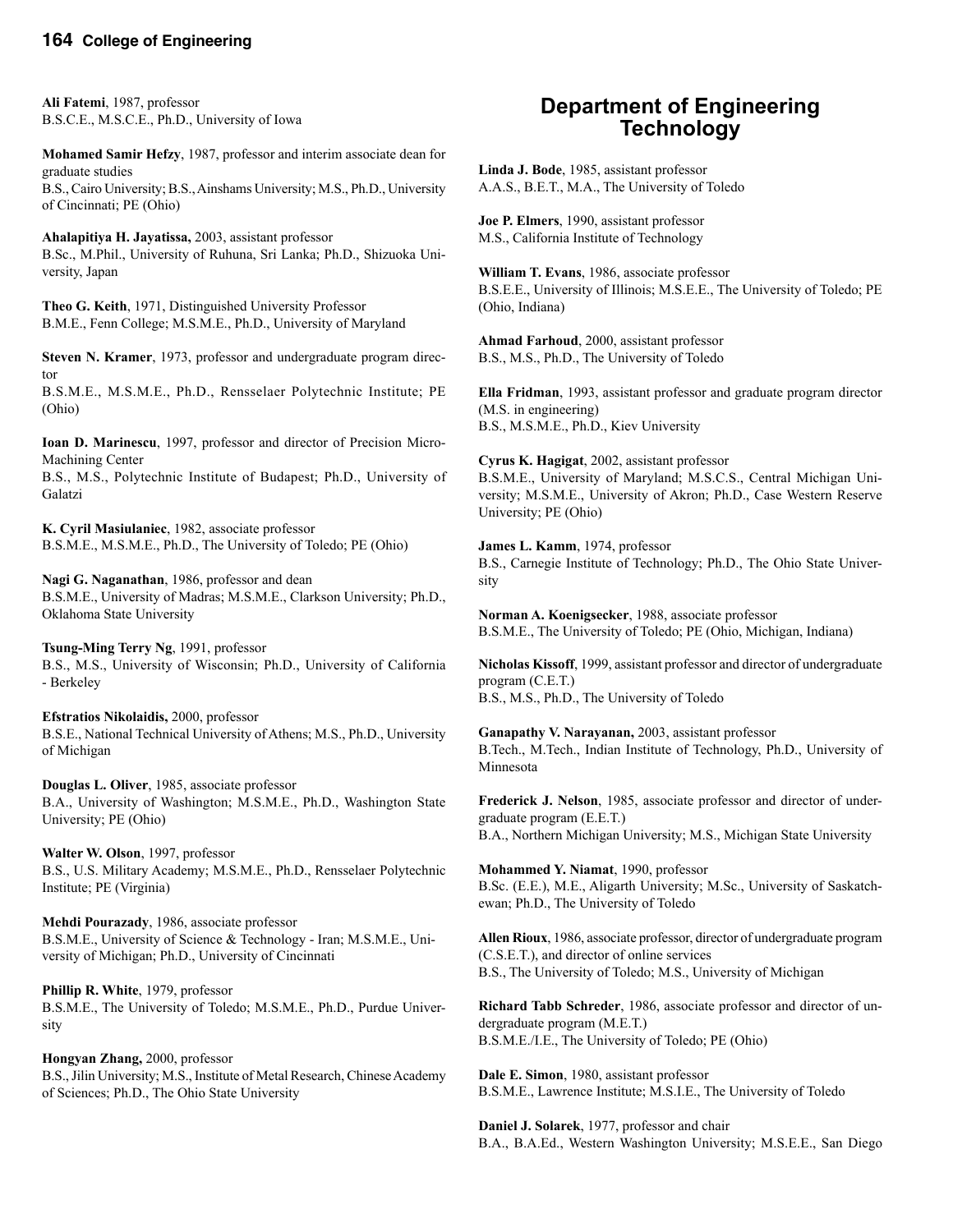**Ali Fatemi**, 1987, professor
B.S.C.E., M.S.C.E., Ph.D., University of Iowa

**Mohamed Samir Hefzy**, 1987, professor and interim associate dean for graduate studies
B.S., Cairo University; B.S., Ainshams University; M.S., Ph.D., University of Cincinnati; PE (Ohio)

**Ahalapitiya H. Jayatissa,** 2003, assistant professor
B.Sc., M.Phil., University of Ruhuna, Sri Lanka; Ph.D., Shizuoka University, Japan

**Theo G. Keith**, 1971, Distinguished University Professor
B.M.E., Fenn College; M.S.M.E., Ph.D., University of Maryland

**Steven N. Kramer**, 1973, professor and undergraduate program director
B.S.M.E., M.S.M.E., Ph.D., Rensselaer Polytechnic Institute; PE (Ohio)

**Ioan D. Marinescu**, 1997, professor and director of Precision Micro-Machining Center
B.S., M.S., Polytechnic Institute of Budapest; Ph.D., University of Galatzi

**K. Cyril Masiulaniec**, 1982, associate professor
B.S.M.E., M.S.M.E., Ph.D., The University of Toledo; PE (Ohio)

**Nagi G. Naganathan**, 1986, professor and dean
B.S.M.E., University of Madras; M.S.M.E., Clarkson University; Ph.D., Oklahoma State University

**Tsung-Ming Terry Ng**, 1991, professor
B.S., M.S., University of Wisconsin; Ph.D., University of California - Berkeley

**Efstratios Nikolaidis,** 2000, professor
B.S.E., National Technical University of Athens; M.S., Ph.D., University of Michigan

**Douglas L. Oliver**, 1985, associate professor
B.A., University of Washington; M.S.M.E., Ph.D., Washington State University; PE (Ohio)

**Walter W. Olson**, 1997, professor
B.S., U.S. Military Academy; M.S.M.E., Ph.D., Rensselaer Polytechnic Institute; PE (Virginia)

**Mehdi Pourazady**, 1986, associate professor
B.S.M.E., University of Science & Technology - Iran; M.S.M.E., University of Michigan; Ph.D., University of Cincinnati

**Phillip R. White**, 1979, professor
B.S.M.E., The University of Toledo; M.S.M.E., Ph.D., Purdue University

**Hongyan Zhang,** 2000, professor
B.S., Jilin University; M.S., Institute of Metal Research, Chinese Academy of Sciences; Ph.D., The Ohio State University

## Department of Engineering Technology

**Linda J. Bode**, 1985, assistant professor
A.A.S., B.E.T., M.A., The University of Toledo

**Joe P. Elmers**, 1990, assistant professor
M.S., California Institute of Technology

**William T. Evans**, 1986, associate professor
B.S.E.E., University of Illinois; M.S.E.E., The University of Toledo; PE (Ohio, Indiana)

**Ahmad Farhoud**, 2000, assistant professor
B.S., M.S., Ph.D., The University of Toledo

**Ella Fridman**, 1993, assistant professor and graduate program director (M.S. in engineering)
B.S., M.S.M.E., Ph.D., Kiev University

**Cyrus K. Hagigat**, 2002, assistant professor
B.S.M.E., University of Maryland; M.S.C.S., Central Michigan University; M.S.M.E., University of Akron; Ph.D., Case Western Reserve University; PE (Ohio)

**James L. Kamm**, 1974, professor
B.S., Carnegie Institute of Technology; Ph.D., The Ohio State University

**Norman A. Koenigsecker**, 1988, associate professor
B.S.M.E., The University of Toledo; PE (Ohio, Michigan, Indiana)

**Nicholas Kissoff**, 1999, assistant professor and director of undergraduate program (C.E.T.)
B.S., M.S., Ph.D., The University of Toledo

**Ganapathy V. Narayanan,** 2003, assistant professor
B.Tech., M.Tech., Indian Institute of Technology, Ph.D., University of Minnesota

**Frederick J. Nelson**, 1985, associate professor and director of undergraduate program (E.E.T.)
B.A., Northern Michigan University; M.S., Michigan State University

**Mohammed Y. Niamat**, 1990, professor
B.Sc. (E.E.), M.E., Aligarth University; M.Sc., University of Saskatchewan; Ph.D., The University of Toledo

**Allen Rioux**, 1986, associate professor, director of undergraduate program (C.S.E.T.), and director of online services
B.S., The University of Toledo; M.S., University of Michigan

**Richard Tabb Schreder**, 1986, associate professor and director of undergraduate program (M.E.T.)
B.S.M.E./I.E., The University of Toledo; PE (Ohio)

**Dale E. Simon**, 1980, assistant professor
B.S.M.E., Lawrence Institute; M.S.I.E., The University of Toledo

**Daniel J. Solarek**, 1977, professor and chair
B.A., B.A.Ed., Western Washington University; M.S.E.E., San Diego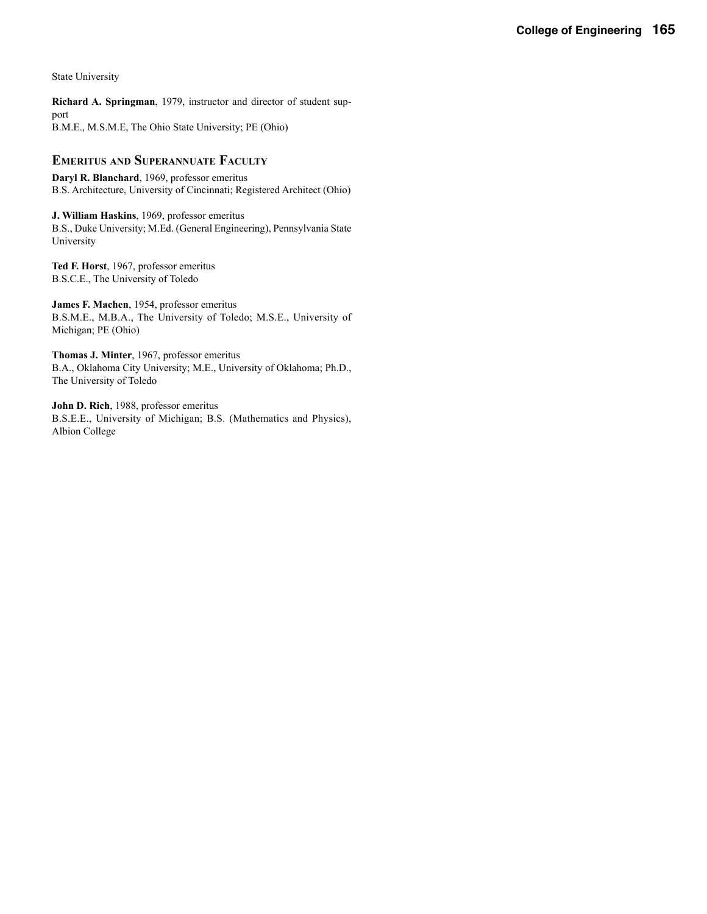State University

**Richard A. Springman**, 1979, instructor and director of student support
B.M.E., M.S.M.E, The Ohio State University; PE (Ohio)

## Emeritus and Superannuate Faculty

**Daryl R. Blanchard**, 1969, professor emeritus
B.S. Architecture, University of Cincinnati; Registered Architect (Ohio)

**J. William Haskins**, 1969, professor emeritus
B.S., Duke University; M.Ed. (General Engineering), Pennsylvania State University

**Ted F. Horst**, 1967, professor emeritus
B.S.C.E., The University of Toledo

**James F. Machen**, 1954, professor emeritus
B.S.M.E., M.B.A., The University of Toledo; M.S.E., University of Michigan; PE (Ohio)

**Thomas J. Minter**, 1967, professor emeritus
B.A., Oklahoma City University; M.E., University of Oklahoma; Ph.D., The University of Toledo

**John D. Rich**, 1988, professor emeritus
B.S.E.E., University of Michigan; B.S. (Mathematics and Physics), Albion College